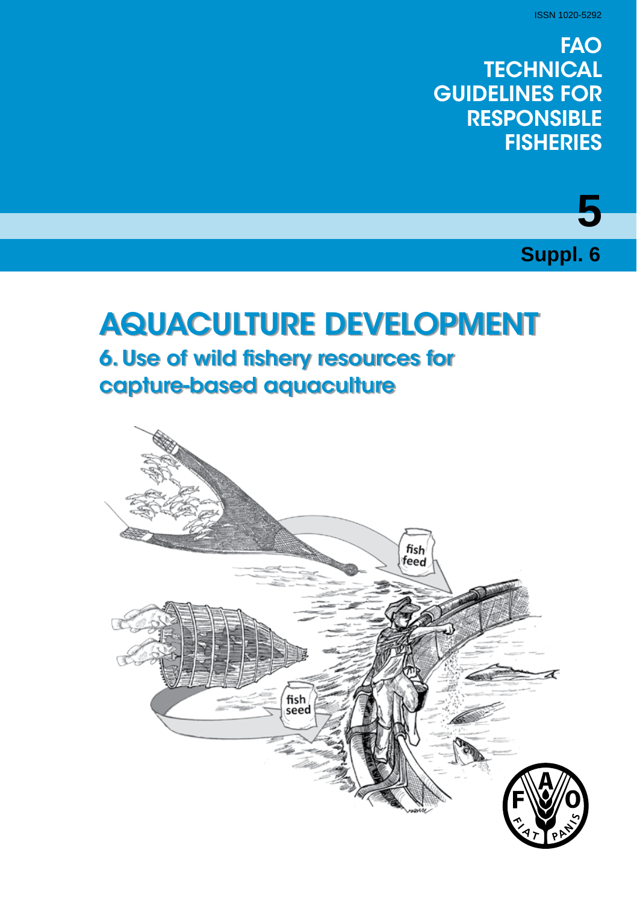ISSN 1020-5292

# FAO TECHNICAL GUIDELINES FOR RESPONSIBLE FISHERIES

**5**

**Suppl. 6**

# AQUACULTURE DEVELOPMENT

## 6. Use of wild fishery resources for capture-based aquaculture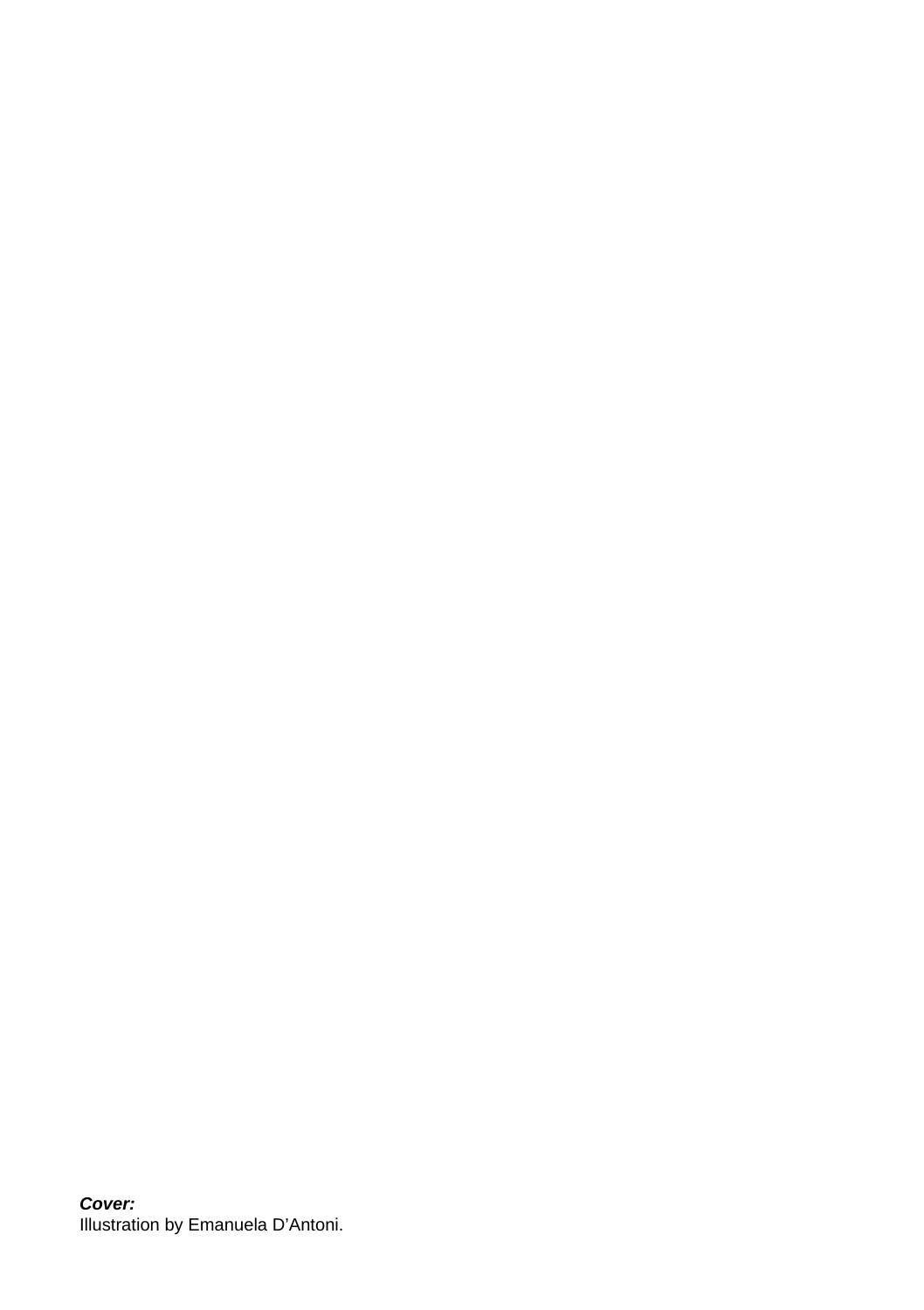***Cover:***
Illustration by Emanuela D'Antoni.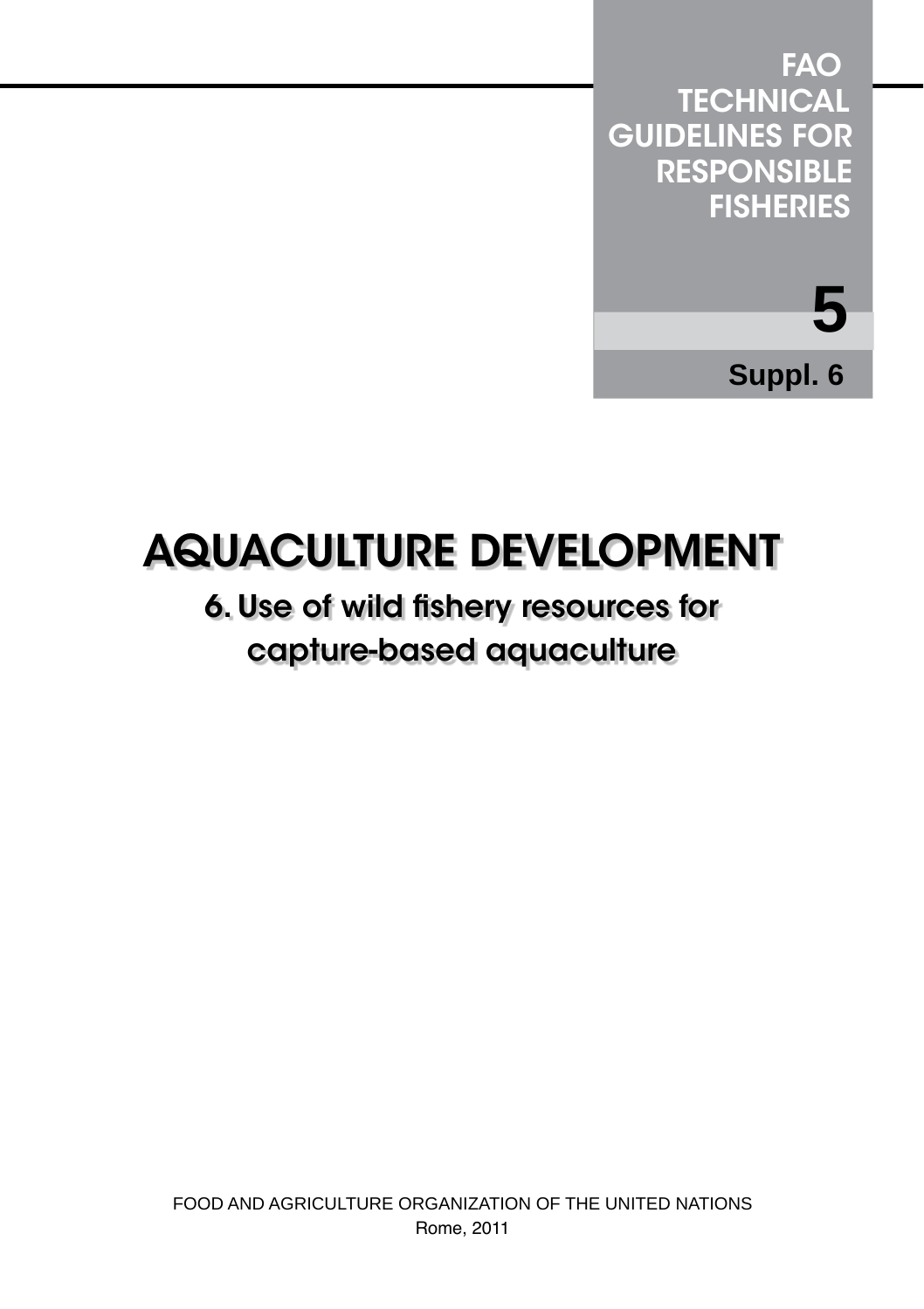FAO TECHNICAL GUIDELINES FOR RESPONSIBLE FISHERIES

5

Suppl. 6

# AQUACULTURE DEVELOPMENT

## 6. Use of wild fishery resources for capture-based aquaculture

FOOD AND AGRICULTURE ORGANIZATION OF THE UNITED NATIONS
Rome, 2011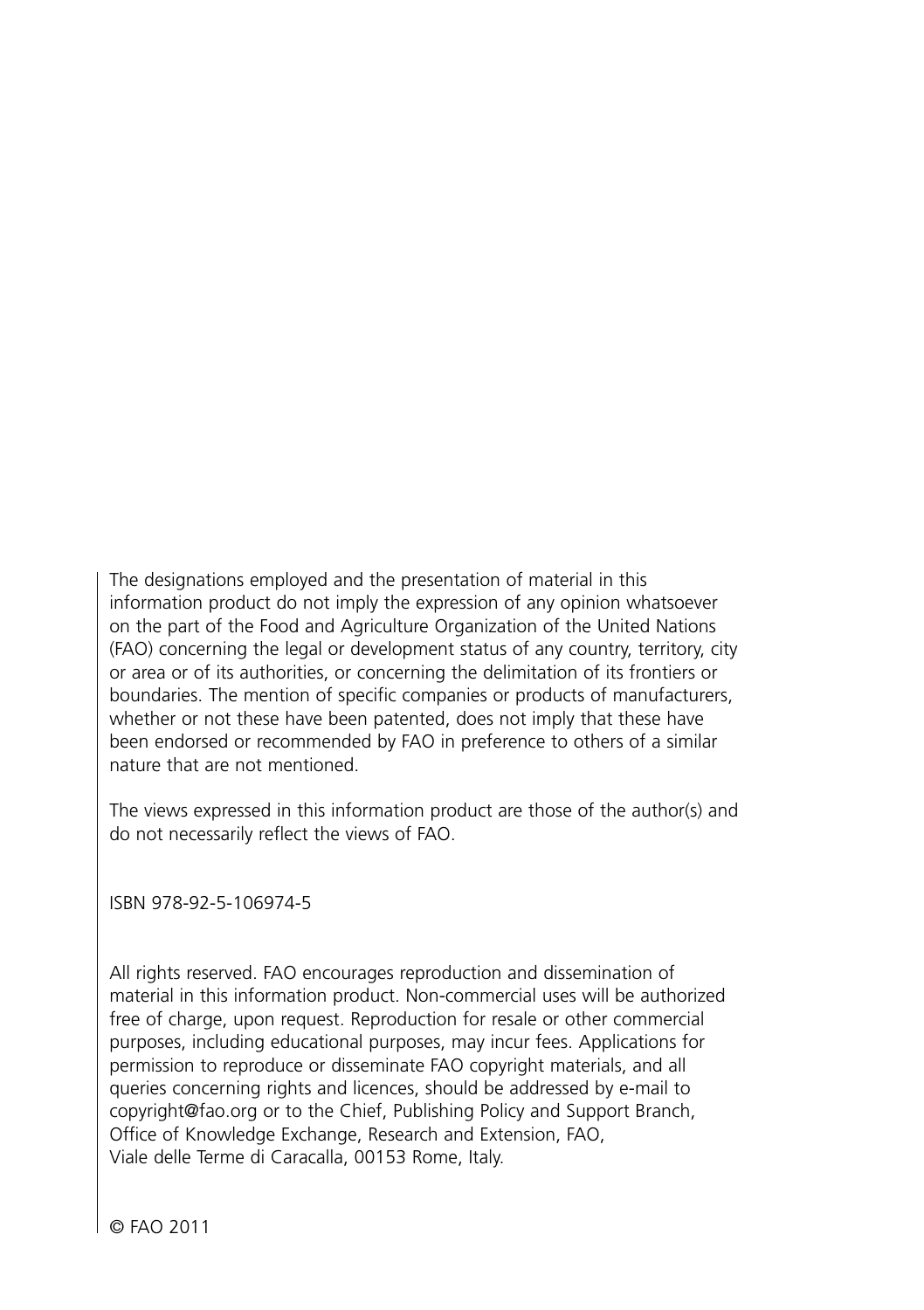The designations employed and the presentation of material in this information product do not imply the expression of any opinion whatsoever on the part of the Food and Agriculture Organization of the United Nations (FAO) concerning the legal or development status of any country, territory, city or area or of its authorities, or concerning the delimitation of its frontiers or boundaries. The mention of specific companies or products of manufacturers, whether or not these have been patented, does not imply that these have been endorsed or recommended by FAO in preference to others of a similar nature that are not mentioned.

The views expressed in this information product are those of the author(s) and do not necessarily reflect the views of FAO.

ISBN 978-92-5-106974-5

All rights reserved. FAO encourages reproduction and dissemination of material in this information product. Non-commercial uses will be authorized free of charge, upon request. Reproduction for resale or other commercial purposes, including educational purposes, may incur fees. Applications for permission to reproduce or disseminate FAO copyright materials, and all queries concerning rights and licences, should be addressed by e-mail to copyright@fao.org or to the Chief, Publishing Policy and Support Branch, Office of Knowledge Exchange, Research and Extension, FAO, Viale delle Terme di Caracalla, 00153 Rome, Italy.

© FAO 2011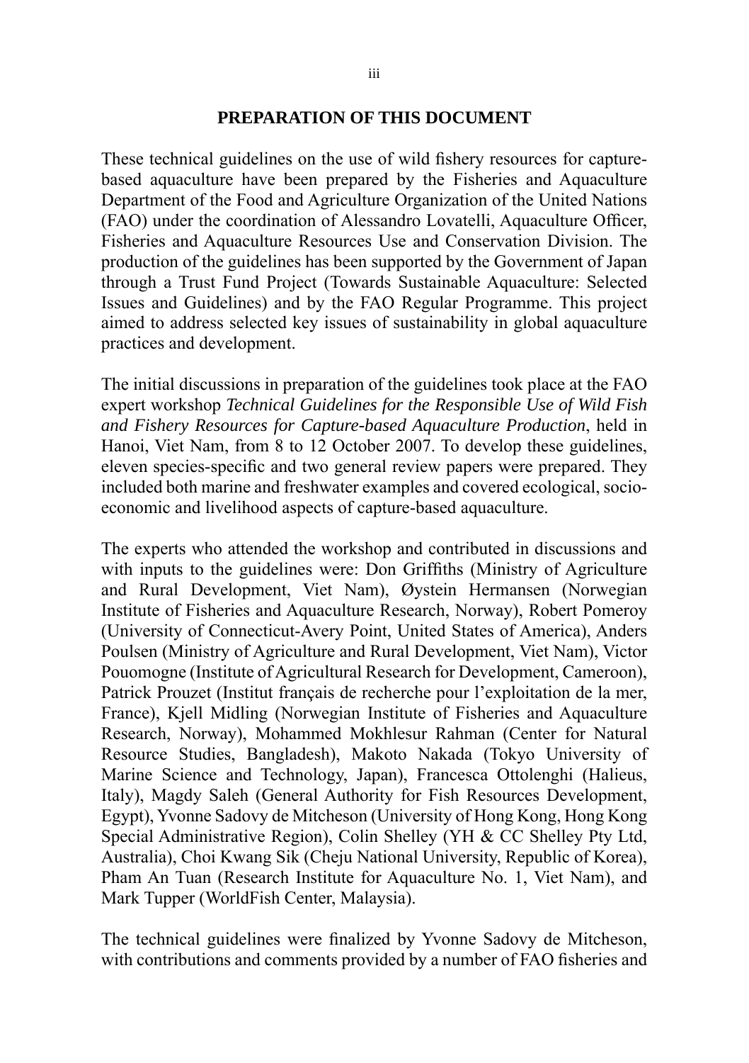## PREPARATION OF THIS DOCUMENT

These technical guidelines on the use of wild fishery resources for capture-based aquaculture have been prepared by the Fisheries and Aquaculture Department of the Food and Agriculture Organization of the United Nations (FAO) under the coordination of Alessandro Lovatelli, Aquaculture Officer, Fisheries and Aquaculture Resources Use and Conservation Division. The production of the guidelines has been supported by the Government of Japan through a Trust Fund Project (Towards Sustainable Aquaculture: Selected Issues and Guidelines) and by the FAO Regular Programme. This project aimed to address selected key issues of sustainability in global aquaculture practices and development.

The initial discussions in preparation of the guidelines took place at the FAO expert workshop *Technical Guidelines for the Responsible Use of Wild Fish and Fishery Resources for Capture-based Aquaculture Production*, held in Hanoi, Viet Nam, from 8 to 12 October 2007. To develop these guidelines, eleven species-specific and two general review papers were prepared. They included both marine and freshwater examples and covered ecological, socio-economic and livelihood aspects of capture-based aquaculture.

The experts who attended the workshop and contributed in discussions and with inputs to the guidelines were: Don Griffiths (Ministry of Agriculture and Rural Development, Viet Nam), Øystein Hermansen (Norwegian Institute of Fisheries and Aquaculture Research, Norway), Robert Pomeroy (University of Connecticut-Avery Point, United States of America), Anders Poulsen (Ministry of Agriculture and Rural Development, Viet Nam), Victor Pouomogne (Institute of Agricultural Research for Development, Cameroon), Patrick Prouzet (Institut français de recherche pour l'exploitation de la mer, France), Kjell Midling (Norwegian Institute of Fisheries and Aquaculture Research, Norway), Mohammed Mokhlesur Rahman (Center for Natural Resource Studies, Bangladesh), Makoto Nakada (Tokyo University of Marine Science and Technology, Japan), Francesca Ottolenghi (Halieus, Italy), Magdy Saleh (General Authority for Fish Resources Development, Egypt), Yvonne Sadovy de Mitcheson (University of Hong Kong, Hong Kong Special Administrative Region), Colin Shelley (YH & CC Shelley Pty Ltd, Australia), Choi Kwang Sik (Cheju National University, Republic of Korea), Pham An Tuan (Research Institute for Aquaculture No. 1, Viet Nam), and Mark Tupper (WorldFish Center, Malaysia).

The technical guidelines were finalized by Yvonne Sadovy de Mitcheson, with contributions and comments provided by a number of FAO fisheries and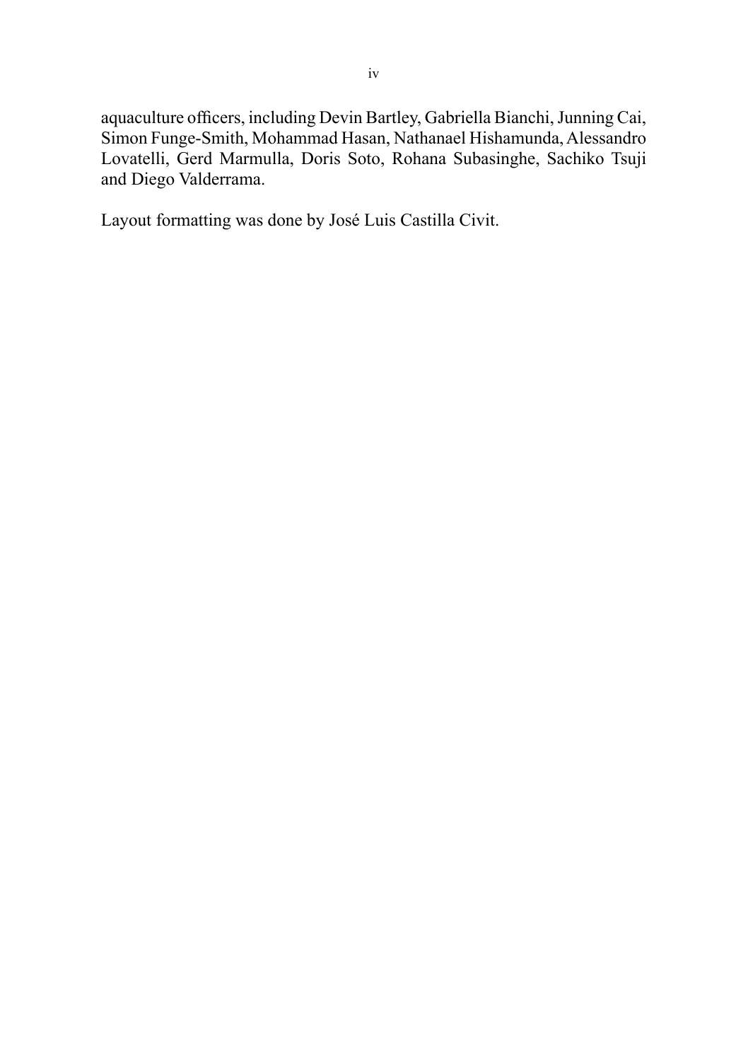aquaculture officers, including Devin Bartley, Gabriella Bianchi, Junning Cai, Simon Funge-Smith, Mohammad Hasan, Nathanael Hishamunda, Alessandro Lovatelli, Gerd Marmulla, Doris Soto, Rohana Subasinghe, Sachiko Tsuji and Diego Valderrama.

Layout formatting was done by José Luis Castilla Civit.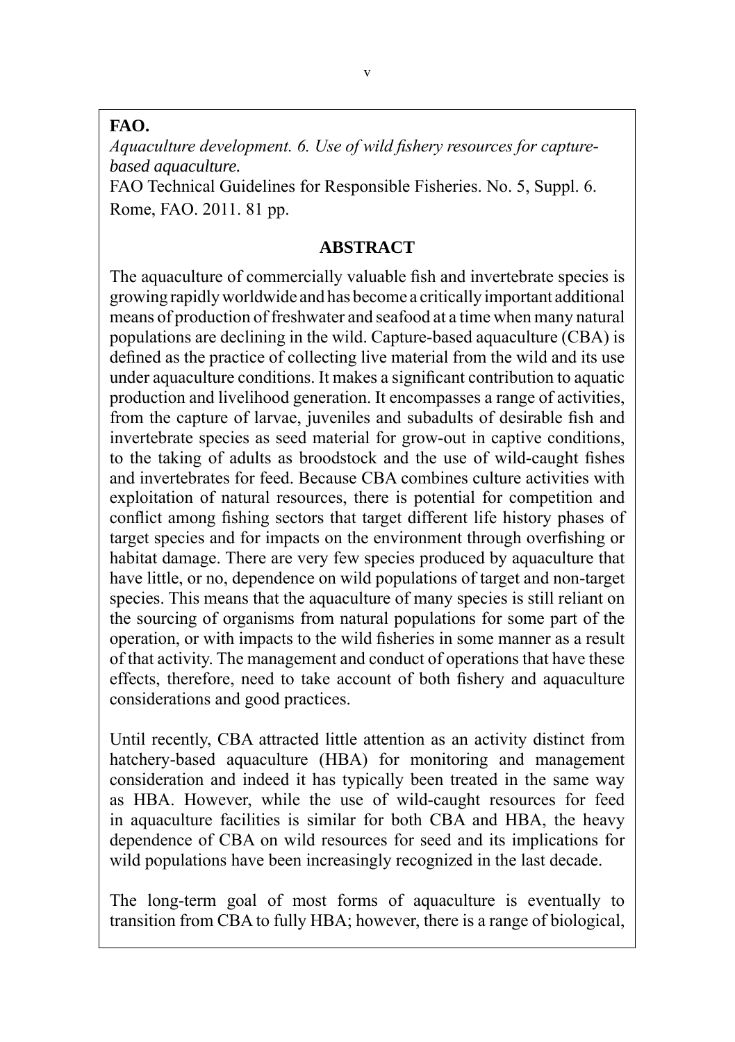**FAO.**

*Aquaculture development. 6. Use of wild fishery resources for capture-based aquaculture.*

FAO Technical Guidelines for Responsible Fisheries. No. 5, Suppl. 6. Rome, FAO. 2011. 81 pp.

## ABSTRACT

The aquaculture of commercially valuable fish and invertebrate species is growing rapidly worldwide and has become a critically important additional means of production of freshwater and seafood at a time when many natural populations are declining in the wild. Capture-based aquaculture (CBA) is defined as the practice of collecting live material from the wild and its use under aquaculture conditions. It makes a significant contribution to aquatic production and livelihood generation. It encompasses a range of activities, from the capture of larvae, juveniles and subadults of desirable fish and invertebrate species as seed material for grow-out in captive conditions, to the taking of adults as broodstock and the use of wild-caught fishes and invertebrates for feed. Because CBA combines culture activities with exploitation of natural resources, there is potential for competition and conflict among fishing sectors that target different life history phases of target species and for impacts on the environment through overfishing or habitat damage. There are very few species produced by aquaculture that have little, or no, dependence on wild populations of target and non-target species. This means that the aquaculture of many species is still reliant on the sourcing of organisms from natural populations for some part of the operation, or with impacts to the wild fisheries in some manner as a result of that activity. The management and conduct of operations that have these effects, therefore, need to take account of both fishery and aquaculture considerations and good practices.

Until recently, CBA attracted little attention as an activity distinct from hatchery-based aquaculture (HBA) for monitoring and management consideration and indeed it has typically been treated in the same way as HBA. However, while the use of wild-caught resources for feed in aquaculture facilities is similar for both CBA and HBA, the heavy dependence of CBA on wild resources for seed and its implications for wild populations have been increasingly recognized in the last decade.

The long-term goal of most forms of aquaculture is eventually to transition from CBA to fully HBA; however, there is a range of biological,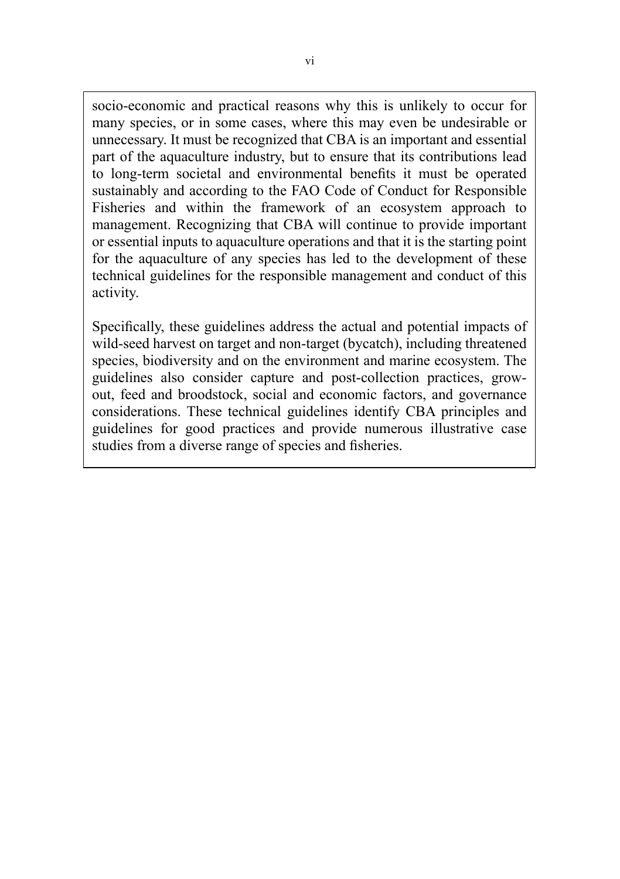socio-economic and practical reasons why this is unlikely to occur for many species, or in some cases, where this may even be undesirable or unnecessary. It must be recognized that CBA is an important and essential part of the aquaculture industry, but to ensure that its contributions lead to long-term societal and environmental benefits it must be operated sustainably and according to the FAO Code of Conduct for Responsible Fisheries and within the framework of an ecosystem approach to management. Recognizing that CBA will continue to provide important or essential inputs to aquaculture operations and that it is the starting point for the aquaculture of any species has led to the development of these technical guidelines for the responsible management and conduct of this activity.

Specifically, these guidelines address the actual and potential impacts of wild-seed harvest on target and non-target (bycatch), including threatened species, biodiversity and on the environment and marine ecosystem. The guidelines also consider capture and post-collection practices, grow-out, feed and broodstock, social and economic factors, and governance considerations. These technical guidelines identify CBA principles and guidelines for good practices and provide numerous illustrative case studies from a diverse range of species and fisheries.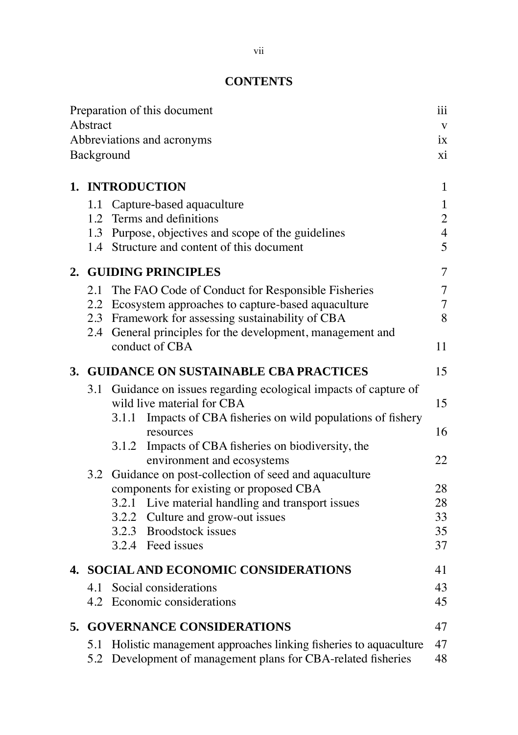# CONTENTS

| | |
|---|---|
| Preparation of this document | iii |
| Abstract | v |
| Abbreviations and acronyms | ix |
| Background | xi |
| **1. INTRODUCTION** | 1 |
| 1.1 Capture-based aquaculture | 1 |
| 1.2 Terms and definitions | 2 |
| 1.3 Purpose, objectives and scope of the guidelines | 4 |
| 1.4 Structure and content of this document | 5 |
| **2. GUIDING PRINCIPLES** | 7 |
| 2.1 The FAO Code of Conduct for Responsible Fisheries | 7 |
| 2.2 Ecosystem approaches to capture-based aquaculture | 7 |
| 2.3 Framework for assessing sustainability of CBA | 8 |
| 2.4 General principles for the development, management and conduct of CBA | 11 |
| **3. GUIDANCE ON SUSTAINABLE CBA PRACTICES** | 15 |
| 3.1 Guidance on issues regarding ecological impacts of capture of wild live material for CBA | 15 |
| 3.1.1 Impacts of CBA fisheries on wild populations of fishery resources | 16 |
| 3.1.2 Impacts of CBA fisheries on biodiversity, the environment and ecosystems | 22 |
| 3.2 Guidance on post-collection of seed and aquaculture components for existing or proposed CBA | 28 |
| 3.2.1 Live material handling and transport issues | 28 |
| 3.2.2 Culture and grow-out issues | 33 |
| 3.2.3 Broodstock issues | 35 |
| 3.2.4 Feed issues | 37 |
| **4. SOCIAL AND ECONOMIC CONSIDERATIONS** | 41 |
| 4.1 Social considerations | 43 |
| 4.2 Economic considerations | 45 |
| **5. GOVERNANCE CONSIDERATIONS** | 47 |
| 5.1 Holistic management approaches linking fisheries to aquaculture | 47 |
| 5.2 Development of management plans for CBA-related fisheries | 48 |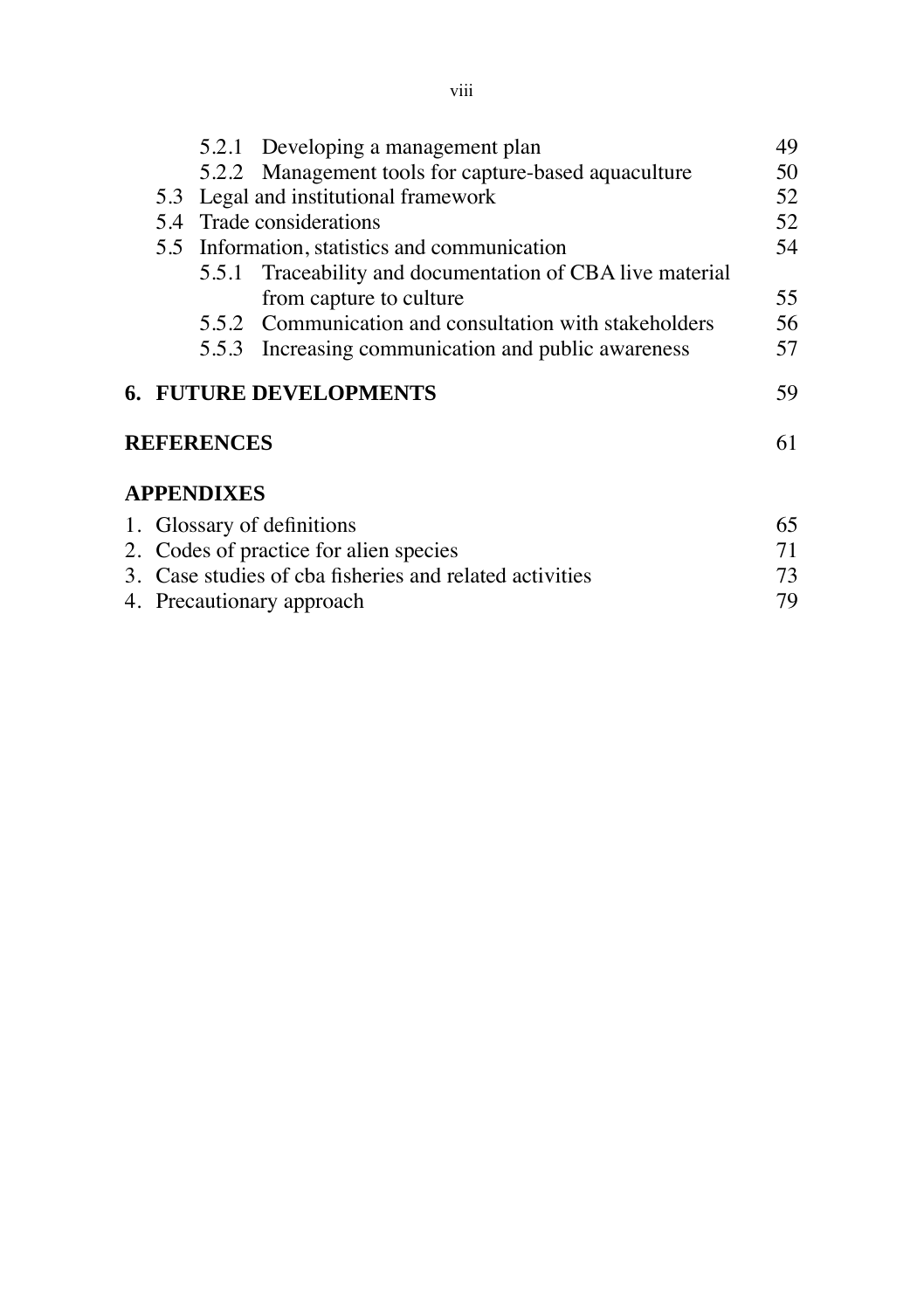| | | |
|---|---|---|
| 5.2.1 | Developing a management plan | 49 |
| 5.2.2 | Management tools for capture-based aquaculture | 50 |
| 5.3 | Legal and institutional framework | 52 |
| 5.4 | Trade considerations | 52 |
| 5.5 | Information, statistics and communication | 54 |
| 5.5.1 | Traceability and documentation of CBA live material from capture to culture | 55 |
| 5.5.2 | Communication and consultation with stakeholders | 56 |
| 5.5.3 | Increasing communication and public awareness | 57 |

**6. FUTURE DEVELOPMENTS** 59

**REFERENCES** 61

**APPENDIXES**

1. Glossary of definitions 65
2. Codes of practice for alien species 71
3. Case studies of cba fisheries and related activities 73
4. Precautionary approach 79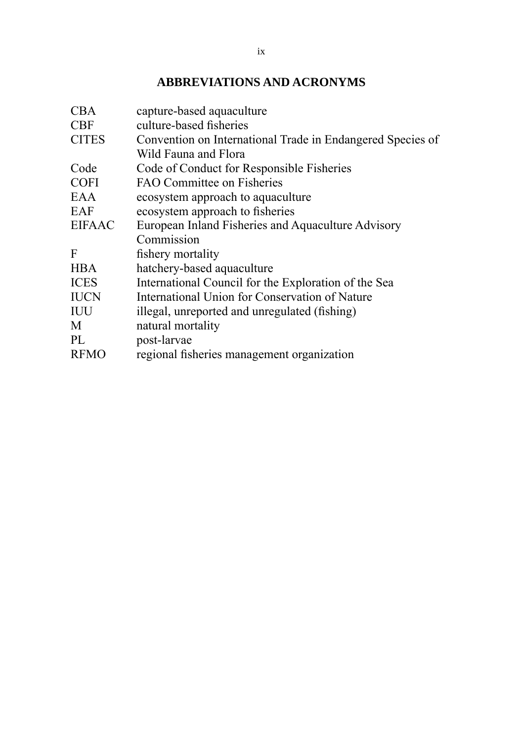# ABBREVIATIONS AND ACRONYMS

| | |
|---|---|
| CBA | capture-based aquaculture |
| CBF | culture-based fisheries |
| CITES | Convention on International Trade in Endangered Species of Wild Fauna and Flora |
| Code | Code of Conduct for Responsible Fisheries |
| COFI | FAO Committee on Fisheries |
| EAA | ecosystem approach to aquaculture |
| EAF | ecosystem approach to fisheries |
| EIFAAC | European Inland Fisheries and Aquaculture Advisory Commission |
| F | fishery mortality |
| HBA | hatchery-based aquaculture |
| ICES | International Council for the Exploration of the Sea |
| IUCN | International Union for Conservation of Nature |
| IUU | illegal, unreported and unregulated (fishing) |
| M | natural mortality |
| PL | post-larvae |
| RFMO | regional fisheries management organization |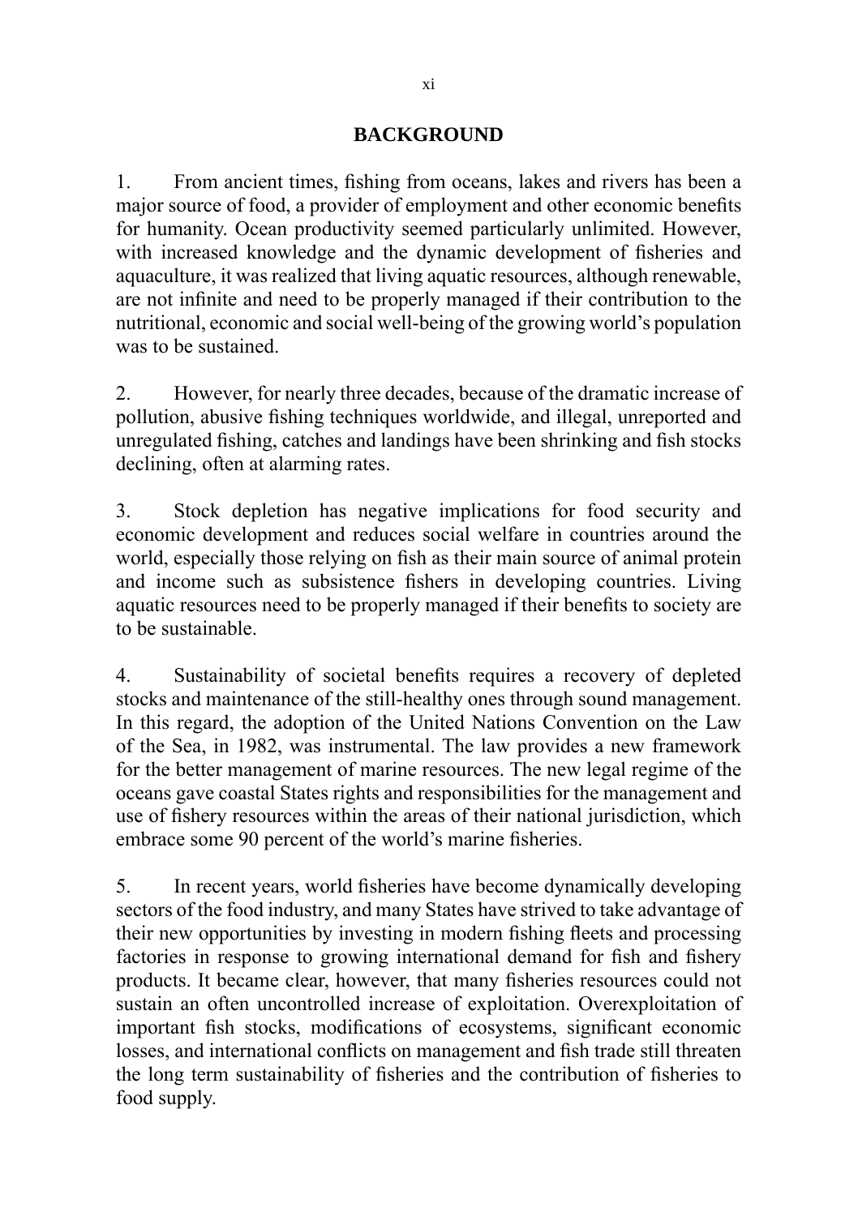## BACKGROUND

1. From ancient times, fishing from oceans, lakes and rivers has been a major source of food, a provider of employment and other economic benefits for humanity. Ocean productivity seemed particularly unlimited. However, with increased knowledge and the dynamic development of fisheries and aquaculture, it was realized that living aquatic resources, although renewable, are not infinite and need to be properly managed if their contribution to the nutritional, economic and social well-being of the growing world's population was to be sustained.

2. However, for nearly three decades, because of the dramatic increase of pollution, abusive fishing techniques worldwide, and illegal, unreported and unregulated fishing, catches and landings have been shrinking and fish stocks declining, often at alarming rates.

3. Stock depletion has negative implications for food security and economic development and reduces social welfare in countries around the world, especially those relying on fish as their main source of animal protein and income such as subsistence fishers in developing countries. Living aquatic resources need to be properly managed if their benefits to society are to be sustainable.

4. Sustainability of societal benefits requires a recovery of depleted stocks and maintenance of the still-healthy ones through sound management. In this regard, the adoption of the United Nations Convention on the Law of the Sea, in 1982, was instrumental. The law provides a new framework for the better management of marine resources. The new legal regime of the oceans gave coastal States rights and responsibilities for the management and use of fishery resources within the areas of their national jurisdiction, which embrace some 90 percent of the world's marine fisheries.

5. In recent years, world fisheries have become dynamically developing sectors of the food industry, and many States have strived to take advantage of their new opportunities by investing in modern fishing fleets and processing factories in response to growing international demand for fish and fishery products. It became clear, however, that many fisheries resources could not sustain an often uncontrolled increase of exploitation. Overexploitation of important fish stocks, modifications of ecosystems, significant economic losses, and international conflicts on management and fish trade still threaten the long term sustainability of fisheries and the contribution of fisheries to food supply.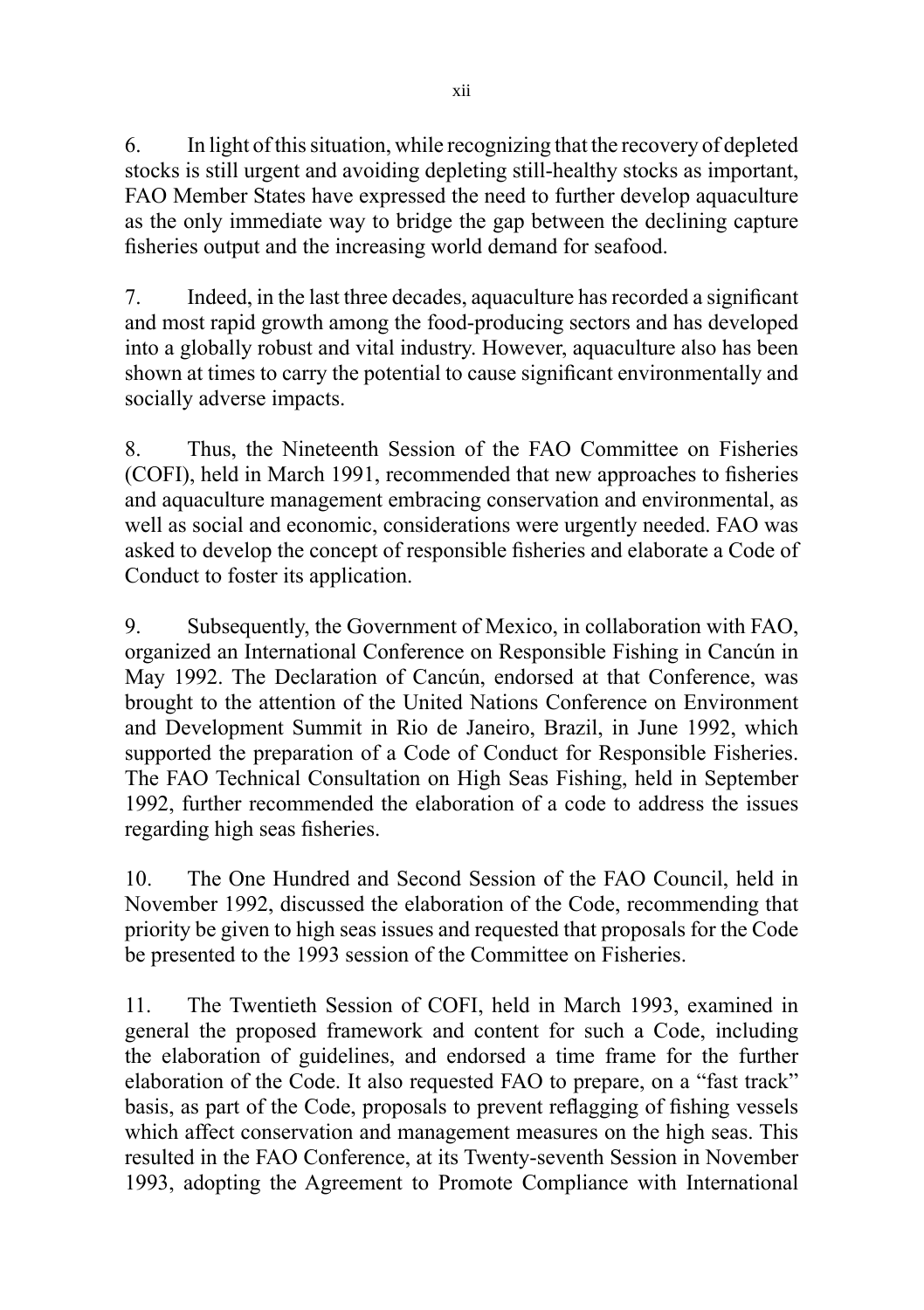6. In light of this situation, while recognizing that the recovery of depleted stocks is still urgent and avoiding depleting still-healthy stocks as important, FAO Member States have expressed the need to further develop aquaculture as the only immediate way to bridge the gap between the declining capture fisheries output and the increasing world demand for seafood.

7. Indeed, in the last three decades, aquaculture has recorded a significant and most rapid growth among the food-producing sectors and has developed into a globally robust and vital industry. However, aquaculture also has been shown at times to carry the potential to cause significant environmentally and socially adverse impacts.

8. Thus, the Nineteenth Session of the FAO Committee on Fisheries (COFI), held in March 1991, recommended that new approaches to fisheries and aquaculture management embracing conservation and environmental, as well as social and economic, considerations were urgently needed. FAO was asked to develop the concept of responsible fisheries and elaborate a Code of Conduct to foster its application.

9. Subsequently, the Government of Mexico, in collaboration with FAO, organized an International Conference on Responsible Fishing in Cancún in May 1992. The Declaration of Cancún, endorsed at that Conference, was brought to the attention of the United Nations Conference on Environment and Development Summit in Rio de Janeiro, Brazil, in June 1992, which supported the preparation of a Code of Conduct for Responsible Fisheries. The FAO Technical Consultation on High Seas Fishing, held in September 1992, further recommended the elaboration of a code to address the issues regarding high seas fisheries.

10. The One Hundred and Second Session of the FAO Council, held in November 1992, discussed the elaboration of the Code, recommending that priority be given to high seas issues and requested that proposals for the Code be presented to the 1993 session of the Committee on Fisheries.

11. The Twentieth Session of COFI, held in March 1993, examined in general the proposed framework and content for such a Code, including the elaboration of guidelines, and endorsed a time frame for the further elaboration of the Code. It also requested FAO to prepare, on a "fast track" basis, as part of the Code, proposals to prevent reflagging of fishing vessels which affect conservation and management measures on the high seas. This resulted in the FAO Conference, at its Twenty-seventh Session in November 1993, adopting the Agreement to Promote Compliance with International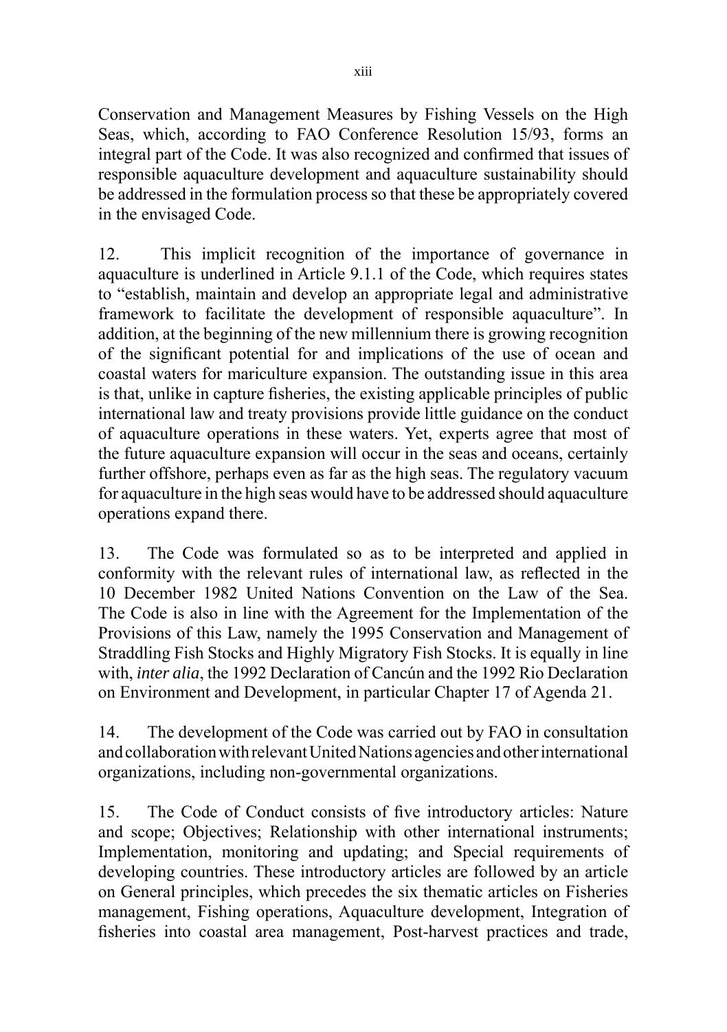Conservation and Management Measures by Fishing Vessels on the High Seas, which, according to FAO Conference Resolution 15/93, forms an integral part of the Code. It was also recognized and confirmed that issues of responsible aquaculture development and aquaculture sustainability should be addressed in the formulation process so that these be appropriately covered in the envisaged Code.

12. This implicit recognition of the importance of governance in aquaculture is underlined in Article 9.1.1 of the Code, which requires states to "establish, maintain and develop an appropriate legal and administrative framework to facilitate the development of responsible aquaculture". In addition, at the beginning of the new millennium there is growing recognition of the significant potential for and implications of the use of ocean and coastal waters for mariculture expansion. The outstanding issue in this area is that, unlike in capture fisheries, the existing applicable principles of public international law and treaty provisions provide little guidance on the conduct of aquaculture operations in these waters. Yet, experts agree that most of the future aquaculture expansion will occur in the seas and oceans, certainly further offshore, perhaps even as far as the high seas. The regulatory vacuum for aquaculture in the high seas would have to be addressed should aquaculture operations expand there.

13. The Code was formulated so as to be interpreted and applied in conformity with the relevant rules of international law, as reflected in the 10 December 1982 United Nations Convention on the Law of the Sea. The Code is also in line with the Agreement for the Implementation of the Provisions of this Law, namely the 1995 Conservation and Management of Straddling Fish Stocks and Highly Migratory Fish Stocks. It is equally in line with, *inter alia*, the 1992 Declaration of Cancún and the 1992 Rio Declaration on Environment and Development, in particular Chapter 17 of Agenda 21.

14. The development of the Code was carried out by FAO in consultation and collaboration with relevant United Nations agencies and other international organizations, including non-governmental organizations.

15. The Code of Conduct consists of five introductory articles: Nature and scope; Objectives; Relationship with other international instruments; Implementation, monitoring and updating; and Special requirements of developing countries. These introductory articles are followed by an article on General principles, which precedes the six thematic articles on Fisheries management, Fishing operations, Aquaculture development, Integration of fisheries into coastal area management, Post-harvest practices and trade,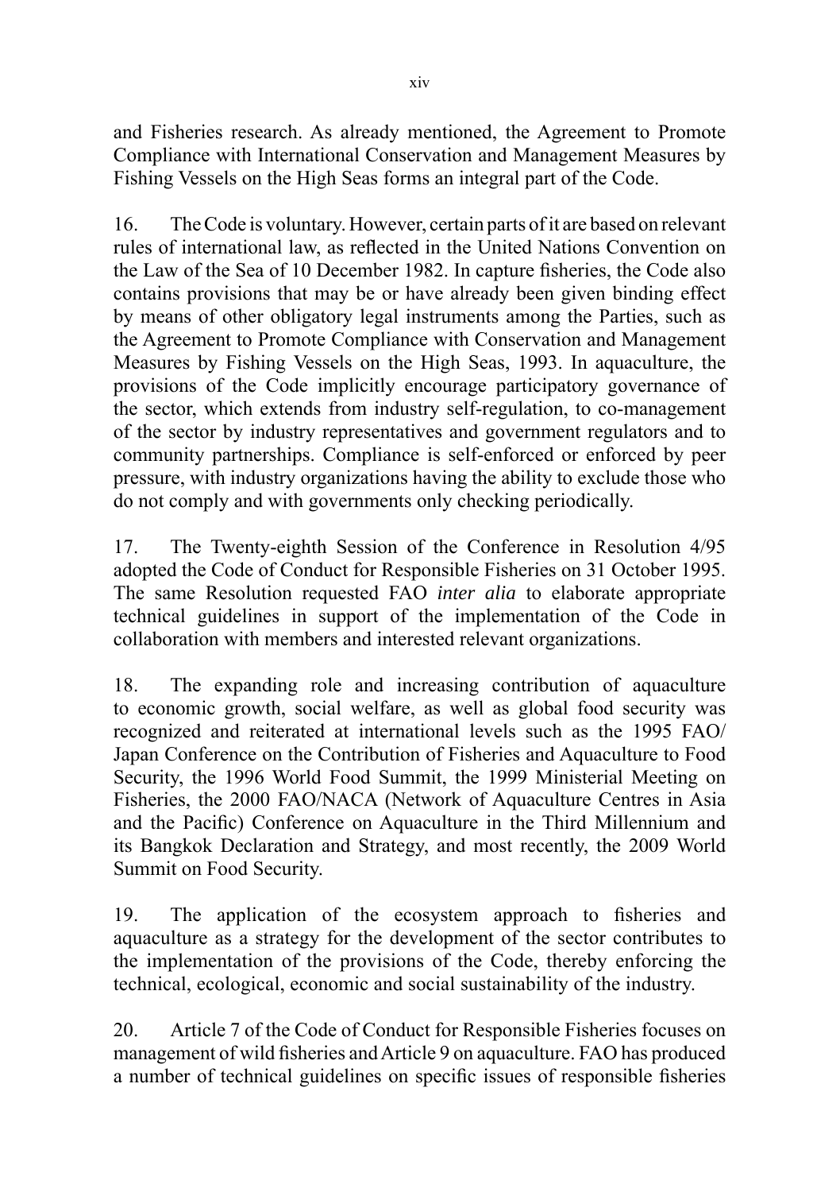and Fisheries research. As already mentioned, the Agreement to Promote Compliance with International Conservation and Management Measures by Fishing Vessels on the High Seas forms an integral part of the Code.

16. The Code is voluntary. However, certain parts of it are based on relevant rules of international law, as reflected in the United Nations Convention on the Law of the Sea of 10 December 1982. In capture fisheries, the Code also contains provisions that may be or have already been given binding effect by means of other obligatory legal instruments among the Parties, such as the Agreement to Promote Compliance with Conservation and Management Measures by Fishing Vessels on the High Seas, 1993. In aquaculture, the provisions of the Code implicitly encourage participatory governance of the sector, which extends from industry self-regulation, to co-management of the sector by industry representatives and government regulators and to community partnerships. Compliance is self-enforced or enforced by peer pressure, with industry organizations having the ability to exclude those who do not comply and with governments only checking periodically.

17. The Twenty-eighth Session of the Conference in Resolution 4/95 adopted the Code of Conduct for Responsible Fisheries on 31 October 1995. The same Resolution requested FAO *inter alia* to elaborate appropriate technical guidelines in support of the implementation of the Code in collaboration with members and interested relevant organizations.

18. The expanding role and increasing contribution of aquaculture to economic growth, social welfare, as well as global food security was recognized and reiterated at international levels such as the 1995 FAO/Japan Conference on the Contribution of Fisheries and Aquaculture to Food Security, the 1996 World Food Summit, the 1999 Ministerial Meeting on Fisheries, the 2000 FAO/NACA (Network of Aquaculture Centres in Asia and the Pacific) Conference on Aquaculture in the Third Millennium and its Bangkok Declaration and Strategy, and most recently, the 2009 World Summit on Food Security.

19. The application of the ecosystem approach to fisheries and aquaculture as a strategy for the development of the sector contributes to the implementation of the provisions of the Code, thereby enforcing the technical, ecological, economic and social sustainability of the industry.

20. Article 7 of the Code of Conduct for Responsible Fisheries focuses on management of wild fisheries and Article 9 on aquaculture. FAO has produced a number of technical guidelines on specific issues of responsible fisheries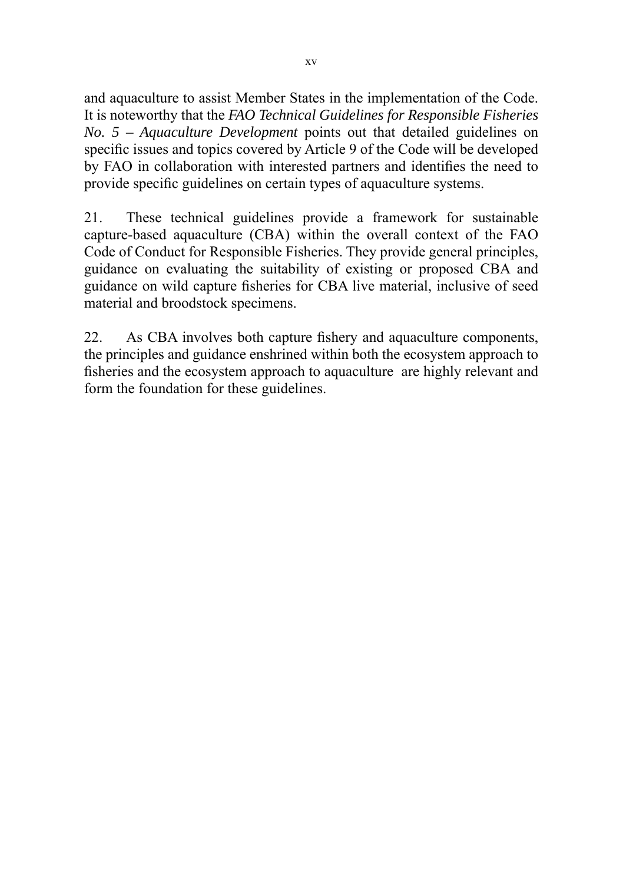and aquaculture to assist Member States in the implementation of the Code. It is noteworthy that the *FAO Technical Guidelines for Responsible Fisheries No. 5 – Aquaculture Development* points out that detailed guidelines on specific issues and topics covered by Article 9 of the Code will be developed by FAO in collaboration with interested partners and identifies the need to provide specific guidelines on certain types of aquaculture systems.

21. These technical guidelines provide a framework for sustainable capture-based aquaculture (CBA) within the overall context of the FAO Code of Conduct for Responsible Fisheries. They provide general principles, guidance on evaluating the suitability of existing or proposed CBA and guidance on wild capture fisheries for CBA live material, inclusive of seed material and broodstock specimens.

22. As CBA involves both capture fishery and aquaculture components, the principles and guidance enshrined within both the ecosystem approach to fisheries and the ecosystem approach to aquaculture are highly relevant and form the foundation for these guidelines.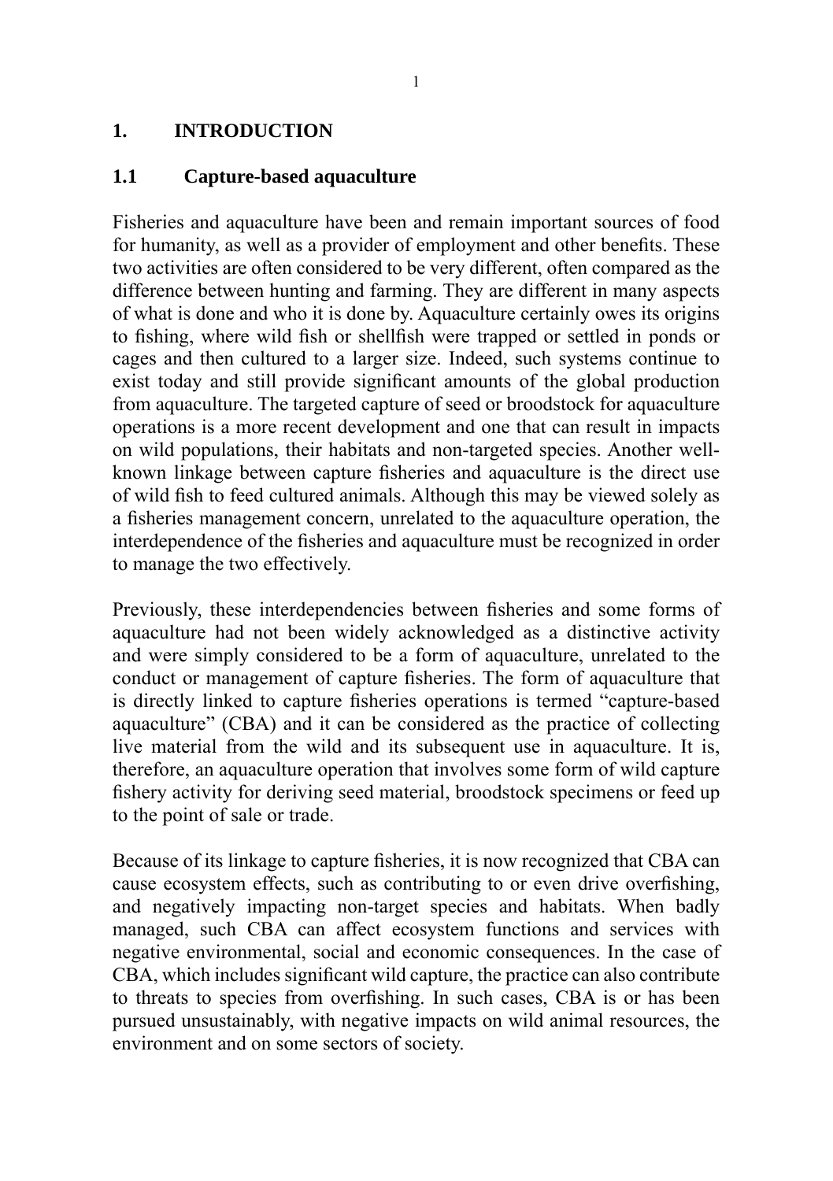# 1. INTRODUCTION

## 1.1 Capture-based aquaculture

Fisheries and aquaculture have been and remain important sources of food for humanity, as well as a provider of employment and other benefits. These two activities are often considered to be very different, often compared as the difference between hunting and farming. They are different in many aspects of what is done and who it is done by. Aquaculture certainly owes its origins to fishing, where wild fish or shellfish were trapped or settled in ponds or cages and then cultured to a larger size. Indeed, such systems continue to exist today and still provide significant amounts of the global production from aquaculture. The targeted capture of seed or broodstock for aquaculture operations is a more recent development and one that can result in impacts on wild populations, their habitats and non-targeted species. Another well-known linkage between capture fisheries and aquaculture is the direct use of wild fish to feed cultured animals. Although this may be viewed solely as a fisheries management concern, unrelated to the aquaculture operation, the interdependence of the fisheries and aquaculture must be recognized in order to manage the two effectively.

Previously, these interdependencies between fisheries and some forms of aquaculture had not been widely acknowledged as a distinctive activity and were simply considered to be a form of aquaculture, unrelated to the conduct or management of capture fisheries. The form of aquaculture that is directly linked to capture fisheries operations is termed "capture-based aquaculture" (CBA) and it can be considered as the practice of collecting live material from the wild and its subsequent use in aquaculture. It is, therefore, an aquaculture operation that involves some form of wild capture fishery activity for deriving seed material, broodstock specimens or feed up to the point of sale or trade.

Because of its linkage to capture fisheries, it is now recognized that CBA can cause ecosystem effects, such as contributing to or even drive overfishing, and negatively impacting non-target species and habitats. When badly managed, such CBA can affect ecosystem functions and services with negative environmental, social and economic consequences. In the case of CBA, which includes significant wild capture, the practice can also contribute to threats to species from overfishing. In such cases, CBA is or has been pursued unsustainably, with negative impacts on wild animal resources, the environment and on some sectors of society.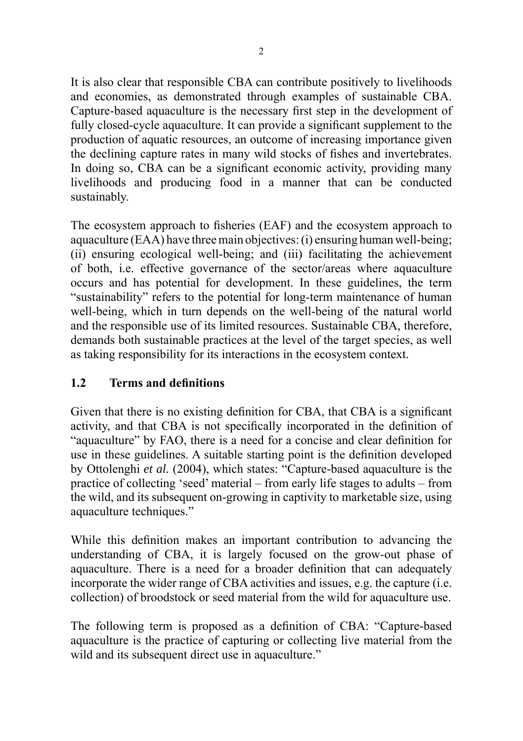It is also clear that responsible CBA can contribute positively to livelihoods and economies, as demonstrated through examples of sustainable CBA. Capture-based aquaculture is the necessary first step in the development of fully closed-cycle aquaculture. It can provide a significant supplement to the production of aquatic resources, an outcome of increasing importance given the declining capture rates in many wild stocks of fishes and invertebrates. In doing so, CBA can be a significant economic activity, providing many livelihoods and producing food in a manner that can be conducted sustainably.

The ecosystem approach to fisheries (EAF) and the ecosystem approach to aquaculture (EAA) have three main objectives: (i) ensuring human well-being; (ii) ensuring ecological well-being; and (iii) facilitating the achievement of both, i.e. effective governance of the sector/areas where aquaculture occurs and has potential for development. In these guidelines, the term "sustainability" refers to the potential for long-term maintenance of human well-being, which in turn depends on the well-being of the natural world and the responsible use of its limited resources. Sustainable CBA, therefore, demands both sustainable practices at the level of the target species, as well as taking responsibility for its interactions in the ecosystem context.

## 1.2 Terms and definitions

Given that there is no existing definition for CBA, that CBA is a significant activity, and that CBA is not specifically incorporated in the definition of "aquaculture" by FAO, there is a need for a concise and clear definition for use in these guidelines. A suitable starting point is the definition developed by Ottolenghi *et al.* (2004), which states: "Capture-based aquaculture is the practice of collecting 'seed' material – from early life stages to adults – from the wild, and its subsequent on-growing in captivity to marketable size, using aquaculture techniques."

While this definition makes an important contribution to advancing the understanding of CBA, it is largely focused on the grow-out phase of aquaculture. There is a need for a broader definition that can adequately incorporate the wider range of CBA activities and issues, e.g. the capture (i.e. collection) of broodstock or seed material from the wild for aquaculture use.

The following term is proposed as a definition of CBA: "Capture-based aquaculture is the practice of capturing or collecting live material from the wild and its subsequent direct use in aquaculture."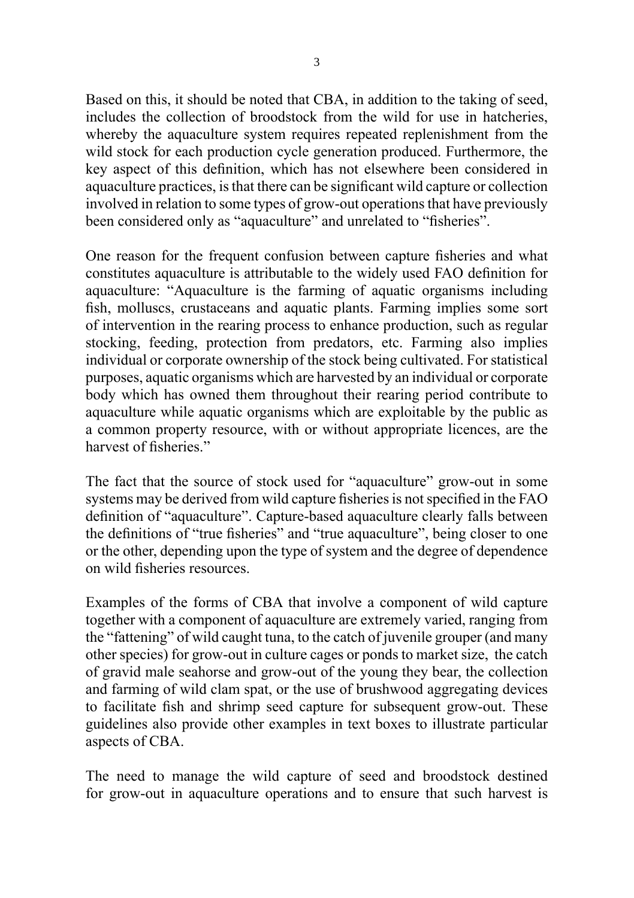Based on this, it should be noted that CBA, in addition to the taking of seed, includes the collection of broodstock from the wild for use in hatcheries, whereby the aquaculture system requires repeated replenishment from the wild stock for each production cycle generation produced. Furthermore, the key aspect of this definition, which has not elsewhere been considered in aquaculture practices, is that there can be significant wild capture or collection involved in relation to some types of grow-out operations that have previously been considered only as "aquaculture" and unrelated to "fisheries".

One reason for the frequent confusion between capture fisheries and what constitutes aquaculture is attributable to the widely used FAO definition for aquaculture: "Aquaculture is the farming of aquatic organisms including fish, molluscs, crustaceans and aquatic plants. Farming implies some sort of intervention in the rearing process to enhance production, such as regular stocking, feeding, protection from predators, etc. Farming also implies individual or corporate ownership of the stock being cultivated. For statistical purposes, aquatic organisms which are harvested by an individual or corporate body which has owned them throughout their rearing period contribute to aquaculture while aquatic organisms which are exploitable by the public as a common property resource, with or without appropriate licences, are the harvest of fisheries."

The fact that the source of stock used for "aquaculture" grow-out in some systems may be derived from wild capture fisheries is not specified in the FAO definition of "aquaculture". Capture-based aquaculture clearly falls between the definitions of "true fisheries" and "true aquaculture", being closer to one or the other, depending upon the type of system and the degree of dependence on wild fisheries resources.

Examples of the forms of CBA that involve a component of wild capture together with a component of aquaculture are extremely varied, ranging from the "fattening" of wild caught tuna, to the catch of juvenile grouper (and many other species) for grow-out in culture cages or ponds to market size, the catch of gravid male seahorse and grow-out of the young they bear, the collection and farming of wild clam spat, or the use of brushwood aggregating devices to facilitate fish and shrimp seed capture for subsequent grow-out. These guidelines also provide other examples in text boxes to illustrate particular aspects of CBA.

The need to manage the wild capture of seed and broodstock destined for grow-out in aquaculture operations and to ensure that such harvest is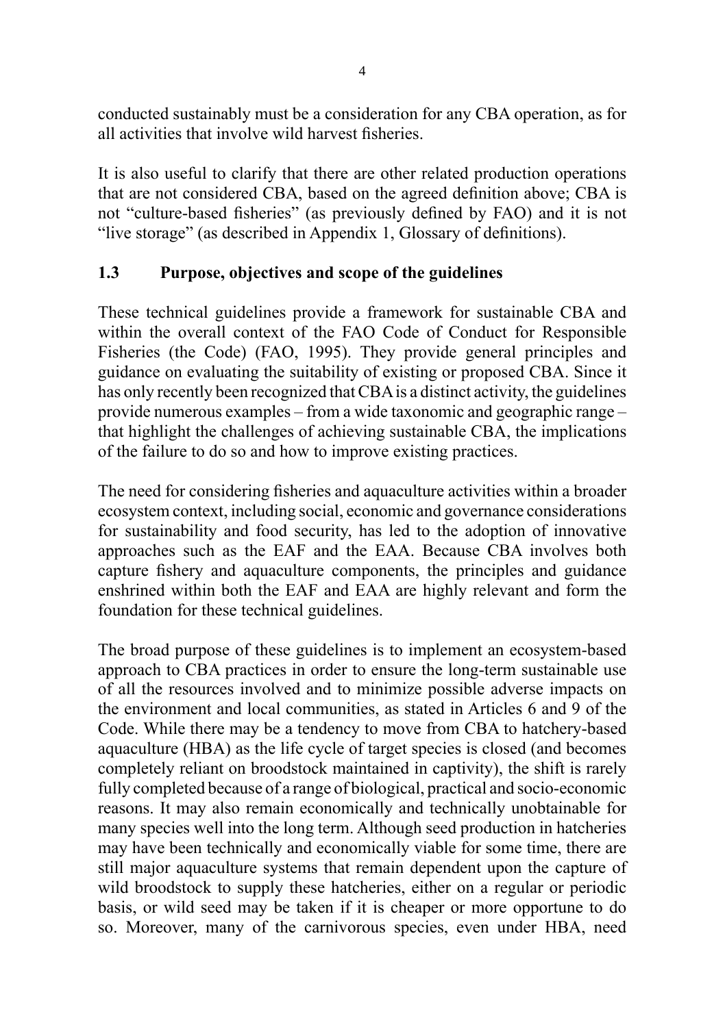conducted sustainably must be a consideration for any CBA operation, as for all activities that involve wild harvest fisheries.

It is also useful to clarify that there are other related production operations that are not considered CBA, based on the agreed definition above; CBA is not "culture-based fisheries" (as previously defined by FAO) and it is not "live storage" (as described in Appendix 1, Glossary of definitions).

## 1.3 Purpose, objectives and scope of the guidelines

These technical guidelines provide a framework for sustainable CBA and within the overall context of the FAO Code of Conduct for Responsible Fisheries (the Code) (FAO, 1995). They provide general principles and guidance on evaluating the suitability of existing or proposed CBA. Since it has only recently been recognized that CBA is a distinct activity, the guidelines provide numerous examples – from a wide taxonomic and geographic range – that highlight the challenges of achieving sustainable CBA, the implications of the failure to do so and how to improve existing practices.

The need for considering fisheries and aquaculture activities within a broader ecosystem context, including social, economic and governance considerations for sustainability and food security, has led to the adoption of innovative approaches such as the EAF and the EAA. Because CBA involves both capture fishery and aquaculture components, the principles and guidance enshrined within both the EAF and EAA are highly relevant and form the foundation for these technical guidelines.

The broad purpose of these guidelines is to implement an ecosystem-based approach to CBA practices in order to ensure the long-term sustainable use of all the resources involved and to minimize possible adverse impacts on the environment and local communities, as stated in Articles 6 and 9 of the Code. While there may be a tendency to move from CBA to hatchery-based aquaculture (HBA) as the life cycle of target species is closed (and becomes completely reliant on broodstock maintained in captivity), the shift is rarely fully completed because of a range of biological, practical and socio-economic reasons. It may also remain economically and technically unobtainable for many species well into the long term. Although seed production in hatcheries may have been technically and economically viable for some time, there are still major aquaculture systems that remain dependent upon the capture of wild broodstock to supply these hatcheries, either on a regular or periodic basis, or wild seed may be taken if it is cheaper or more opportune to do so. Moreover, many of the carnivorous species, even under HBA, need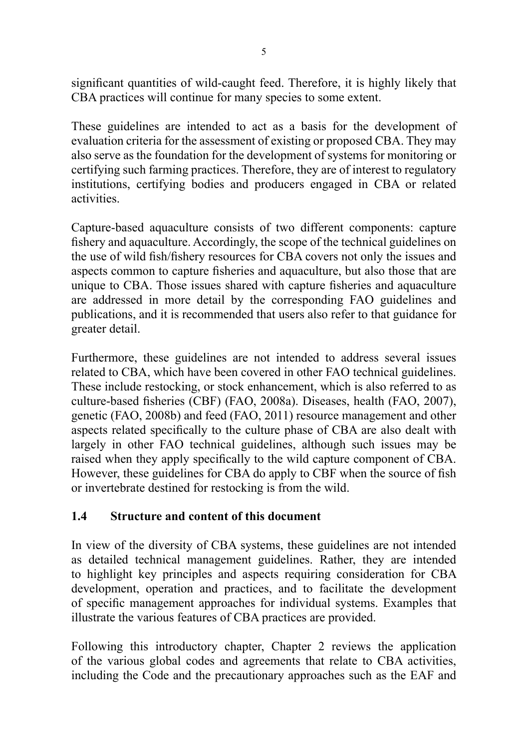significant quantities of wild-caught feed. Therefore, it is highly likely that CBA practices will continue for many species to some extent.

These guidelines are intended to act as a basis for the development of evaluation criteria for the assessment of existing or proposed CBA. They may also serve as the foundation for the development of systems for monitoring or certifying such farming practices. Therefore, they are of interest to regulatory institutions, certifying bodies and producers engaged in CBA or related activities.

Capture-based aquaculture consists of two different components: capture fishery and aquaculture. Accordingly, the scope of the technical guidelines on the use of wild fish/fishery resources for CBA covers not only the issues and aspects common to capture fisheries and aquaculture, but also those that are unique to CBA. Those issues shared with capture fisheries and aquaculture are addressed in more detail by the corresponding FAO guidelines and publications, and it is recommended that users also refer to that guidance for greater detail.

Furthermore, these guidelines are not intended to address several issues related to CBA, which have been covered in other FAO technical guidelines. These include restocking, or stock enhancement, which is also referred to as culture-based fisheries (CBF) (FAO, 2008a). Diseases, health (FAO, 2007), genetic (FAO, 2008b) and feed (FAO, 2011) resource management and other aspects related specifically to the culture phase of CBA are also dealt with largely in other FAO technical guidelines, although such issues may be raised when they apply specifically to the wild capture component of CBA. However, these guidelines for CBA do apply to CBF when the source of fish or invertebrate destined for restocking is from the wild.

### 1.4 Structure and content of this document

In view of the diversity of CBA systems, these guidelines are not intended as detailed technical management guidelines. Rather, they are intended to highlight key principles and aspects requiring consideration for CBA development, operation and practices, and to facilitate the development of specific management approaches for individual systems. Examples that illustrate the various features of CBA practices are provided.

Following this introductory chapter, Chapter 2 reviews the application of the various global codes and agreements that relate to CBA activities, including the Code and the precautionary approaches such as the EAF and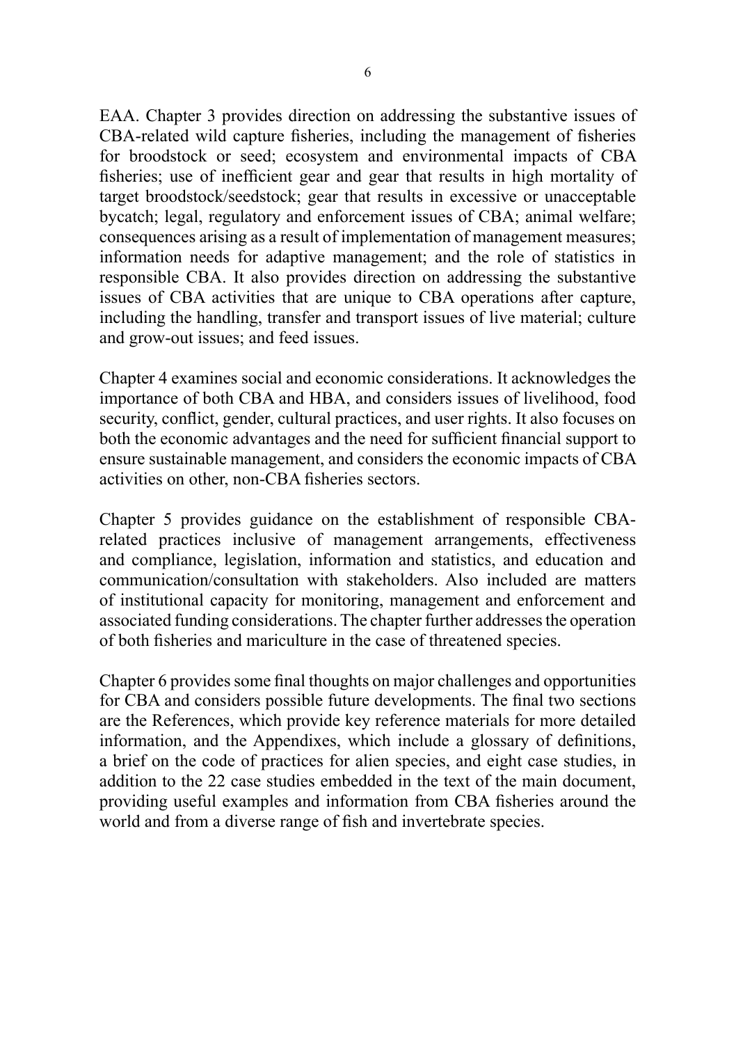EAA. Chapter 3 provides direction on addressing the substantive issues of CBA-related wild capture fisheries, including the management of fisheries for broodstock or seed; ecosystem and environmental impacts of CBA fisheries; use of inefficient gear and gear that results in high mortality of target broodstock/seedstock; gear that results in excessive or unacceptable bycatch; legal, regulatory and enforcement issues of CBA; animal welfare; consequences arising as a result of implementation of management measures; information needs for adaptive management; and the role of statistics in responsible CBA. It also provides direction on addressing the substantive issues of CBA activities that are unique to CBA operations after capture, including the handling, transfer and transport issues of live material; culture and grow-out issues; and feed issues.

Chapter 4 examines social and economic considerations. It acknowledges the importance of both CBA and HBA, and considers issues of livelihood, food security, conflict, gender, cultural practices, and user rights. It also focuses on both the economic advantages and the need for sufficient financial support to ensure sustainable management, and considers the economic impacts of CBA activities on other, non-CBA fisheries sectors.

Chapter 5 provides guidance on the establishment of responsible CBA-related practices inclusive of management arrangements, effectiveness and compliance, legislation, information and statistics, and education and communication/consultation with stakeholders. Also included are matters of institutional capacity for monitoring, management and enforcement and associated funding considerations. The chapter further addresses the operation of both fisheries and mariculture in the case of threatened species.

Chapter 6 provides some final thoughts on major challenges and opportunities for CBA and considers possible future developments. The final two sections are the References, which provide key reference materials for more detailed information, and the Appendixes, which include a glossary of definitions, a brief on the code of practices for alien species, and eight case studies, in addition to the 22 case studies embedded in the text of the main document, providing useful examples and information from CBA fisheries around the world and from a diverse range of fish and invertebrate species.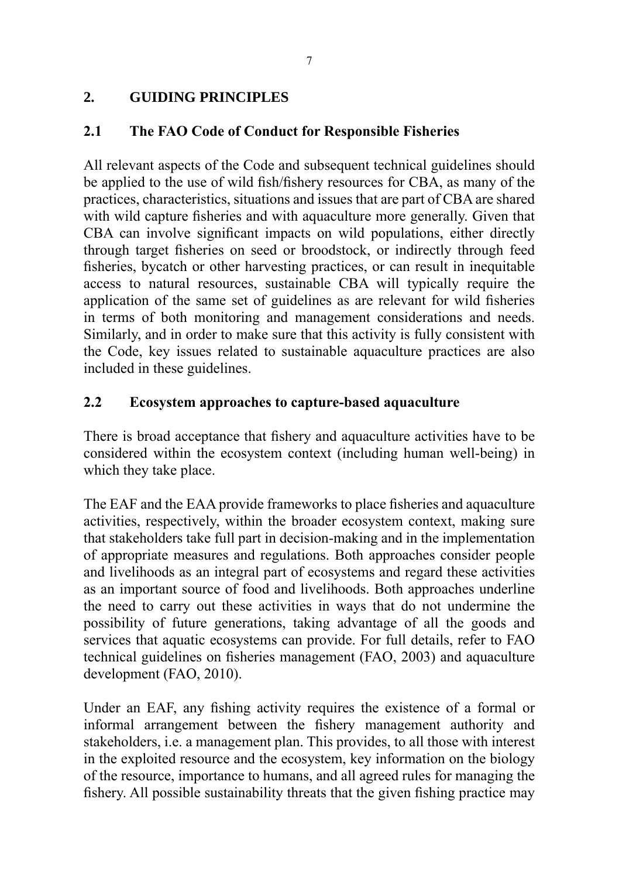## 2. GUIDING PRINCIPLES

### 2.1 The FAO Code of Conduct for Responsible Fisheries

All relevant aspects of the Code and subsequent technical guidelines should be applied to the use of wild fish/fishery resources for CBA, as many of the practices, characteristics, situations and issues that are part of CBA are shared with wild capture fisheries and with aquaculture more generally. Given that CBA can involve significant impacts on wild populations, either directly through target fisheries on seed or broodstock, or indirectly through feed fisheries, bycatch or other harvesting practices, or can result in inequitable access to natural resources, sustainable CBA will typically require the application of the same set of guidelines as are relevant for wild fisheries in terms of both monitoring and management considerations and needs. Similarly, and in order to make sure that this activity is fully consistent with the Code, key issues related to sustainable aquaculture practices are also included in these guidelines.

### 2.2 Ecosystem approaches to capture-based aquaculture

There is broad acceptance that fishery and aquaculture activities have to be considered within the ecosystem context (including human well-being) in which they take place.

The EAF and the EAA provide frameworks to place fisheries and aquaculture activities, respectively, within the broader ecosystem context, making sure that stakeholders take full part in decision-making and in the implementation of appropriate measures and regulations. Both approaches consider people and livelihoods as an integral part of ecosystems and regard these activities as an important source of food and livelihoods. Both approaches underline the need to carry out these activities in ways that do not undermine the possibility of future generations, taking advantage of all the goods and services that aquatic ecosystems can provide. For full details, refer to FAO technical guidelines on fisheries management (FAO, 2003) and aquaculture development (FAO, 2010).

Under an EAF, any fishing activity requires the existence of a formal or informal arrangement between the fishery management authority and stakeholders, i.e. a management plan. This provides, to all those with interest in the exploited resource and the ecosystem, key information on the biology of the resource, importance to humans, and all agreed rules for managing the fishery. All possible sustainability threats that the given fishing practice may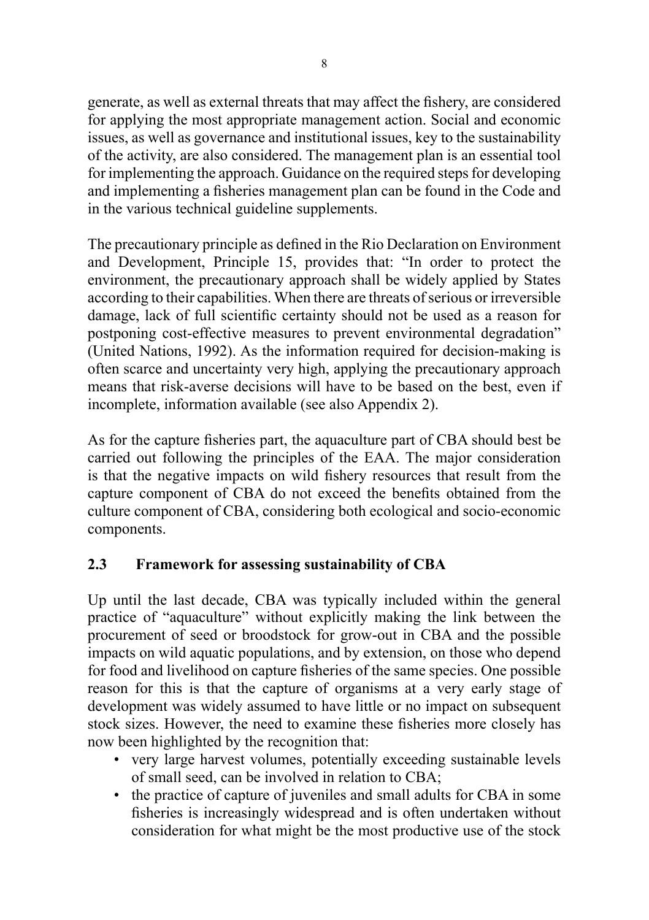generate, as well as external threats that may affect the fishery, are considered for applying the most appropriate management action. Social and economic issues, as well as governance and institutional issues, key to the sustainability of the activity, are also considered. The management plan is an essential tool for implementing the approach. Guidance on the required steps for developing and implementing a fisheries management plan can be found in the Code and in the various technical guideline supplements.

The precautionary principle as defined in the Rio Declaration on Environment and Development, Principle 15, provides that: "In order to protect the environment, the precautionary approach shall be widely applied by States according to their capabilities. When there are threats of serious or irreversible damage, lack of full scientific certainty should not be used as a reason for postponing cost-effective measures to prevent environmental degradation" (United Nations, 1992). As the information required for decision-making is often scarce and uncertainty very high, applying the precautionary approach means that risk-averse decisions will have to be based on the best, even if incomplete, information available (see also Appendix 2).

As for the capture fisheries part, the aquaculture part of CBA should best be carried out following the principles of the EAA. The major consideration is that the negative impacts on wild fishery resources that result from the capture component of CBA do not exceed the benefits obtained from the culture component of CBA, considering both ecological and socio-economic components.

## 2.3 Framework for assessing sustainability of CBA

Up until the last decade, CBA was typically included within the general practice of "aquaculture" without explicitly making the link between the procurement of seed or broodstock for grow-out in CBA and the possible impacts on wild aquatic populations, and by extension, on those who depend for food and livelihood on capture fisheries of the same species. One possible reason for this is that the capture of organisms at a very early stage of development was widely assumed to have little or no impact on subsequent stock sizes. However, the need to examine these fisheries more closely has now been highlighted by the recognition that:

- very large harvest volumes, potentially exceeding sustainable levels of small seed, can be involved in relation to CBA;
- the practice of capture of juveniles and small adults for CBA in some fisheries is increasingly widespread and is often undertaken without consideration for what might be the most productive use of the stock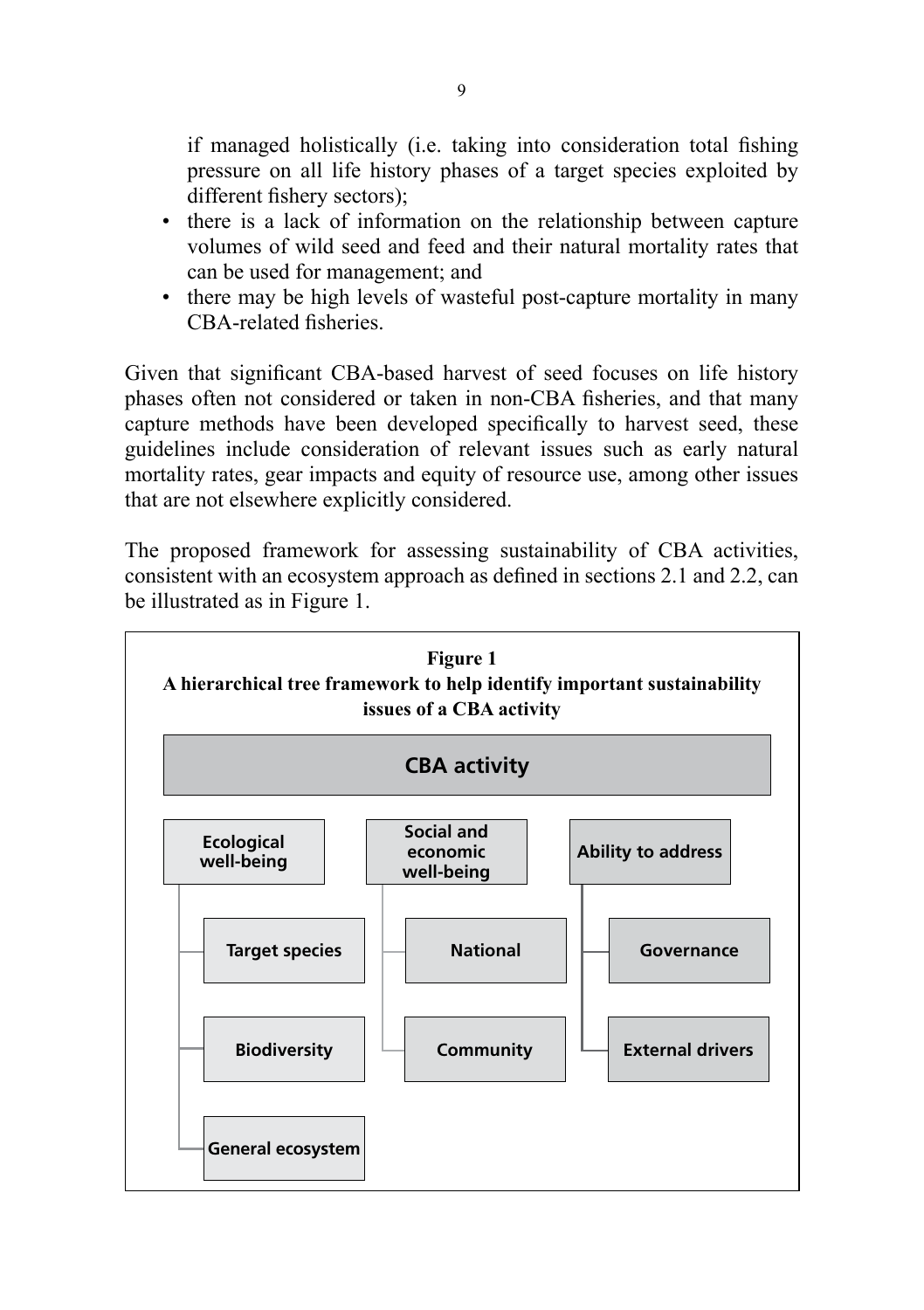if managed holistically (i.e. taking into consideration total fishing pressure on all life history phases of a target species exploited by different fishery sectors);

- there is a lack of information on the relationship between capture volumes of wild seed and feed and their natural mortality rates that can be used for management; and
- there may be high levels of wasteful post-capture mortality in many CBA-related fisheries.

Given that significant CBA-based harvest of seed focuses on life history phases often not considered or taken in non-CBA fisheries, and that many capture methods have been developed specifically to harvest seed, these guidelines include consideration of relevant issues such as early natural mortality rates, gear impacts and equity of resource use, among other issues that are not elsewhere explicitly considered.

The proposed framework for assessing sustainability of CBA activities, consistent with an ecosystem approach as defined in sections 2.1 and 2.2, can be illustrated as in Figure 1.

**Figure 1**
**A hierarchical tree framework to help identify important sustainability issues of a CBA activity**

- **CBA activity**
  - **Ecological well-being**
    - Target species
    - Biodiversity
    - General ecosystem
  - **Social and economic well-being**
    - National
    - Community
  - **Ability to address**
    - Governance
    - External drivers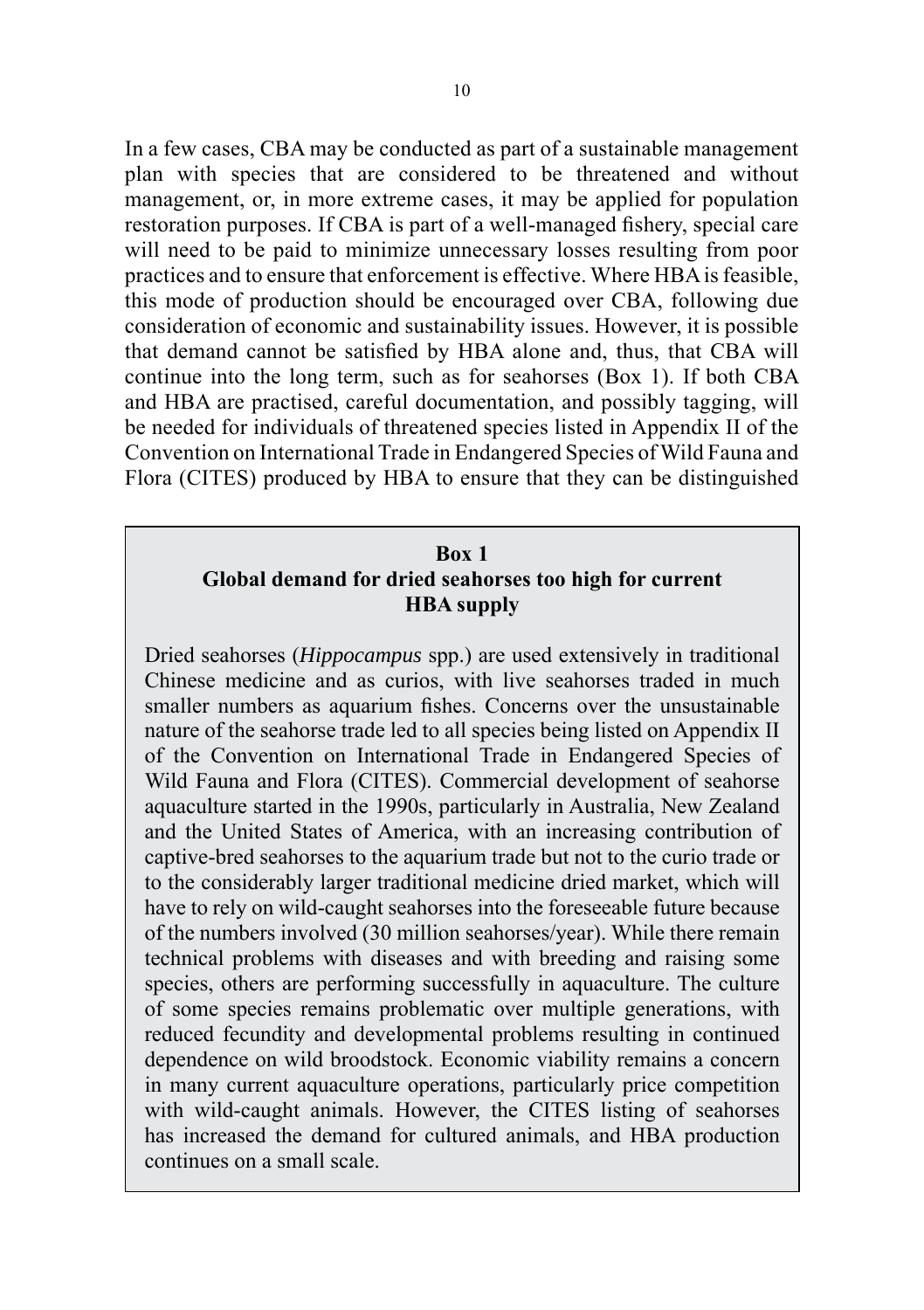In a few cases, CBA may be conducted as part of a sustainable management plan with species that are considered to be threatened and without management, or, in more extreme cases, it may be applied for population restoration purposes. If CBA is part of a well-managed fishery, special care will need to be paid to minimize unnecessary losses resulting from poor practices and to ensure that enforcement is effective. Where HBA is feasible, this mode of production should be encouraged over CBA, following due consideration of economic and sustainability issues. However, it is possible that demand cannot be satisfied by HBA alone and, thus, that CBA will continue into the long term, such as for seahorses (Box 1). If both CBA and HBA are practised, careful documentation, and possibly tagging, will be needed for individuals of threatened species listed in Appendix II of the Convention on International Trade in Endangered Species of Wild Fauna and Flora (CITES) produced by HBA to ensure that they can be distinguished

> **Box 1**
> **Global demand for dried seahorses too high for current HBA supply**
>
> Dried seahorses (*Hippocampus* spp.) are used extensively in traditional Chinese medicine and as curios, with live seahorses traded in much smaller numbers as aquarium fishes. Concerns over the unsustainable nature of the seahorse trade led to all species being listed on Appendix II of the Convention on International Trade in Endangered Species of Wild Fauna and Flora (CITES). Commercial development of seahorse aquaculture started in the 1990s, particularly in Australia, New Zealand and the United States of America, with an increasing contribution of captive-bred seahorses to the aquarium trade but not to the curio trade or to the considerably larger traditional medicine dried market, which will have to rely on wild-caught seahorses into the foreseeable future because of the numbers involved (30 million seahorses/year). While there remain technical problems with diseases and with breeding and raising some species, others are performing successfully in aquaculture. The culture of some species remains problematic over multiple generations, with reduced fecundity and developmental problems resulting in continued dependence on wild broodstock. Economic viability remains a concern in many current aquaculture operations, particularly price competition with wild-caught animals. However, the CITES listing of seahorses has increased the demand for cultured animals, and HBA production continues on a small scale.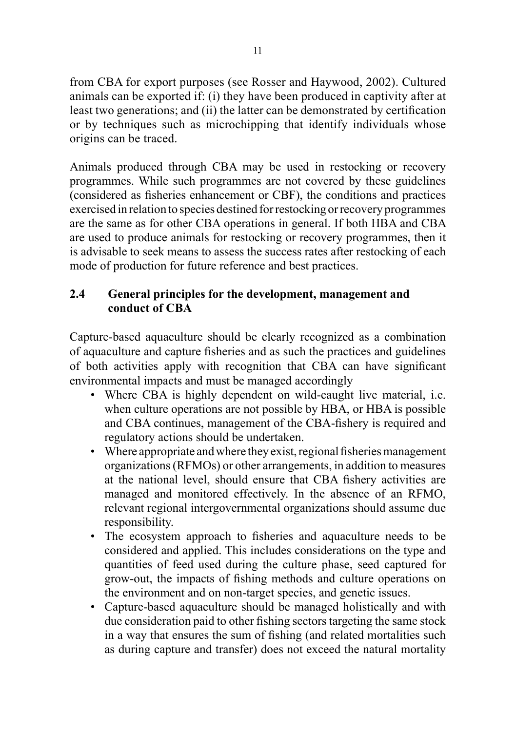from CBA for export purposes (see Rosser and Haywood, 2002). Cultured animals can be exported if: (i) they have been produced in captivity after at least two generations; and (ii) the latter can be demonstrated by certification or by techniques such as microchipping that identify individuals whose origins can be traced.

Animals produced through CBA may be used in restocking or recovery programmes. While such programmes are not covered by these guidelines (considered as fisheries enhancement or CBF), the conditions and practices exercised in relation to species destined for restocking or recovery programmes are the same as for other CBA operations in general. If both HBA and CBA are used to produce animals for restocking or recovery programmes, then it is advisable to seek means to assess the success rates after restocking of each mode of production for future reference and best practices.

## 2.4 General principles for the development, management and conduct of CBA

Capture-based aquaculture should be clearly recognized as a combination of aquaculture and capture fisheries and as such the practices and guidelines of both activities apply with recognition that CBA can have significant environmental impacts and must be managed accordingly

- Where CBA is highly dependent on wild-caught live material, i.e. when culture operations are not possible by HBA, or HBA is possible and CBA continues, management of the CBA-fishery is required and regulatory actions should be undertaken.
- Where appropriate and where they exist, regional fisheries management organizations (RFMOs) or other arrangements, in addition to measures at the national level, should ensure that CBA fishery activities are managed and monitored effectively. In the absence of an RFMO, relevant regional intergovernmental organizations should assume due responsibility.
- The ecosystem approach to fisheries and aquaculture needs to be considered and applied. This includes considerations on the type and quantities of feed used during the culture phase, seed captured for grow-out, the impacts of fishing methods and culture operations on the environment and on non-target species, and genetic issues.
- Capture-based aquaculture should be managed holistically and with due consideration paid to other fishing sectors targeting the same stock in a way that ensures the sum of fishing (and related mortalities such as during capture and transfer) does not exceed the natural mortality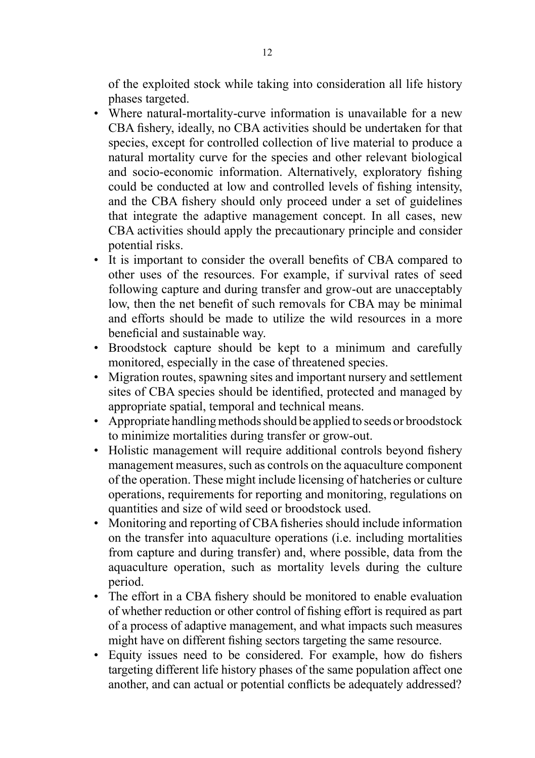of the exploited stock while taking into consideration all life history phases targeted.

- Where natural-mortality-curve information is unavailable for a new CBA fishery, ideally, no CBA activities should be undertaken for that species, except for controlled collection of live material to produce a natural mortality curve for the species and other relevant biological and socio-economic information. Alternatively, exploratory fishing could be conducted at low and controlled levels of fishing intensity, and the CBA fishery should only proceed under a set of guidelines that integrate the adaptive management concept. In all cases, new CBA activities should apply the precautionary principle and consider potential risks.
- It is important to consider the overall benefits of CBA compared to other uses of the resources. For example, if survival rates of seed following capture and during transfer and grow-out are unacceptably low, then the net benefit of such removals for CBA may be minimal and efforts should be made to utilize the wild resources in a more beneficial and sustainable way.
- Broodstock capture should be kept to a minimum and carefully monitored, especially in the case of threatened species.
- Migration routes, spawning sites and important nursery and settlement sites of CBA species should be identified, protected and managed by appropriate spatial, temporal and technical means.
- Appropriate handling methods should be applied to seeds or broodstock to minimize mortalities during transfer or grow-out.
- Holistic management will require additional controls beyond fishery management measures, such as controls on the aquaculture component of the operation. These might include licensing of hatcheries or culture operations, requirements for reporting and monitoring, regulations on quantities and size of wild seed or broodstock used.
- Monitoring and reporting of CBA fisheries should include information on the transfer into aquaculture operations (i.e. including mortalities from capture and during transfer) and, where possible, data from the aquaculture operation, such as mortality levels during the culture period.
- The effort in a CBA fishery should be monitored to enable evaluation of whether reduction or other control of fishing effort is required as part of a process of adaptive management, and what impacts such measures might have on different fishing sectors targeting the same resource.
- Equity issues need to be considered. For example, how do fishers targeting different life history phases of the same population affect one another, and can actual or potential conflicts be adequately addressed?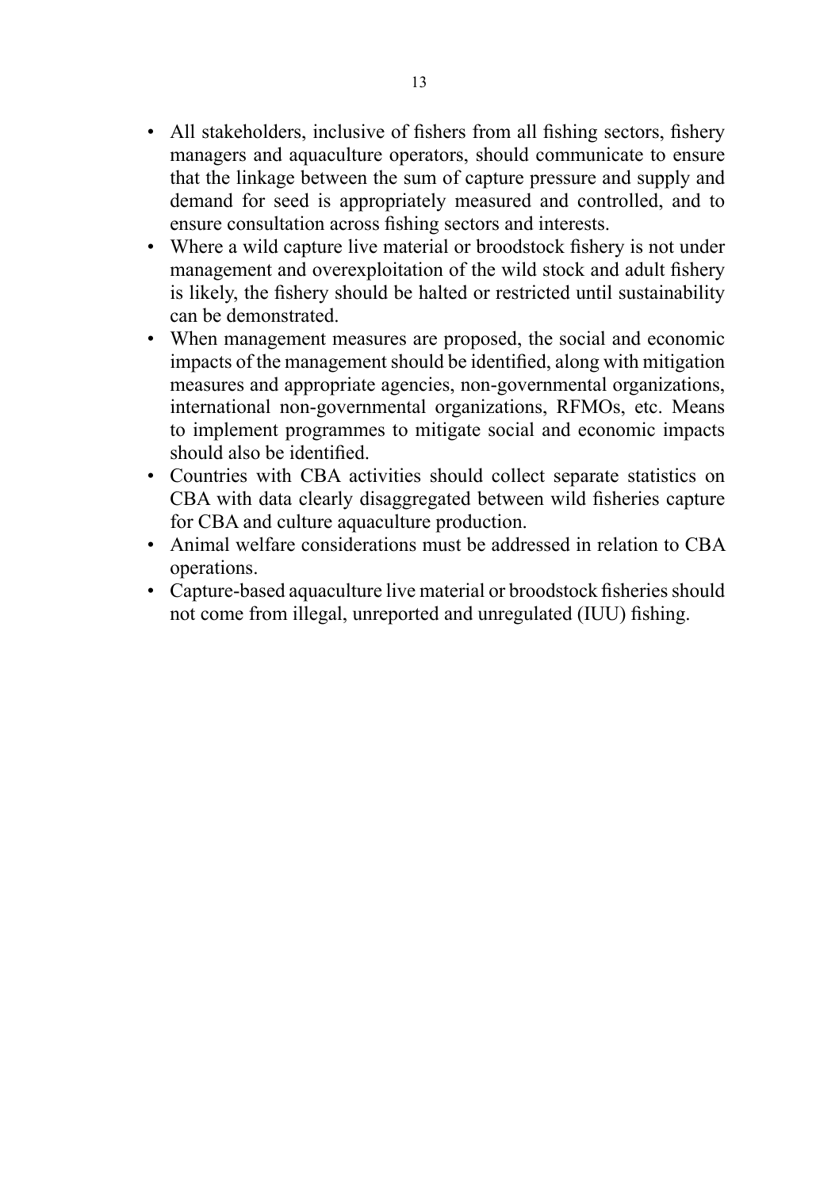- All stakeholders, inclusive of fishers from all fishing sectors, fishery managers and aquaculture operators, should communicate to ensure that the linkage between the sum of capture pressure and supply and demand for seed is appropriately measured and controlled, and to ensure consultation across fishing sectors and interests.
- Where a wild capture live material or broodstock fishery is not under management and overexploitation of the wild stock and adult fishery is likely, the fishery should be halted or restricted until sustainability can be demonstrated.
- When management measures are proposed, the social and economic impacts of the management should be identified, along with mitigation measures and appropriate agencies, non-governmental organizations, international non-governmental organizations, RFMOs, etc. Means to implement programmes to mitigate social and economic impacts should also be identified.
- Countries with CBA activities should collect separate statistics on CBA with data clearly disaggregated between wild fisheries capture for CBA and culture aquaculture production.
- Animal welfare considerations must be addressed in relation to CBA operations.
- Capture-based aquaculture live material or broodstock fisheries should not come from illegal, unreported and unregulated (IUU) fishing.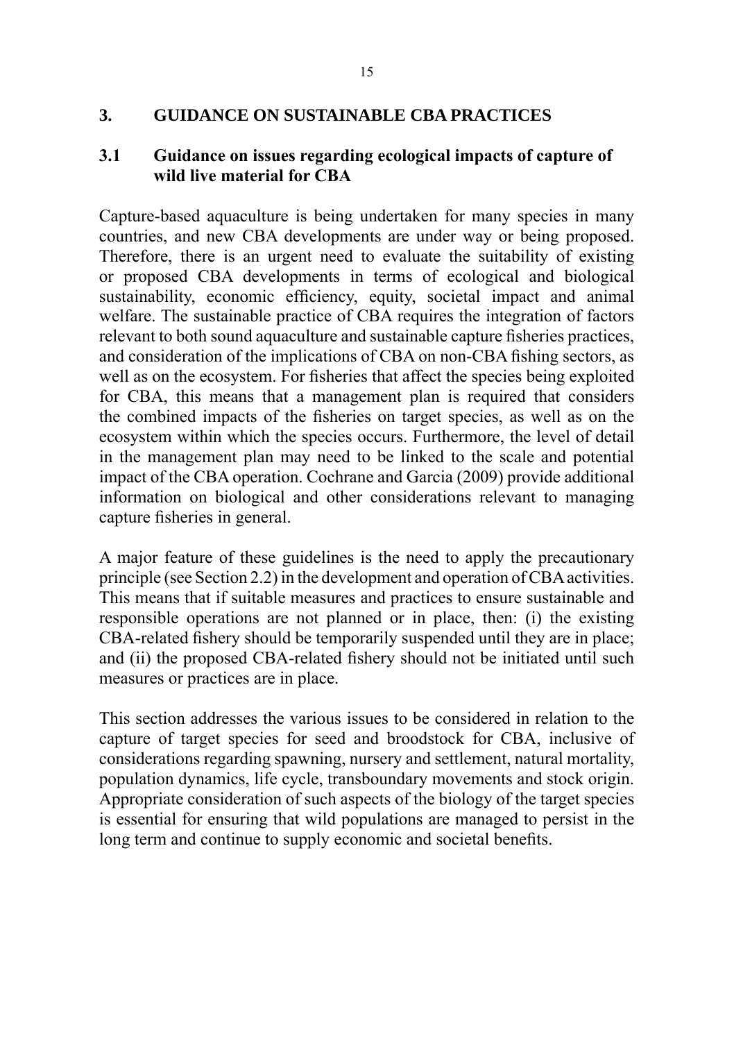# 3. GUIDANCE ON SUSTAINABLE CBA PRACTICES

## 3.1 Guidance on issues regarding ecological impacts of capture of wild live material for CBA

Capture-based aquaculture is being undertaken for many species in many countries, and new CBA developments are under way or being proposed. Therefore, there is an urgent need to evaluate the suitability of existing or proposed CBA developments in terms of ecological and biological sustainability, economic efficiency, equity, societal impact and animal welfare. The sustainable practice of CBA requires the integration of factors relevant to both sound aquaculture and sustainable capture fisheries practices, and consideration of the implications of CBA on non-CBA fishing sectors, as well as on the ecosystem. For fisheries that affect the species being exploited for CBA, this means that a management plan is required that considers the combined impacts of the fisheries on target species, as well as on the ecosystem within which the species occurs. Furthermore, the level of detail in the management plan may need to be linked to the scale and potential impact of the CBA operation. Cochrane and Garcia (2009) provide additional information on biological and other considerations relevant to managing capture fisheries in general.

A major feature of these guidelines is the need to apply the precautionary principle (see Section 2.2) in the development and operation of CBA activities. This means that if suitable measures and practices to ensure sustainable and responsible operations are not planned or in place, then: (i) the existing CBA-related fishery should be temporarily suspended until they are in place; and (ii) the proposed CBA-related fishery should not be initiated until such measures or practices are in place.

This section addresses the various issues to be considered in relation to the capture of target species for seed and broodstock for CBA, inclusive of considerations regarding spawning, nursery and settlement, natural mortality, population dynamics, life cycle, transboundary movements and stock origin. Appropriate consideration of such aspects of the biology of the target species is essential for ensuring that wild populations are managed to persist in the long term and continue to supply economic and societal benefits.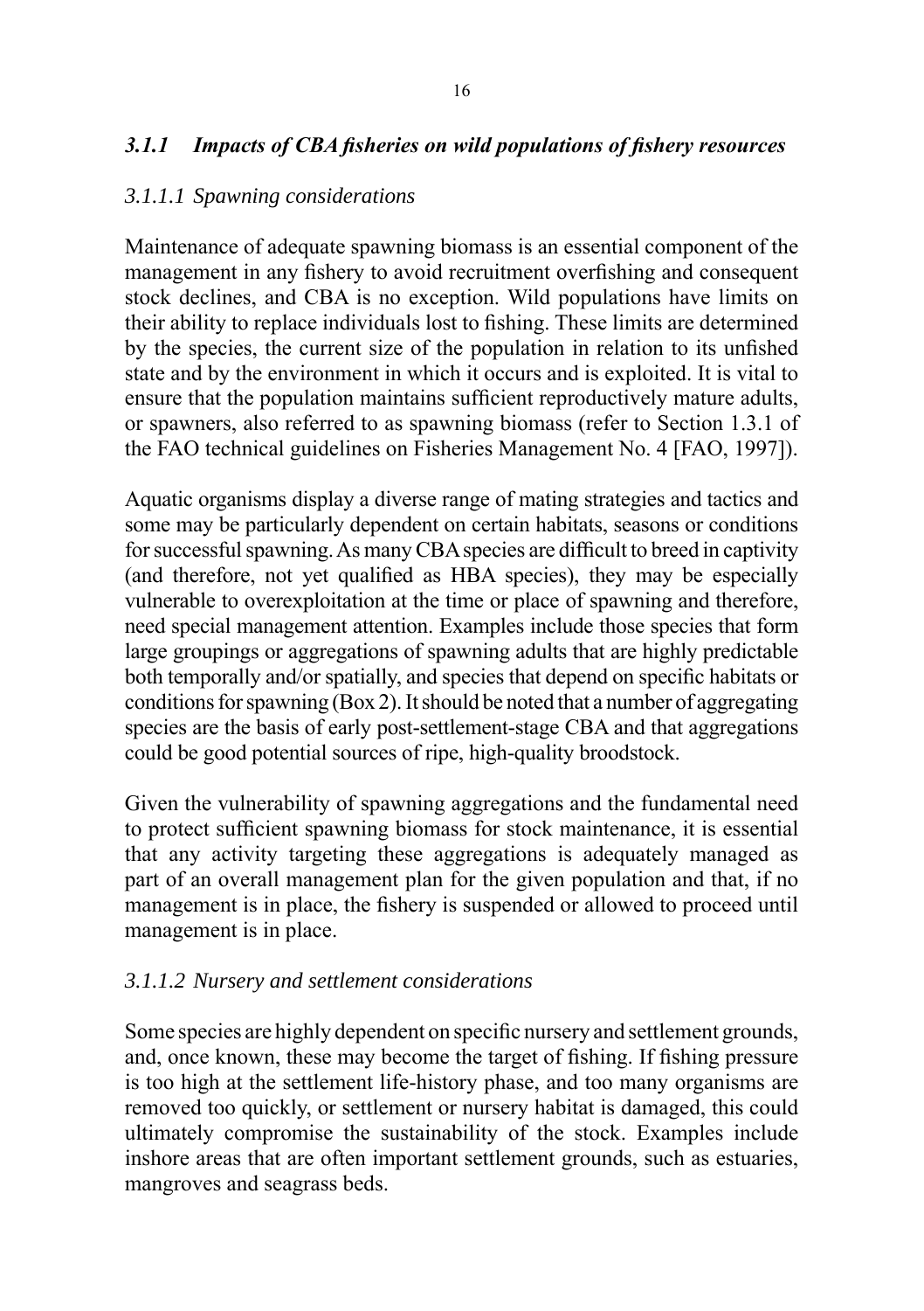### *3.1.1 Impacts of CBA fisheries on wild populations of fishery resources*

#### *3.1.1.1 Spawning considerations*

Maintenance of adequate spawning biomass is an essential component of the management in any fishery to avoid recruitment overfishing and consequent stock declines, and CBA is no exception. Wild populations have limits on their ability to replace individuals lost to fishing. These limits are determined by the species, the current size of the population in relation to its unfished state and by the environment in which it occurs and is exploited. It is vital to ensure that the population maintains sufficient reproductively mature adults, or spawners, also referred to as spawning biomass (refer to Section 1.3.1 of the FAO technical guidelines on Fisheries Management No. 4 [FAO, 1997]).

Aquatic organisms display a diverse range of mating strategies and tactics and some may be particularly dependent on certain habitats, seasons or conditions for successful spawning. As many CBA species are difficult to breed in captivity (and therefore, not yet qualified as HBA species), they may be especially vulnerable to overexploitation at the time or place of spawning and therefore, need special management attention. Examples include those species that form large groupings or aggregations of spawning adults that are highly predictable both temporally and/or spatially, and species that depend on specific habitats or conditions for spawning (Box 2). It should be noted that a number of aggregating species are the basis of early post-settlement-stage CBA and that aggregations could be good potential sources of ripe, high-quality broodstock.

Given the vulnerability of spawning aggregations and the fundamental need to protect sufficient spawning biomass for stock maintenance, it is essential that any activity targeting these aggregations is adequately managed as part of an overall management plan for the given population and that, if no management is in place, the fishery is suspended or allowed to proceed until management is in place.

#### *3.1.1.2 Nursery and settlement considerations*

Some species are highly dependent on specific nursery and settlement grounds, and, once known, these may become the target of fishing. If fishing pressure is too high at the settlement life-history phase, and too many organisms are removed too quickly, or settlement or nursery habitat is damaged, this could ultimately compromise the sustainability of the stock. Examples include inshore areas that are often important settlement grounds, such as estuaries, mangroves and seagrass beds.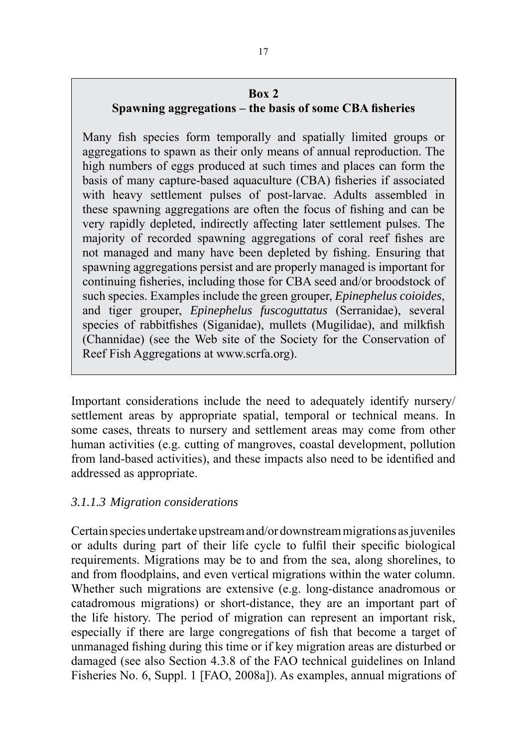**Box 2**
**Spawning aggregations – the basis of some CBA fisheries**

Many fish species form temporally and spatially limited groups or aggregations to spawn as their only means of annual reproduction. The high numbers of eggs produced at such times and places can form the basis of many capture-based aquaculture (CBA) fisheries if associated with heavy settlement pulses of post-larvae. Adults assembled in these spawning aggregations are often the focus of fishing and can be very rapidly depleted, indirectly affecting later settlement pulses. The majority of recorded spawning aggregations of coral reef fishes are not managed and many have been depleted by fishing. Ensuring that spawning aggregations persist and are properly managed is important for continuing fisheries, including those for CBA seed and/or broodstock of such species. Examples include the green grouper, *Epinephelus coioides*, and tiger grouper, *Epinephelus fuscoguttatus* (Serranidae), several species of rabbitfishes (Siganidae), mullets (Mugilidae), and milkfish (Channidae) (see the Web site of the Society for the Conservation of Reef Fish Aggregations at www.scrfa.org).

Important considerations include the need to adequately identify nursery/settlement areas by appropriate spatial, temporal or technical means. In some cases, threats to nursery and settlement areas may come from other human activities (e.g. cutting of mangroves, coastal development, pollution from land-based activities), and these impacts also need to be identified and addressed as appropriate.

#### *3.1.1.3 Migration considerations*

Certain species undertake upstream and/or downstream migrations as juveniles or adults during part of their life cycle to fulfil their specific biological requirements. Migrations may be to and from the sea, along shorelines, to and from floodplains, and even vertical migrations within the water column. Whether such migrations are extensive (e.g. long-distance anadromous or catadromous migrations) or short-distance, they are an important part of the life history. The period of migration can represent an important risk, especially if there are large congregations of fish that become a target of unmanaged fishing during this time or if key migration areas are disturbed or damaged (see also Section 4.3.8 of the FAO technical guidelines on Inland Fisheries No. 6, Suppl. 1 [FAO, 2008a]). As examples, annual migrations of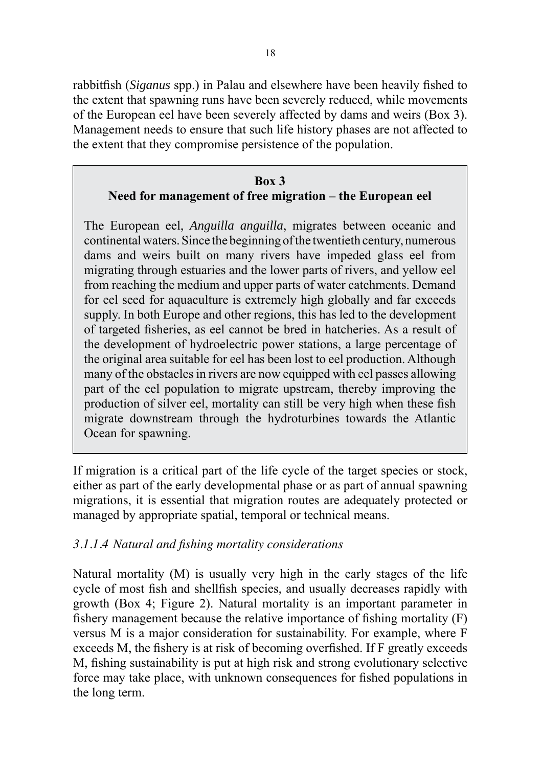rabbitfish (*Siganus* spp.) in Palau and elsewhere have been heavily fished to the extent that spawning runs have been severely reduced, while movements of the European eel have been severely affected by dams and weirs (Box 3). Management needs to ensure that such life history phases are not affected to the extent that they compromise persistence of the population.

> **Box 3**
> **Need for management of free migration – the European eel**
>
> The European eel, *Anguilla anguilla*, migrates between oceanic and continental waters. Since the beginning of the twentieth century, numerous dams and weirs built on many rivers have impeded glass eel from migrating through estuaries and the lower parts of rivers, and yellow eel from reaching the medium and upper parts of water catchments. Demand for eel seed for aquaculture is extremely high globally and far exceeds supply. In both Europe and other regions, this has led to the development of targeted fisheries, as eel cannot be bred in hatcheries. As a result of the development of hydroelectric power stations, a large percentage of the original area suitable for eel has been lost to eel production. Although many of the obstacles in rivers are now equipped with eel passes allowing part of the eel population to migrate upstream, thereby improving the production of silver eel, mortality can still be very high when these fish migrate downstream through the hydroturbines towards the Atlantic Ocean for spawning.

If migration is a critical part of the life cycle of the target species or stock, either as part of the early developmental phase or as part of annual spawning migrations, it is essential that migration routes are adequately protected or managed by appropriate spatial, temporal or technical means.

#### *3.1.1.4 Natural and fishing mortality considerations*

Natural mortality (M) is usually very high in the early stages of the life cycle of most fish and shellfish species, and usually decreases rapidly with growth (Box 4; Figure 2). Natural mortality is an important parameter in fishery management because the relative importance of fishing mortality (F) versus M is a major consideration for sustainability. For example, where F exceeds M, the fishery is at risk of becoming overfished. If F greatly exceeds M, fishing sustainability is put at high risk and strong evolutionary selective force may take place, with unknown consequences for fished populations in the long term.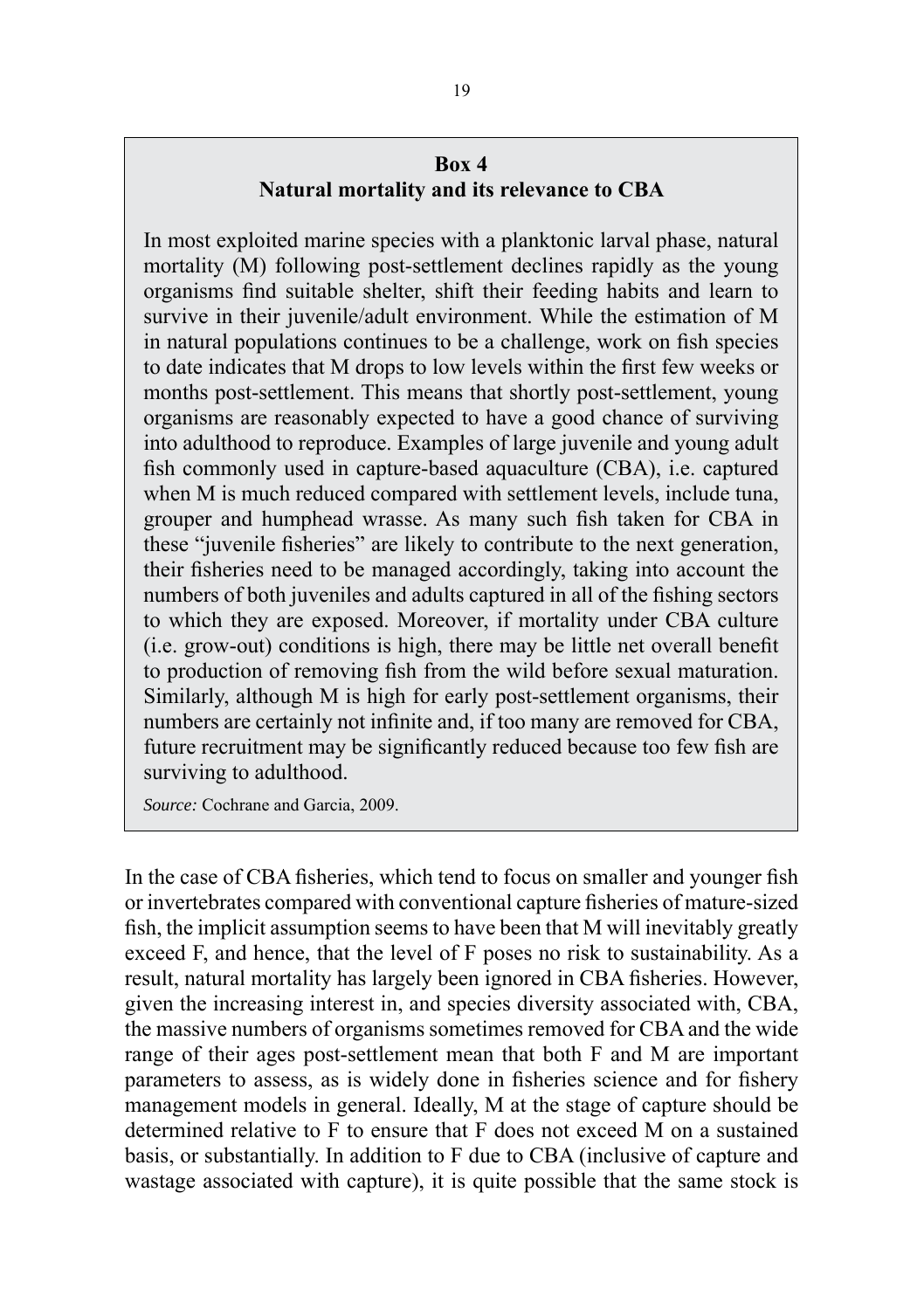**Box 4**
**Natural mortality and its relevance to CBA**

In most exploited marine species with a planktonic larval phase, natural mortality (M) following post-settlement declines rapidly as the young organisms find suitable shelter, shift their feeding habits and learn to survive in their juvenile/adult environment. While the estimation of M in natural populations continues to be a challenge, work on fish species to date indicates that M drops to low levels within the first few weeks or months post-settlement. This means that shortly post-settlement, young organisms are reasonably expected to have a good chance of surviving into adulthood to reproduce. Examples of large juvenile and young adult fish commonly used in capture-based aquaculture (CBA), i.e. captured when M is much reduced compared with settlement levels, include tuna, grouper and humphead wrasse. As many such fish taken for CBA in these "juvenile fisheries" are likely to contribute to the next generation, their fisheries need to be managed accordingly, taking into account the numbers of both juveniles and adults captured in all of the fishing sectors to which they are exposed. Moreover, if mortality under CBA culture (i.e. grow-out) conditions is high, there may be little net overall benefit to production of removing fish from the wild before sexual maturation. Similarly, although M is high for early post-settlement organisms, their numbers are certainly not infinite and, if too many are removed for CBA, future recruitment may be significantly reduced because too few fish are surviving to adulthood.

*Source:* Cochrane and Garcia, 2009.

In the case of CBA fisheries, which tend to focus on smaller and younger fish or invertebrates compared with conventional capture fisheries of mature-sized fish, the implicit assumption seems to have been that M will inevitably greatly exceed F, and hence, that the level of F poses no risk to sustainability. As a result, natural mortality has largely been ignored in CBA fisheries. However, given the increasing interest in, and species diversity associated with, CBA, the massive numbers of organisms sometimes removed for CBA and the wide range of their ages post-settlement mean that both F and M are important parameters to assess, as is widely done in fisheries science and for fishery management models in general. Ideally, M at the stage of capture should be determined relative to F to ensure that F does not exceed M on a sustained basis, or substantially. In addition to F due to CBA (inclusive of capture and wastage associated with capture), it is quite possible that the same stock is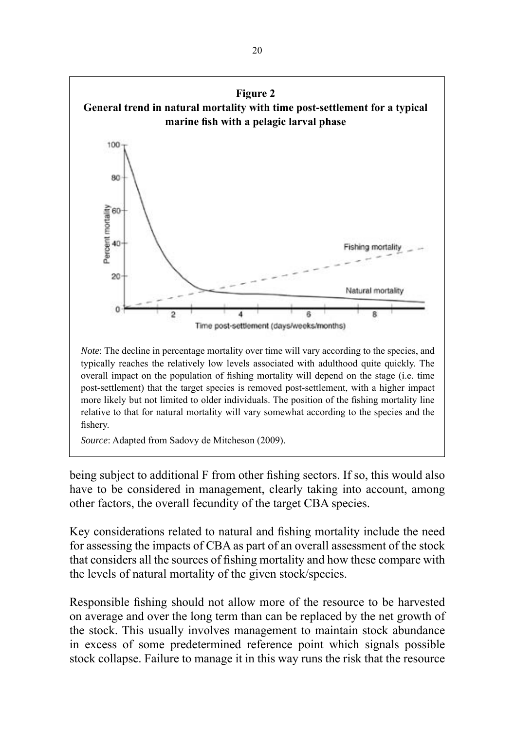**Figure 2**
**General trend in natural mortality with time post-settlement for a typical marine fish with a pelagic larval phase**

*Note*: The decline in percentage mortality over time will vary according to the species, and typically reaches the relatively low levels associated with adulthood quite quickly. The overall impact on the population of fishing mortality will depend on the stage (i.e. time post-settlement) that the target species is removed post-settlement, with a higher impact more likely but not limited to older individuals. The position of the fishing mortality line relative to that for natural mortality will vary somewhat according to the species and the fishery.

*Source*: Adapted from Sadovy de Mitcheson (2009).

being subject to additional F from other fishing sectors. If so, this would also have to be considered in management, clearly taking into account, among other factors, the overall fecundity of the target CBA species.

Key considerations related to natural and fishing mortality include the need for assessing the impacts of CBA as part of an overall assessment of the stock that considers all the sources of fishing mortality and how these compare with the levels of natural mortality of the given stock/species.

Responsible fishing should not allow more of the resource to be harvested on average and over the long term than can be replaced by the net growth of the stock. This usually involves management to maintain stock abundance in excess of some predetermined reference point which signals possible stock collapse. Failure to manage it in this way runs the risk that the resource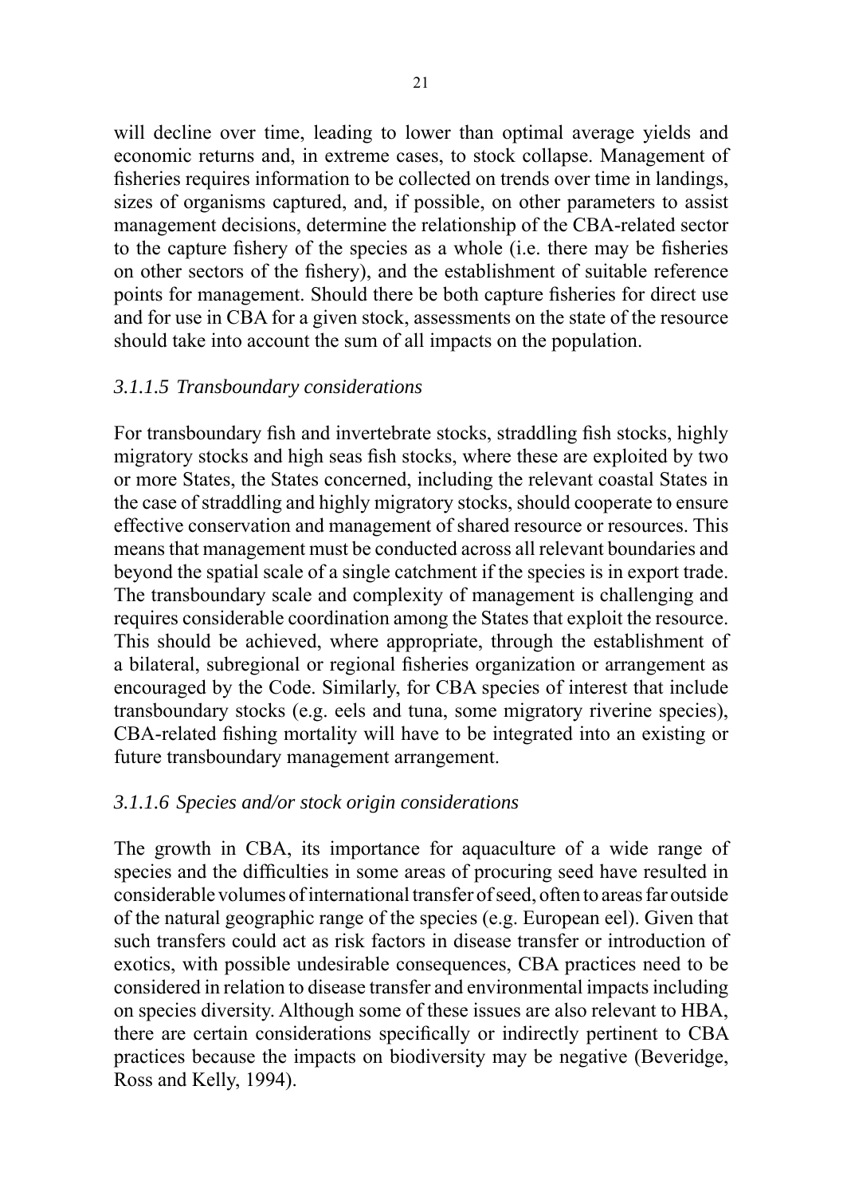will decline over time, leading to lower than optimal average yields and economic returns and, in extreme cases, to stock collapse. Management of fisheries requires information to be collected on trends over time in landings, sizes of organisms captured, and, if possible, on other parameters to assist management decisions, determine the relationship of the CBA-related sector to the capture fishery of the species as a whole (i.e. there may be fisheries on other sectors of the fishery), and the establishment of suitable reference points for management. Should there be both capture fisheries for direct use and for use in CBA for a given stock, assessments on the state of the resource should take into account the sum of all impacts on the population.

#### *3.1.1.5 Transboundary considerations*

For transboundary fish and invertebrate stocks, straddling fish stocks, highly migratory stocks and high seas fish stocks, where these are exploited by two or more States, the States concerned, including the relevant coastal States in the case of straddling and highly migratory stocks, should cooperate to ensure effective conservation and management of shared resource or resources. This means that management must be conducted across all relevant boundaries and beyond the spatial scale of a single catchment if the species is in export trade. The transboundary scale and complexity of management is challenging and requires considerable coordination among the States that exploit the resource. This should be achieved, where appropriate, through the establishment of a bilateral, subregional or regional fisheries organization or arrangement as encouraged by the Code. Similarly, for CBA species of interest that include transboundary stocks (e.g. eels and tuna, some migratory riverine species), CBA-related fishing mortality will have to be integrated into an existing or future transboundary management arrangement.

#### *3.1.1.6 Species and/or stock origin considerations*

The growth in CBA, its importance for aquaculture of a wide range of species and the difficulties in some areas of procuring seed have resulted in considerable volumes of international transfer of seed, often to areas far outside of the natural geographic range of the species (e.g. European eel). Given that such transfers could act as risk factors in disease transfer or introduction of exotics, with possible undesirable consequences, CBA practices need to be considered in relation to disease transfer and environmental impacts including on species diversity. Although some of these issues are also relevant to HBA, there are certain considerations specifically or indirectly pertinent to CBA practices because the impacts on biodiversity may be negative (Beveridge, Ross and Kelly, 1994).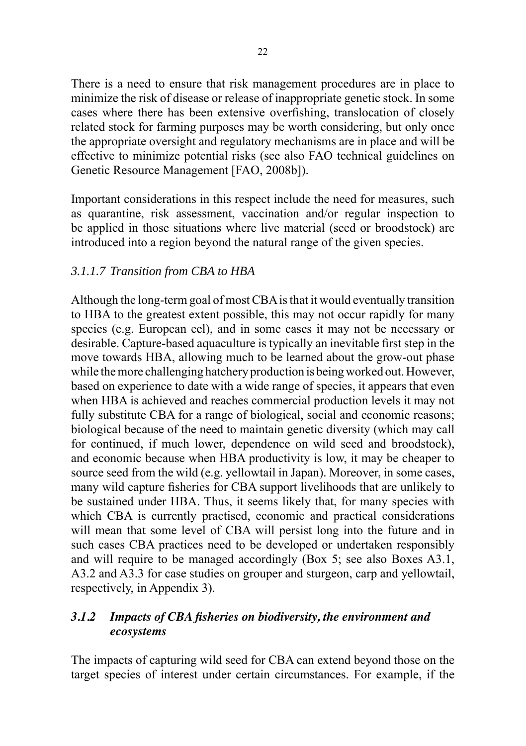There is a need to ensure that risk management procedures are in place to minimize the risk of disease or release of inappropriate genetic stock. In some cases where there has been extensive overfishing, translocation of closely related stock for farming purposes may be worth considering, but only once the appropriate oversight and regulatory mechanisms are in place and will be effective to minimize potential risks (see also FAO technical guidelines on Genetic Resource Management [FAO, 2008b]).

Important considerations in this respect include the need for measures, such as quarantine, risk assessment, vaccination and/or regular inspection to be applied in those situations where live material (seed or broodstock) are introduced into a region beyond the natural range of the given species.

#### *3.1.1.7 Transition from CBA to HBA*

Although the long-term goal of most CBA is that it would eventually transition to HBA to the greatest extent possible, this may not occur rapidly for many species (e.g. European eel), and in some cases it may not be necessary or desirable. Capture-based aquaculture is typically an inevitable first step in the move towards HBA, allowing much to be learned about the grow-out phase while the more challenging hatchery production is being worked out. However, based on experience to date with a wide range of species, it appears that even when HBA is achieved and reaches commercial production levels it may not fully substitute CBA for a range of biological, social and economic reasons; biological because of the need to maintain genetic diversity (which may call for continued, if much lower, dependence on wild seed and broodstock), and economic because when HBA productivity is low, it may be cheaper to source seed from the wild (e.g. yellowtail in Japan). Moreover, in some cases, many wild capture fisheries for CBA support livelihoods that are unlikely to be sustained under HBA. Thus, it seems likely that, for many species with which CBA is currently practised, economic and practical considerations will mean that some level of CBA will persist long into the future and in such cases CBA practices need to be developed or undertaken responsibly and will require to be managed accordingly (Box 5; see also Boxes A3.1, A3.2 and A3.3 for case studies on grouper and sturgeon, carp and yellowtail, respectively, in Appendix 3).

### *3.1.2 Impacts of CBA fisheries on biodiversity, the environment and ecosystems*

The impacts of capturing wild seed for CBA can extend beyond those on the target species of interest under certain circumstances. For example, if the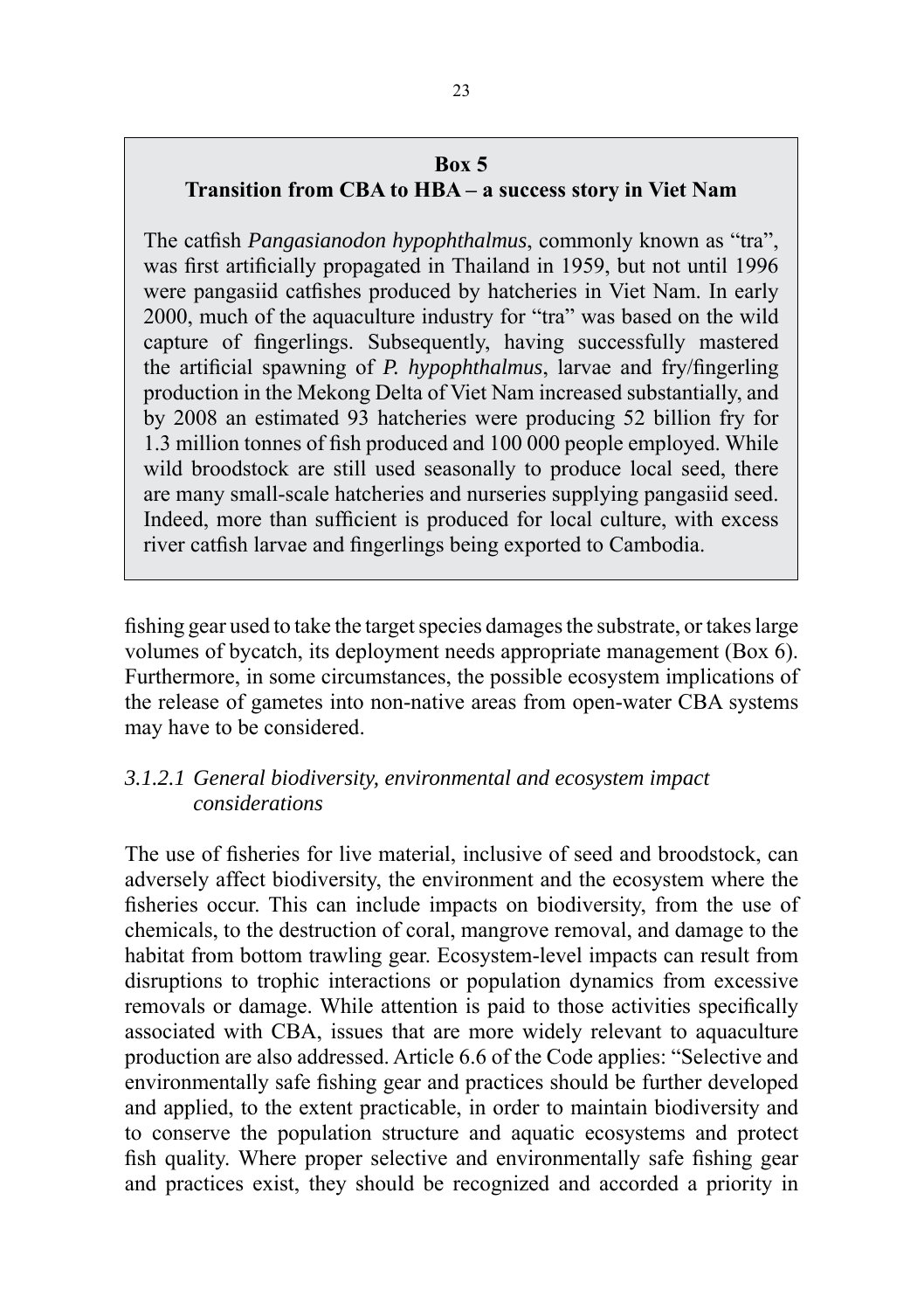**Box 5**
**Transition from CBA to HBA – a success story in Viet Nam**

The catfish *Pangasianodon hypophthalmus*, commonly known as "tra", was first artificially propagated in Thailand in 1959, but not until 1996 were pangasiid catfishes produced by hatcheries in Viet Nam. In early 2000, much of the aquaculture industry for "tra" was based on the wild capture of fingerlings. Subsequently, having successfully mastered the artificial spawning of *P. hypophthalmus*, larvae and fry/fingerling production in the Mekong Delta of Viet Nam increased substantially, and by 2008 an estimated 93 hatcheries were producing 52 billion fry for 1.3 million tonnes of fish produced and 100 000 people employed. While wild broodstock are still used seasonally to produce local seed, there are many small-scale hatcheries and nurseries supplying pangasiid seed. Indeed, more than sufficient is produced for local culture, with excess river catfish larvae and fingerlings being exported to Cambodia.

fishing gear used to take the target species damages the substrate, or takes large volumes of bycatch, its deployment needs appropriate management (Box 6). Furthermore, in some circumstances, the possible ecosystem implications of the release of gametes into non-native areas from open-water CBA systems may have to be considered.

#### *3.1.2.1 General biodiversity, environmental and ecosystem impact considerations*

The use of fisheries for live material, inclusive of seed and broodstock, can adversely affect biodiversity, the environment and the ecosystem where the fisheries occur. This can include impacts on biodiversity, from the use of chemicals, to the destruction of coral, mangrove removal, and damage to the habitat from bottom trawling gear. Ecosystem-level impacts can result from disruptions to trophic interactions or population dynamics from excessive removals or damage. While attention is paid to those activities specifically associated with CBA, issues that are more widely relevant to aquaculture production are also addressed. Article 6.6 of the Code applies: "Selective and environmentally safe fishing gear and practices should be further developed and applied, to the extent practicable, in order to maintain biodiversity and to conserve the population structure and aquatic ecosystems and protect fish quality. Where proper selective and environmentally safe fishing gear and practices exist, they should be recognized and accorded a priority in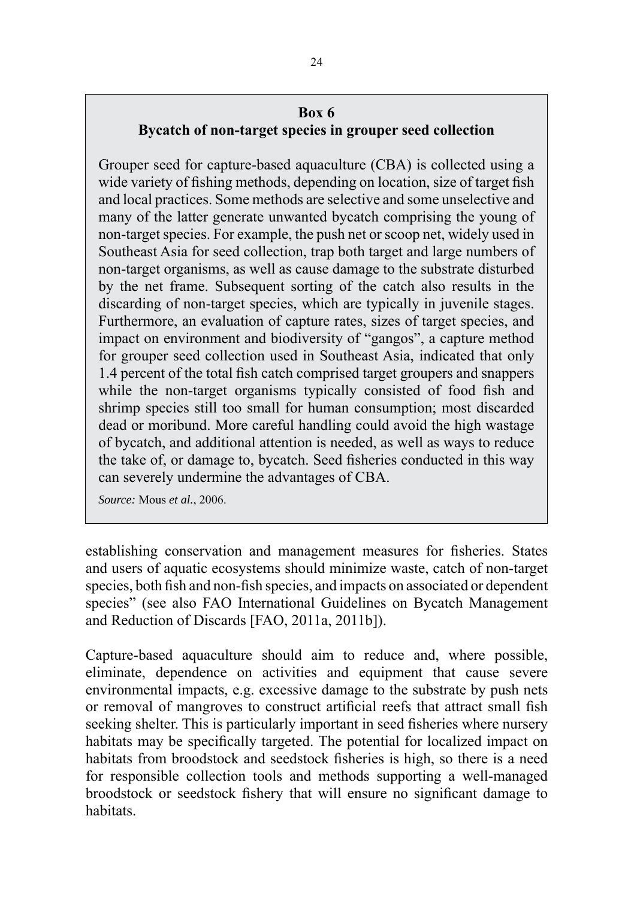**Box 6**

**Bycatch of non-target species in grouper seed collection**

Grouper seed for capture-based aquaculture (CBA) is collected using a wide variety of fishing methods, depending on location, size of target fish and local practices. Some methods are selective and some unselective and many of the latter generate unwanted bycatch comprising the young of non-target species. For example, the push net or scoop net, widely used in Southeast Asia for seed collection, trap both target and large numbers of non-target organisms, as well as cause damage to the substrate disturbed by the net frame. Subsequent sorting of the catch also results in the discarding of non-target species, which are typically in juvenile stages. Furthermore, an evaluation of capture rates, sizes of target species, and impact on environment and biodiversity of "gangos", a capture method for grouper seed collection used in Southeast Asia, indicated that only 1.4 percent of the total fish catch comprised target groupers and snappers while the non-target organisms typically consisted of food fish and shrimp species still too small for human consumption; most discarded dead or moribund. More careful handling could avoid the high wastage of bycatch, and additional attention is needed, as well as ways to reduce the take of, or damage to, bycatch. Seed fisheries conducted in this way can severely undermine the advantages of CBA.

*Source:* Mous *et al.*, 2006.

establishing conservation and management measures for fisheries. States and users of aquatic ecosystems should minimize waste, catch of non-target species, both fish and non-fish species, and impacts on associated or dependent species" (see also FAO International Guidelines on Bycatch Management and Reduction of Discards [FAO, 2011a, 2011b]).

Capture-based aquaculture should aim to reduce and, where possible, eliminate, dependence on activities and equipment that cause severe environmental impacts, e.g. excessive damage to the substrate by push nets or removal of mangroves to construct artificial reefs that attract small fish seeking shelter. This is particularly important in seed fisheries where nursery habitats may be specifically targeted. The potential for localized impact on habitats from broodstock and seedstock fisheries is high, so there is a need for responsible collection tools and methods supporting a well-managed broodstock or seedstock fishery that will ensure no significant damage to habitats.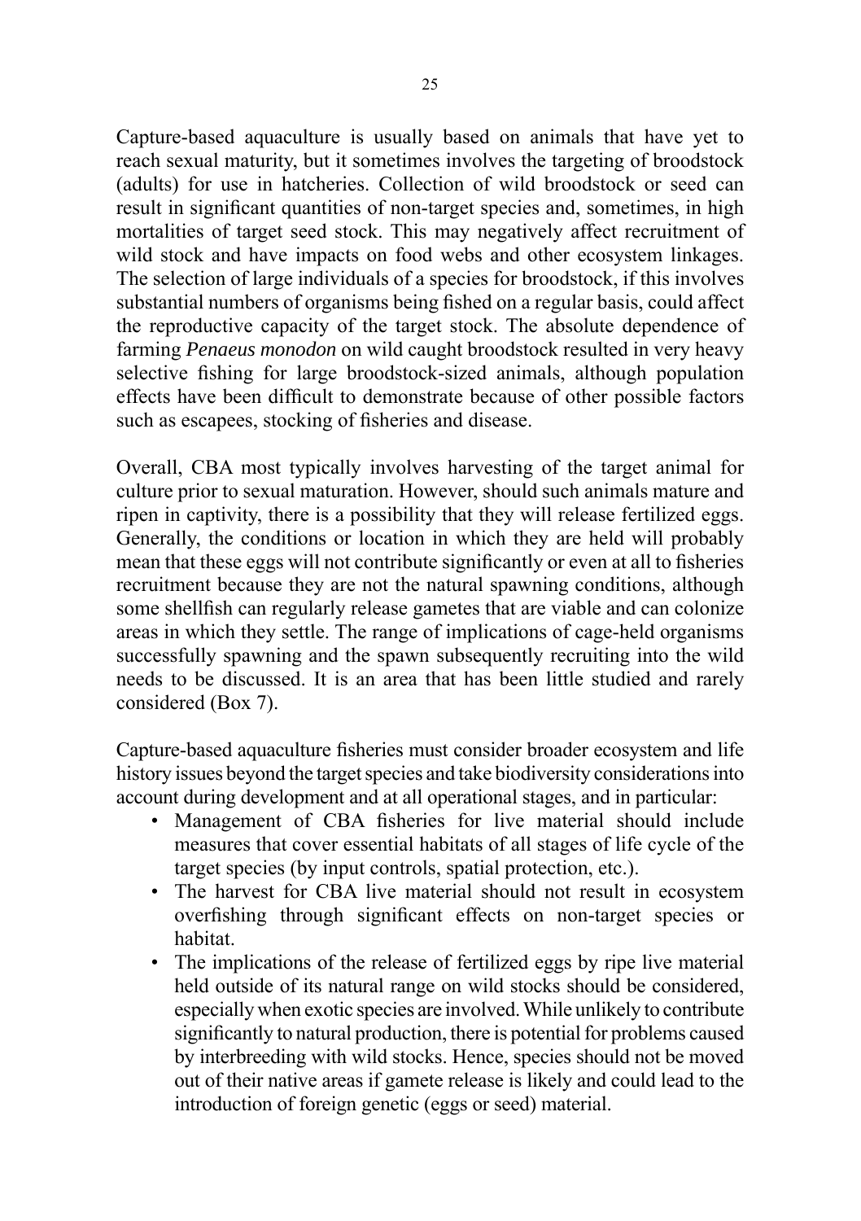Capture-based aquaculture is usually based on animals that have yet to reach sexual maturity, but it sometimes involves the targeting of broodstock (adults) for use in hatcheries. Collection of wild broodstock or seed can result in significant quantities of non-target species and, sometimes, in high mortalities of target seed stock. This may negatively affect recruitment of wild stock and have impacts on food webs and other ecosystem linkages. The selection of large individuals of a species for broodstock, if this involves substantial numbers of organisms being fished on a regular basis, could affect the reproductive capacity of the target stock. The absolute dependence of farming *Penaeus monodon* on wild caught broodstock resulted in very heavy selective fishing for large broodstock-sized animals, although population effects have been difficult to demonstrate because of other possible factors such as escapees, stocking of fisheries and disease.

Overall, CBA most typically involves harvesting of the target animal for culture prior to sexual maturation. However, should such animals mature and ripen in captivity, there is a possibility that they will release fertilized eggs. Generally, the conditions or location in which they are held will probably mean that these eggs will not contribute significantly or even at all to fisheries recruitment because they are not the natural spawning conditions, although some shellfish can regularly release gametes that are viable and can colonize areas in which they settle. The range of implications of cage-held organisms successfully spawning and the spawn subsequently recruiting into the wild needs to be discussed. It is an area that has been little studied and rarely considered (Box 7).

Capture-based aquaculture fisheries must consider broader ecosystem and life history issues beyond the target species and take biodiversity considerations into account during development and at all operational stages, and in particular:

- Management of CBA fisheries for live material should include measures that cover essential habitats of all stages of life cycle of the target species (by input controls, spatial protection, etc.).
- The harvest for CBA live material should not result in ecosystem overfishing through significant effects on non-target species or habitat.
- The implications of the release of fertilized eggs by ripe live material held outside of its natural range on wild stocks should be considered, especially when exotic species are involved. While unlikely to contribute significantly to natural production, there is potential for problems caused by interbreeding with wild stocks. Hence, species should not be moved out of their native areas if gamete release is likely and could lead to the introduction of foreign genetic (eggs or seed) material.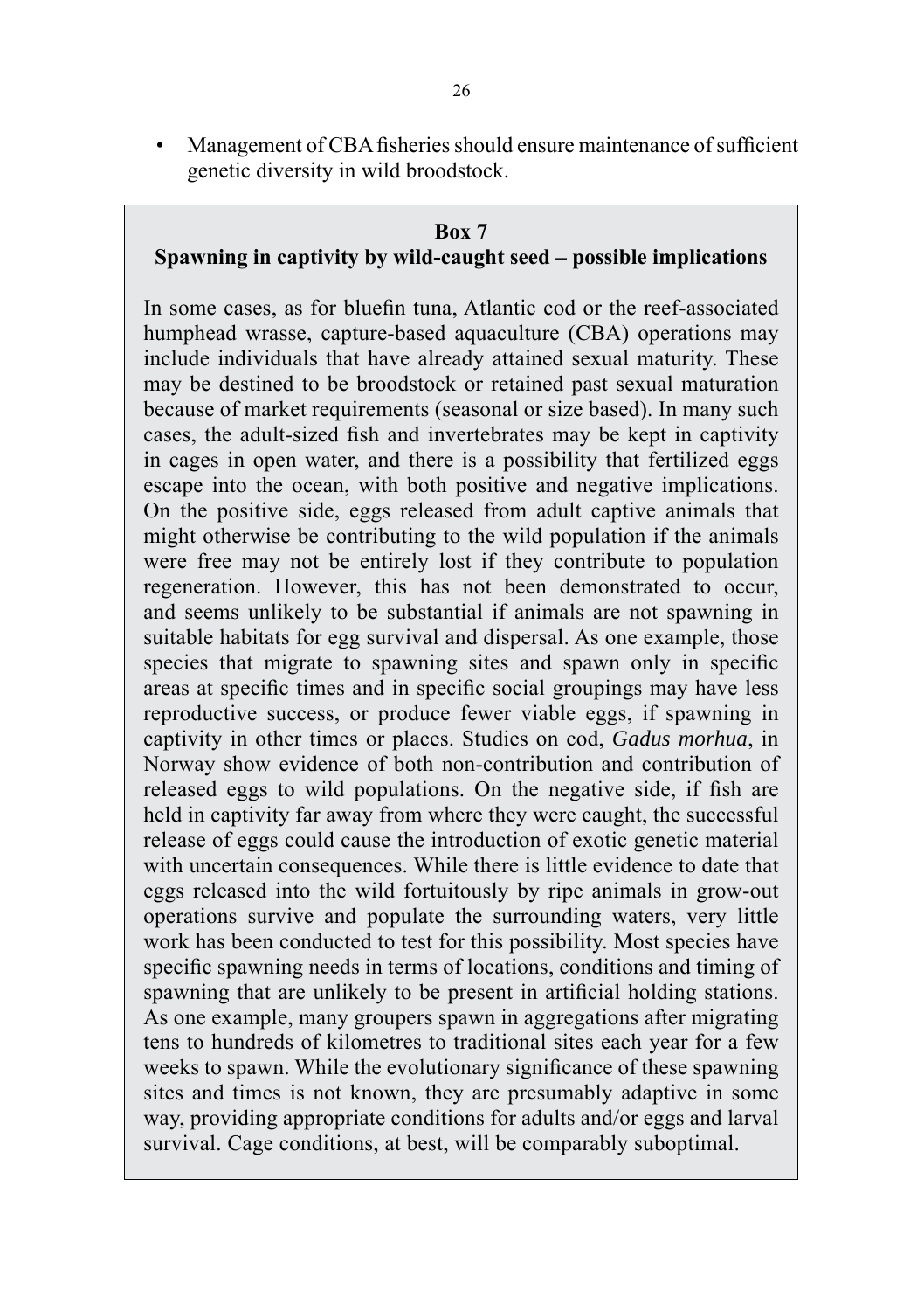- Management of CBA fisheries should ensure maintenance of sufficient genetic diversity in wild broodstock.

**Box 7**

**Spawning in captivity by wild-caught seed – possible implications**

In some cases, as for bluefin tuna, Atlantic cod or the reef-associated humphead wrasse, capture-based aquaculture (CBA) operations may include individuals that have already attained sexual maturity. These may be destined to be broodstock or retained past sexual maturation because of market requirements (seasonal or size based). In many such cases, the adult-sized fish and invertebrates may be kept in captivity in cages in open water, and there is a possibility that fertilized eggs escape into the ocean, with both positive and negative implications. On the positive side, eggs released from adult captive animals that might otherwise be contributing to the wild population if the animals were free may not be entirely lost if they contribute to population regeneration. However, this has not been demonstrated to occur, and seems unlikely to be substantial if animals are not spawning in suitable habitats for egg survival and dispersal. As one example, those species that migrate to spawning sites and spawn only in specific areas at specific times and in specific social groupings may have less reproductive success, or produce fewer viable eggs, if spawning in captivity in other times or places. Studies on cod, *Gadus morhua*, in Norway show evidence of both non-contribution and contribution of released eggs to wild populations. On the negative side, if fish are held in captivity far away from where they were caught, the successful release of eggs could cause the introduction of exotic genetic material with uncertain consequences. While there is little evidence to date that eggs released into the wild fortuitously by ripe animals in grow-out operations survive and populate the surrounding waters, very little work has been conducted to test for this possibility. Most species have specific spawning needs in terms of locations, conditions and timing of spawning that are unlikely to be present in artificial holding stations. As one example, many groupers spawn in aggregations after migrating tens to hundreds of kilometres to traditional sites each year for a few weeks to spawn. While the evolutionary significance of these spawning sites and times is not known, they are presumably adaptive in some way, providing appropriate conditions for adults and/or eggs and larval survival. Cage conditions, at best, will be comparably suboptimal.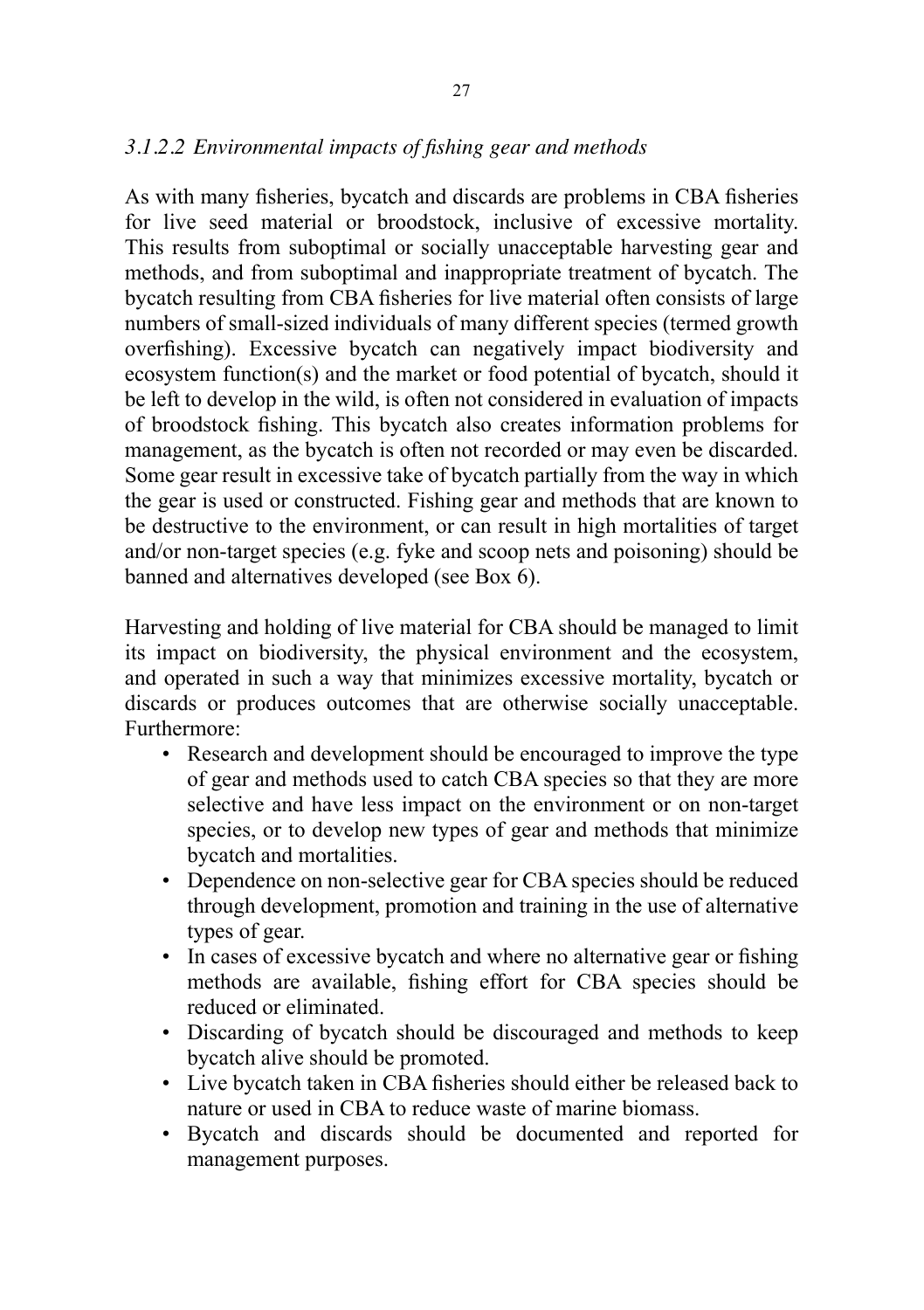#### *3.1.2.2 Environmental impacts of fishing gear and methods*

As with many fisheries, bycatch and discards are problems in CBA fisheries for live seed material or broodstock, inclusive of excessive mortality. This results from suboptimal or socially unacceptable harvesting gear and methods, and from suboptimal and inappropriate treatment of bycatch. The bycatch resulting from CBA fisheries for live material often consists of large numbers of small-sized individuals of many different species (termed growth overfishing). Excessive bycatch can negatively impact biodiversity and ecosystem function(s) and the market or food potential of bycatch, should it be left to develop in the wild, is often not considered in evaluation of impacts of broodstock fishing. This bycatch also creates information problems for management, as the bycatch is often not recorded or may even be discarded. Some gear result in excessive take of bycatch partially from the way in which the gear is used or constructed. Fishing gear and methods that are known to be destructive to the environment, or can result in high mortalities of target and/or non-target species (e.g. fyke and scoop nets and poisoning) should be banned and alternatives developed (see Box 6).

Harvesting and holding of live material for CBA should be managed to limit its impact on biodiversity, the physical environment and the ecosystem, and operated in such a way that minimizes excessive mortality, bycatch or discards or produces outcomes that are otherwise socially unacceptable. Furthermore:

- Research and development should be encouraged to improve the type of gear and methods used to catch CBA species so that they are more selective and have less impact on the environment or on non-target species, or to develop new types of gear and methods that minimize bycatch and mortalities.
- Dependence on non-selective gear for CBA species should be reduced through development, promotion and training in the use of alternative types of gear.
- In cases of excessive bycatch and where no alternative gear or fishing methods are available, fishing effort for CBA species should be reduced or eliminated.
- Discarding of bycatch should be discouraged and methods to keep bycatch alive should be promoted.
- Live bycatch taken in CBA fisheries should either be released back to nature or used in CBA to reduce waste of marine biomass.
- Bycatch and discards should be documented and reported for management purposes.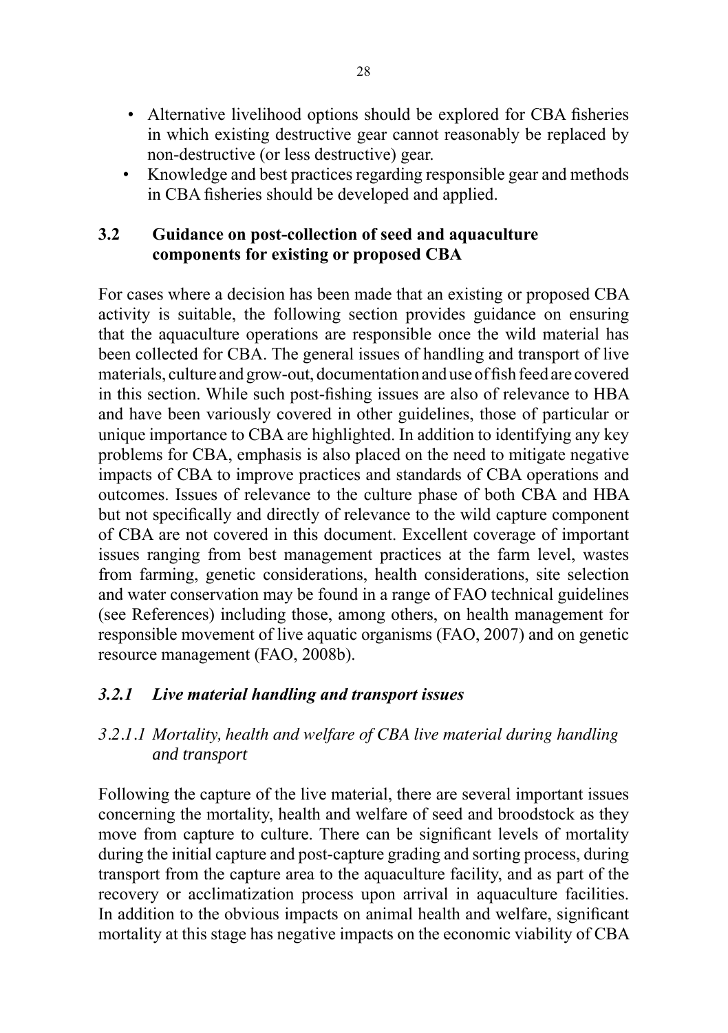- Alternative livelihood options should be explored for CBA fisheries in which existing destructive gear cannot reasonably be replaced by non-destructive (or less destructive) gear.
- Knowledge and best practices regarding responsible gear and methods in CBA fisheries should be developed and applied.

## 3.2 Guidance on post-collection of seed and aquaculture components for existing or proposed CBA

For cases where a decision has been made that an existing or proposed CBA activity is suitable, the following section provides guidance on ensuring that the aquaculture operations are responsible once the wild material has been collected for CBA. The general issues of handling and transport of live materials, culture and grow-out, documentation and use of fish feed are covered in this section. While such post-fishing issues are also of relevance to HBA and have been variously covered in other guidelines, those of particular or unique importance to CBA are highlighted. In addition to identifying any key problems for CBA, emphasis is also placed on the need to mitigate negative impacts of CBA to improve practices and standards of CBA operations and outcomes. Issues of relevance to the culture phase of both CBA and HBA but not specifically and directly of relevance to the wild capture component of CBA are not covered in this document. Excellent coverage of important issues ranging from best management practices at the farm level, wastes from farming, genetic considerations, health considerations, site selection and water conservation may be found in a range of FAO technical guidelines (see References) including those, among others, on health management for responsible movement of live aquatic organisms (FAO, 2007) and on genetic resource management (FAO, 2008b).

### *3.2.1 Live material handling and transport issues*

#### *3.2.1.1 Mortality, health and welfare of CBA live material during handling and transport*

Following the capture of the live material, there are several important issues concerning the mortality, health and welfare of seed and broodstock as they move from capture to culture. There can be significant levels of mortality during the initial capture and post-capture grading and sorting process, during transport from the capture area to the aquaculture facility, and as part of the recovery or acclimatization process upon arrival in aquaculture facilities. In addition to the obvious impacts on animal health and welfare, significant mortality at this stage has negative impacts on the economic viability of CBA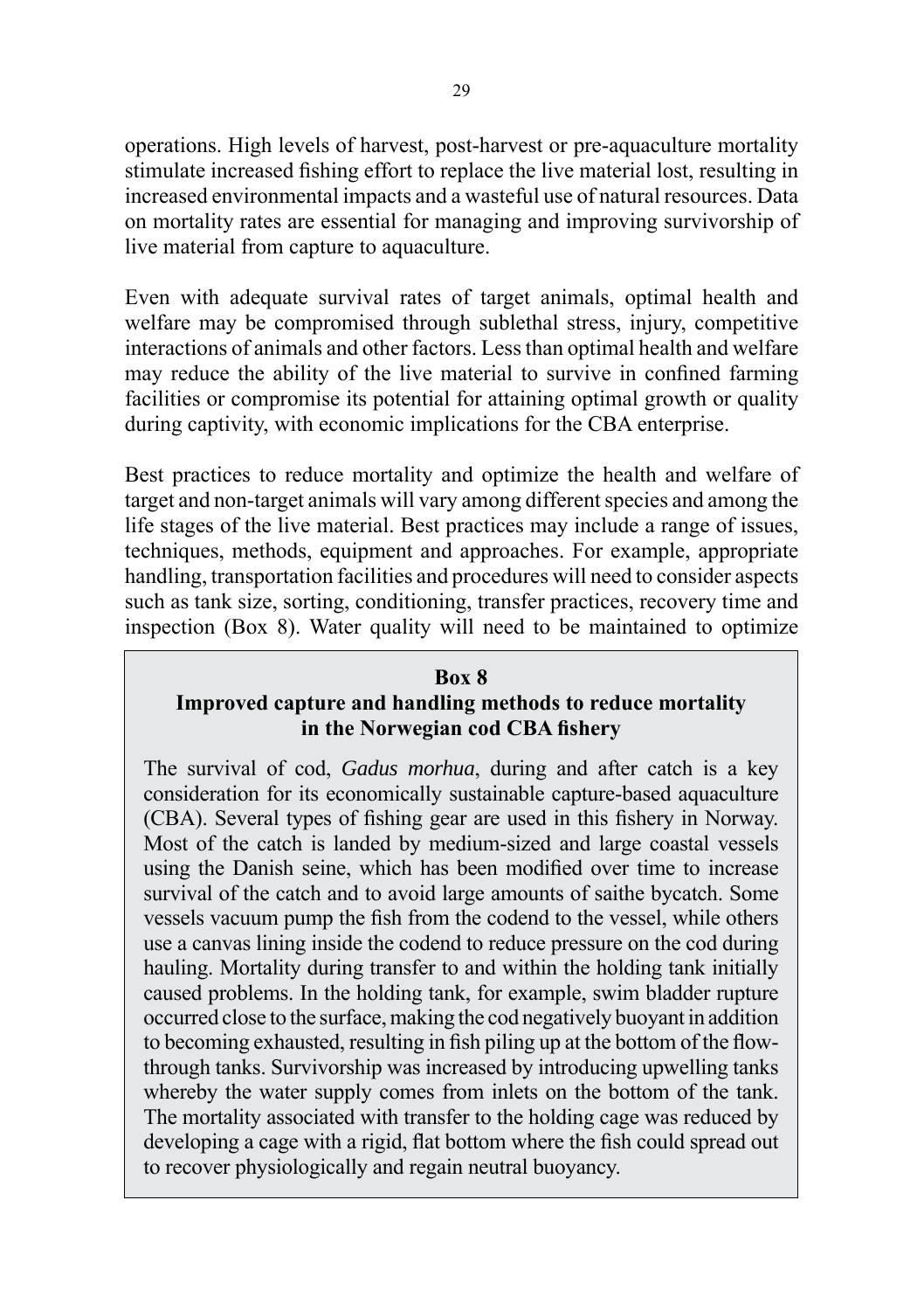operations. High levels of harvest, post-harvest or pre-aquaculture mortality stimulate increased fishing effort to replace the live material lost, resulting in increased environmental impacts and a wasteful use of natural resources. Data on mortality rates are essential for managing and improving survivorship of live material from capture to aquaculture.

Even with adequate survival rates of target animals, optimal health and welfare may be compromised through sublethal stress, injury, competitive interactions of animals and other factors. Less than optimal health and welfare may reduce the ability of the live material to survive in confined farming facilities or compromise its potential for attaining optimal growth or quality during captivity, with economic implications for the CBA enterprise.

Best practices to reduce mortality and optimize the health and welfare of target and non-target animals will vary among different species and among the life stages of the live material. Best practices may include a range of issues, techniques, methods, equipment and approaches. For example, appropriate handling, transportation facilities and procedures will need to consider aspects such as tank size, sorting, conditioning, transfer practices, recovery time and inspection (Box 8). Water quality will need to be maintained to optimize

> **Box 8**
>
> **Improved capture and handling methods to reduce mortality in the Norwegian cod CBA fishery**
>
> The survival of cod, *Gadus morhua*, during and after catch is a key consideration for its economically sustainable capture-based aquaculture (CBA). Several types of fishing gear are used in this fishery in Norway. Most of the catch is landed by medium-sized and large coastal vessels using the Danish seine, which has been modified over time to increase survival of the catch and to avoid large amounts of saithe bycatch. Some vessels vacuum pump the fish from the codend to the vessel, while others use a canvas lining inside the codend to reduce pressure on the cod during hauling. Mortality during transfer to and within the holding tank initially caused problems. In the holding tank, for example, swim bladder rupture occurred close to the surface, making the cod negatively buoyant in addition to becoming exhausted, resulting in fish piling up at the bottom of the flow-through tanks. Survivorship was increased by introducing upwelling tanks whereby the water supply comes from inlets on the bottom of the tank. The mortality associated with transfer to the holding cage was reduced by developing a cage with a rigid, flat bottom where the fish could spread out to recover physiologically and regain neutral buoyancy.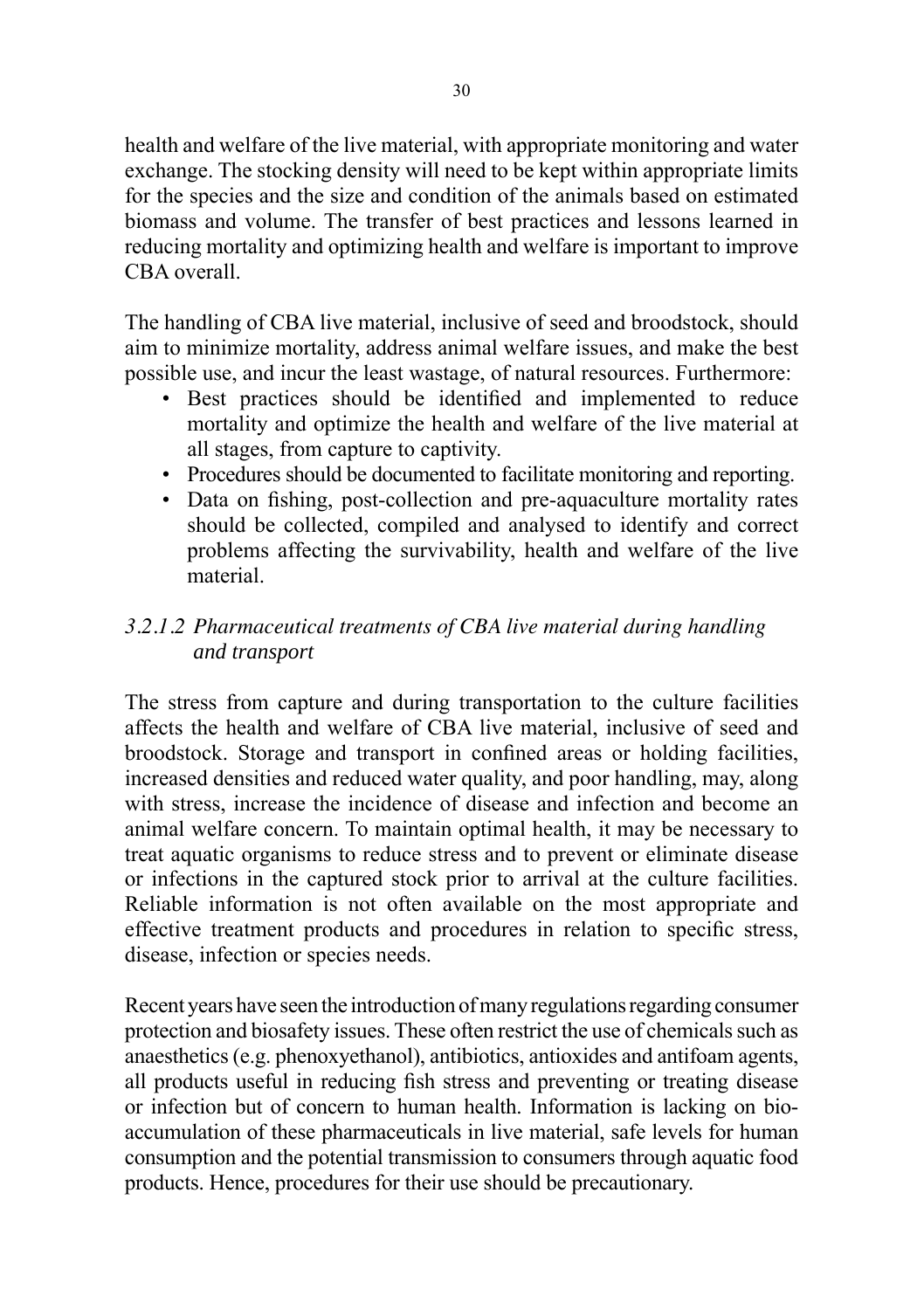health and welfare of the live material, with appropriate monitoring and water exchange. The stocking density will need to be kept within appropriate limits for the species and the size and condition of the animals based on estimated biomass and volume. The transfer of best practices and lessons learned in reducing mortality and optimizing health and welfare is important to improve CBA overall.

The handling of CBA live material, inclusive of seed and broodstock, should aim to minimize mortality, address animal welfare issues, and make the best possible use, and incur the least wastage, of natural resources. Furthermore:

- Best practices should be identified and implemented to reduce mortality and optimize the health and welfare of the live material at all stages, from capture to captivity.
- Procedures should be documented to facilitate monitoring and reporting.
- Data on fishing, post-collection and pre-aquaculture mortality rates should be collected, compiled and analysed to identify and correct problems affecting the survivability, health and welfare of the live material.

#### *3.2.1.2 Pharmaceutical treatments of CBA live material during handling and transport*

The stress from capture and during transportation to the culture facilities affects the health and welfare of CBA live material, inclusive of seed and broodstock. Storage and transport in confined areas or holding facilities, increased densities and reduced water quality, and poor handling, may, along with stress, increase the incidence of disease and infection and become an animal welfare concern. To maintain optimal health, it may be necessary to treat aquatic organisms to reduce stress and to prevent or eliminate disease or infections in the captured stock prior to arrival at the culture facilities. Reliable information is not often available on the most appropriate and effective treatment products and procedures in relation to specific stress, disease, infection or species needs.

Recent years have seen the introduction of many regulations regarding consumer protection and biosafety issues. These often restrict the use of chemicals such as anaesthetics (e.g. phenoxyethanol), antibiotics, antioxides and antifoam agents, all products useful in reducing fish stress and preventing or treating disease or infection but of concern to human health. Information is lacking on bio-accumulation of these pharmaceuticals in live material, safe levels for human consumption and the potential transmission to consumers through aquatic food products. Hence, procedures for their use should be precautionary.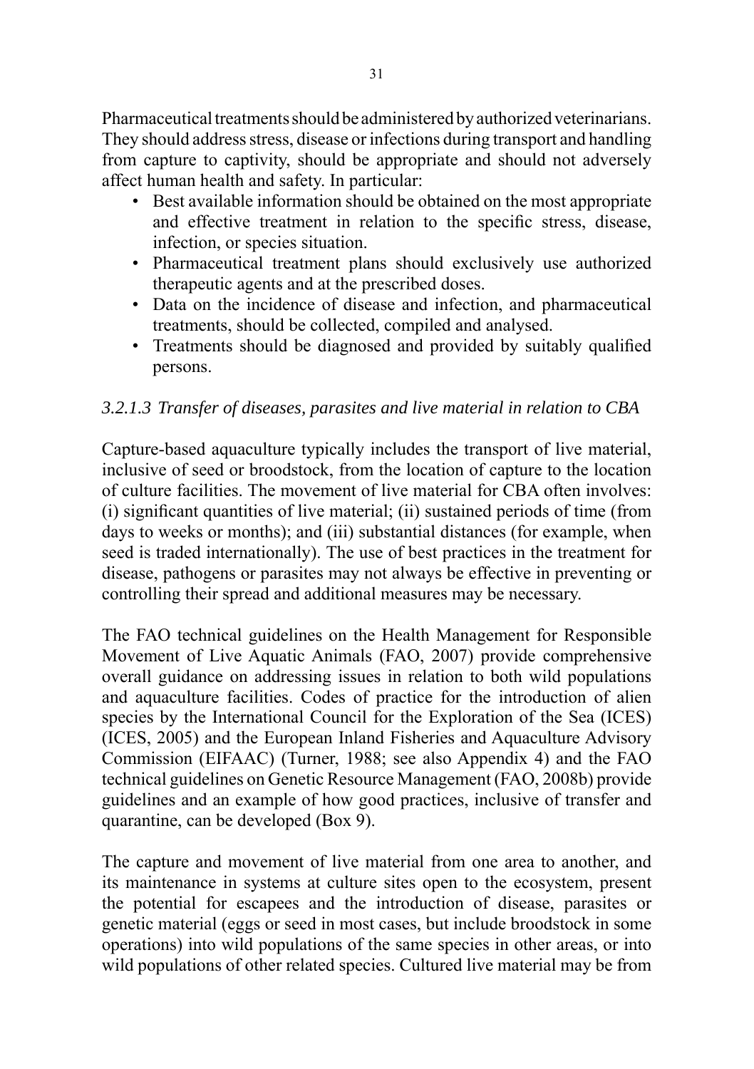Pharmaceutical treatments should be administered by authorized veterinarians. They should address stress, disease or infections during transport and handling from capture to captivity, should be appropriate and should not adversely affect human health and safety. In particular:

- Best available information should be obtained on the most appropriate and effective treatment in relation to the specific stress, disease, infection, or species situation.
- Pharmaceutical treatment plans should exclusively use authorized therapeutic agents and at the prescribed doses.
- Data on the incidence of disease and infection, and pharmaceutical treatments, should be collected, compiled and analysed.
- Treatments should be diagnosed and provided by suitably qualified persons.

#### *3.2.1.3 Transfer of diseases, parasites and live material in relation to CBA*

Capture-based aquaculture typically includes the transport of live material, inclusive of seed or broodstock, from the location of capture to the location of culture facilities. The movement of live material for CBA often involves: (i) significant quantities of live material; (ii) sustained periods of time (from days to weeks or months); and (iii) substantial distances (for example, when seed is traded internationally). The use of best practices in the treatment for disease, pathogens or parasites may not always be effective in preventing or controlling their spread and additional measures may be necessary.

The FAO technical guidelines on the Health Management for Responsible Movement of Live Aquatic Animals (FAO, 2007) provide comprehensive overall guidance on addressing issues in relation to both wild populations and aquaculture facilities. Codes of practice for the introduction of alien species by the International Council for the Exploration of the Sea (ICES) (ICES, 2005) and the European Inland Fisheries and Aquaculture Advisory Commission (EIFAAC) (Turner, 1988; see also Appendix 4) and the FAO technical guidelines on Genetic Resource Management (FAO, 2008b) provide guidelines and an example of how good practices, inclusive of transfer and quarantine, can be developed (Box 9).

The capture and movement of live material from one area to another, and its maintenance in systems at culture sites open to the ecosystem, present the potential for escapees and the introduction of disease, parasites or genetic material (eggs or seed in most cases, but include broodstock in some operations) into wild populations of the same species in other areas, or into wild populations of other related species. Cultured live material may be from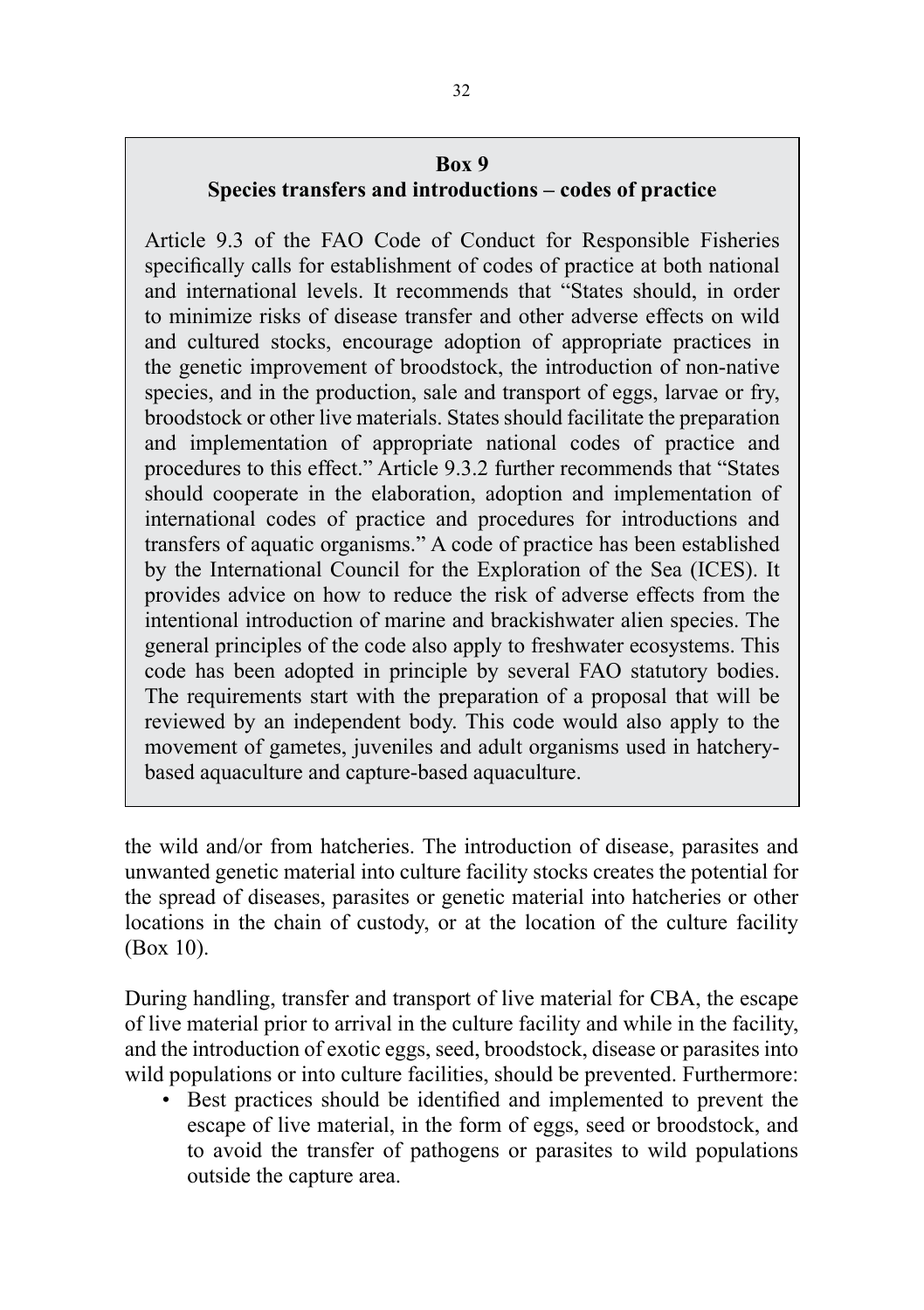**Box 9**
**Species transfers and introductions – codes of practice**

Article 9.3 of the FAO Code of Conduct for Responsible Fisheries specifically calls for establishment of codes of practice at both national and international levels. It recommends that "States should, in order to minimize risks of disease transfer and other adverse effects on wild and cultured stocks, encourage adoption of appropriate practices in the genetic improvement of broodstock, the introduction of non-native species, and in the production, sale and transport of eggs, larvae or fry, broodstock or other live materials. States should facilitate the preparation and implementation of appropriate national codes of practice and procedures to this effect." Article 9.3.2 further recommends that "States should cooperate in the elaboration, adoption and implementation of international codes of practice and procedures for introductions and transfers of aquatic organisms." A code of practice has been established by the International Council for the Exploration of the Sea (ICES). It provides advice on how to reduce the risk of adverse effects from the intentional introduction of marine and brackishwater alien species. The general principles of the code also apply to freshwater ecosystems. This code has been adopted in principle by several FAO statutory bodies. The requirements start with the preparation of a proposal that will be reviewed by an independent body. This code would also apply to the movement of gametes, juveniles and adult organisms used in hatchery-based aquaculture and capture-based aquaculture.

the wild and/or from hatcheries. The introduction of disease, parasites and unwanted genetic material into culture facility stocks creates the potential for the spread of diseases, parasites or genetic material into hatcheries or other locations in the chain of custody, or at the location of the culture facility (Box 10).

During handling, transfer and transport of live material for CBA, the escape of live material prior to arrival in the culture facility and while in the facility, and the introduction of exotic eggs, seed, broodstock, disease or parasites into wild populations or into culture facilities, should be prevented. Furthermore:

- Best practices should be identified and implemented to prevent the escape of live material, in the form of eggs, seed or broodstock, and to avoid the transfer of pathogens or parasites to wild populations outside the capture area.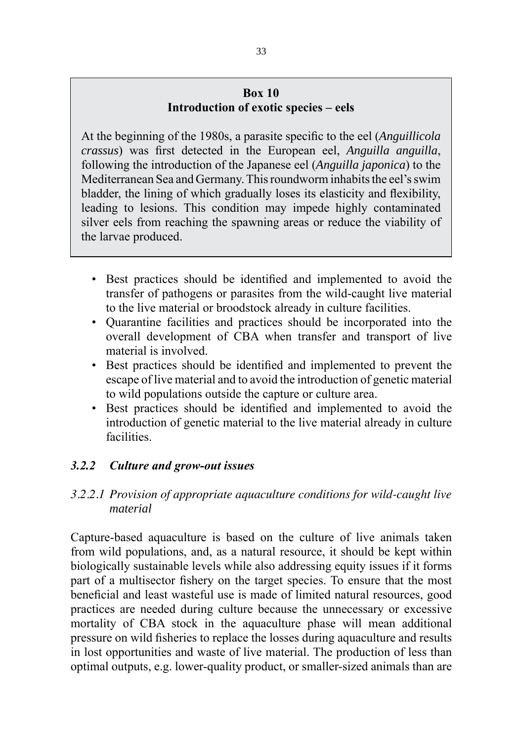**Box 10**
**Introduction of exotic species – eels**

At the beginning of the 1980s, a parasite specific to the eel (*Anguillicola crassus*) was first detected in the European eel, *Anguilla anguilla*, following the introduction of the Japanese eel (*Anguilla japonica*) to the Mediterranean Sea and Germany. This roundworm inhabits the eel's swim bladder, the lining of which gradually loses its elasticity and flexibility, leading to lesions. This condition may impede highly contaminated silver eels from reaching the spawning areas or reduce the viability of the larvae produced.

- Best practices should be identified and implemented to avoid the transfer of pathogens or parasites from the wild-caught live material to the live material or broodstock already in culture facilities.
- Quarantine facilities and practices should be incorporated into the overall development of CBA when transfer and transport of live material is involved.
- Best practices should be identified and implemented to prevent the escape of live material and to avoid the introduction of genetic material to wild populations outside the capture or culture area.
- Best practices should be identified and implemented to avoid the introduction of genetic material to the live material already in culture facilities.

### *3.2.2 Culture and grow-out issues*

#### *3.2.2.1 Provision of appropriate aquaculture conditions for wild-caught live material*

Capture-based aquaculture is based on the culture of live animals taken from wild populations, and, as a natural resource, it should be kept within biologically sustainable levels while also addressing equity issues if it forms part of a multisector fishery on the target species. To ensure that the most beneficial and least wasteful use is made of limited natural resources, good practices are needed during culture because the unnecessary or excessive mortality of CBA stock in the aquaculture phase will mean additional pressure on wild fisheries to replace the losses during aquaculture and results in lost opportunities and waste of live material. The production of less than optimal outputs, e.g. lower-quality product, or smaller-sized animals than are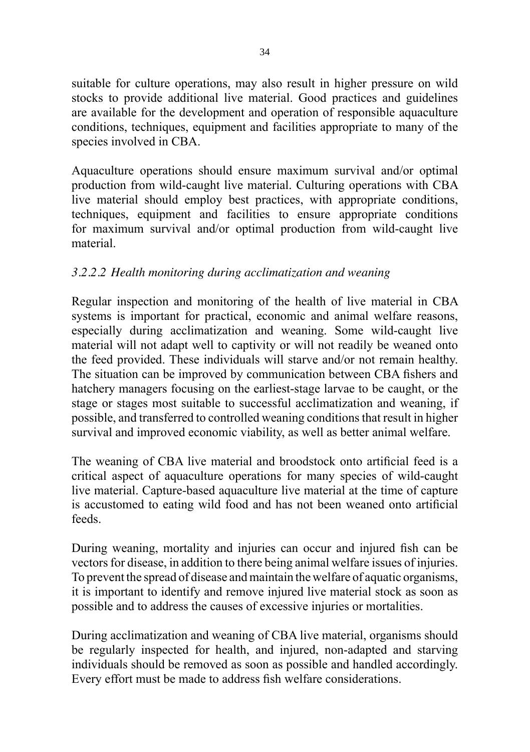suitable for culture operations, may also result in higher pressure on wild stocks to provide additional live material. Good practices and guidelines are available for the development and operation of responsible aquaculture conditions, techniques, equipment and facilities appropriate to many of the species involved in CBA.

Aquaculture operations should ensure maximum survival and/or optimal production from wild-caught live material. Culturing operations with CBA live material should employ best practices, with appropriate conditions, techniques, equipment and facilities to ensure appropriate conditions for maximum survival and/or optimal production from wild-caught live material.

#### *3.2.2.2 Health monitoring during acclimatization and weaning*

Regular inspection and monitoring of the health of live material in CBA systems is important for practical, economic and animal welfare reasons, especially during acclimatization and weaning. Some wild-caught live material will not adapt well to captivity or will not readily be weaned onto the feed provided. These individuals will starve and/or not remain healthy. The situation can be improved by communication between CBA fishers and hatchery managers focusing on the earliest-stage larvae to be caught, or the stage or stages most suitable to successful acclimatization and weaning, if possible, and transferred to controlled weaning conditions that result in higher survival and improved economic viability, as well as better animal welfare.

The weaning of CBA live material and broodstock onto artificial feed is a critical aspect of aquaculture operations for many species of wild-caught live material. Capture-based aquaculture live material at the time of capture is accustomed to eating wild food and has not been weaned onto artificial feeds.

During weaning, mortality and injuries can occur and injured fish can be vectors for disease, in addition to there being animal welfare issues of injuries. To prevent the spread of disease and maintain the welfare of aquatic organisms, it is important to identify and remove injured live material stock as soon as possible and to address the causes of excessive injuries or mortalities.

During acclimatization and weaning of CBA live material, organisms should be regularly inspected for health, and injured, non-adapted and starving individuals should be removed as soon as possible and handled accordingly. Every effort must be made to address fish welfare considerations.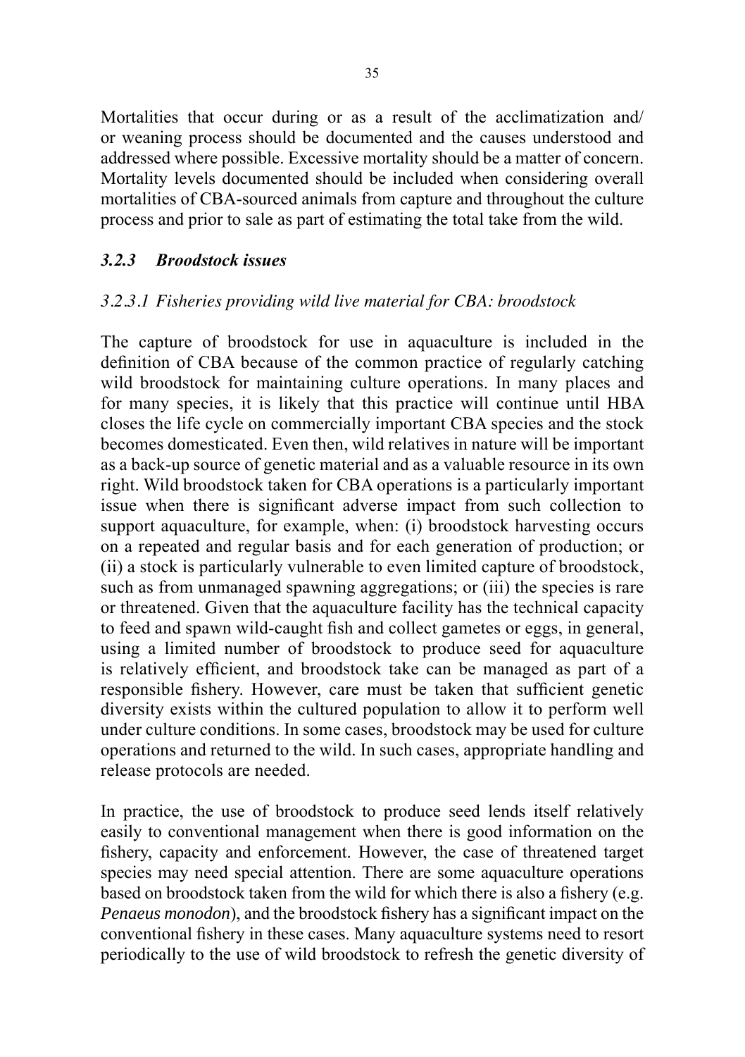Mortalities that occur during or as a result of the acclimatization and/or weaning process should be documented and the causes understood and addressed where possible. Excessive mortality should be a matter of concern. Mortality levels documented should be included when considering overall mortalities of CBA-sourced animals from capture and throughout the culture process and prior to sale as part of estimating the total take from the wild.

### *3.2.3 Broodstock issues*

#### *3.2.3.1 Fisheries providing wild live material for CBA: broodstock*

The capture of broodstock for use in aquaculture is included in the definition of CBA because of the common practice of regularly catching wild broodstock for maintaining culture operations. In many places and for many species, it is likely that this practice will continue until HBA closes the life cycle on commercially important CBA species and the stock becomes domesticated. Even then, wild relatives in nature will be important as a back-up source of genetic material and as a valuable resource in its own right. Wild broodstock taken for CBA operations is a particularly important issue when there is significant adverse impact from such collection to support aquaculture, for example, when: (i) broodstock harvesting occurs on a repeated and regular basis and for each generation of production; or (ii) a stock is particularly vulnerable to even limited capture of broodstock, such as from unmanaged spawning aggregations; or (iii) the species is rare or threatened. Given that the aquaculture facility has the technical capacity to feed and spawn wild-caught fish and collect gametes or eggs, in general, using a limited number of broodstock to produce seed for aquaculture is relatively efficient, and broodstock take can be managed as part of a responsible fishery. However, care must be taken that sufficient genetic diversity exists within the cultured population to allow it to perform well under culture conditions. In some cases, broodstock may be used for culture operations and returned to the wild. In such cases, appropriate handling and release protocols are needed.

In practice, the use of broodstock to produce seed lends itself relatively easily to conventional management when there is good information on the fishery, capacity and enforcement. However, the case of threatened target species may need special attention. There are some aquaculture operations based on broodstock taken from the wild for which there is also a fishery (e.g. *Penaeus monodon*), and the broodstock fishery has a significant impact on the conventional fishery in these cases. Many aquaculture systems need to resort periodically to the use of wild broodstock to refresh the genetic diversity of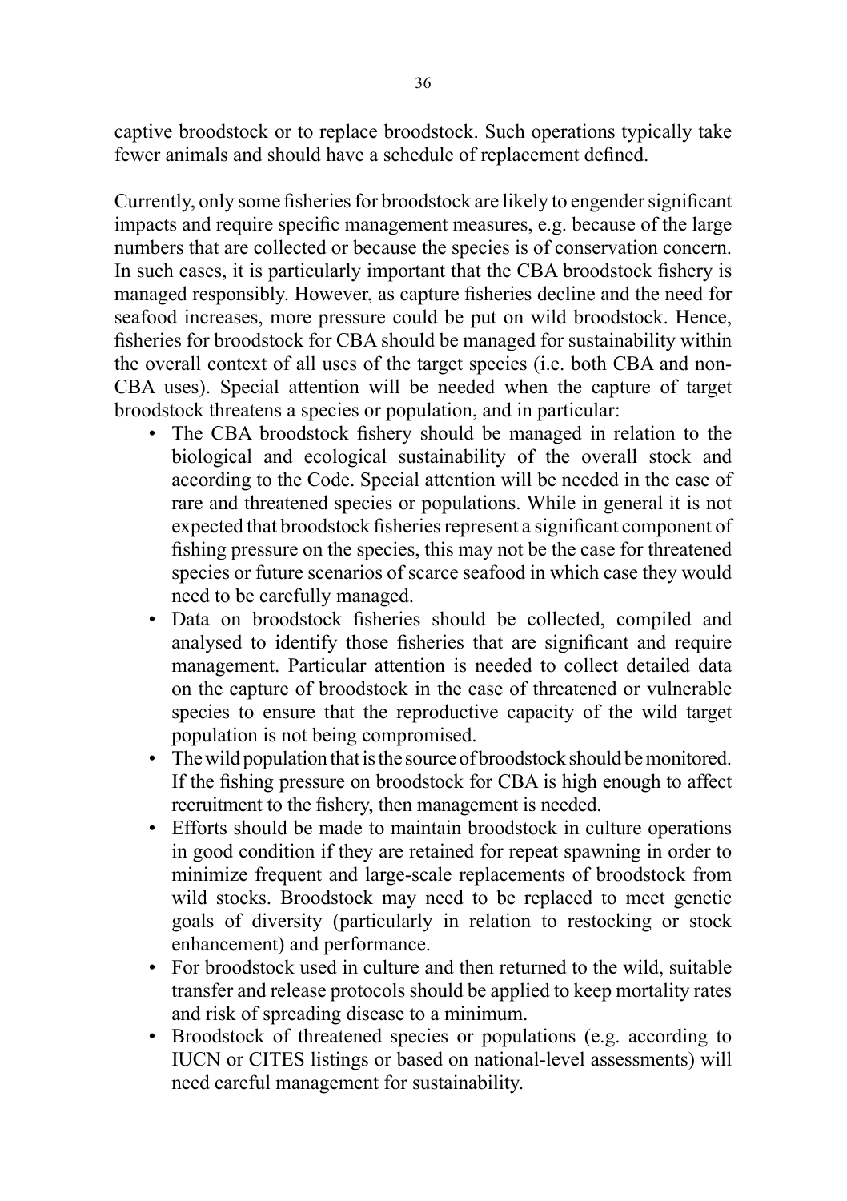captive broodstock or to replace broodstock. Such operations typically take fewer animals and should have a schedule of replacement defined.

Currently, only some fisheries for broodstock are likely to engender significant impacts and require specific management measures, e.g. because of the large numbers that are collected or because the species is of conservation concern. In such cases, it is particularly important that the CBA broodstock fishery is managed responsibly. However, as capture fisheries decline and the need for seafood increases, more pressure could be put on wild broodstock. Hence, fisheries for broodstock for CBA should be managed for sustainability within the overall context of all uses of the target species (i.e. both CBA and non-CBA uses). Special attention will be needed when the capture of target broodstock threatens a species or population, and in particular:

- The CBA broodstock fishery should be managed in relation to the biological and ecological sustainability of the overall stock and according to the Code. Special attention will be needed in the case of rare and threatened species or populations. While in general it is not expected that broodstock fisheries represent a significant component of fishing pressure on the species, this may not be the case for threatened species or future scenarios of scarce seafood in which case they would need to be carefully managed.
- Data on broodstock fisheries should be collected, compiled and analysed to identify those fisheries that are significant and require management. Particular attention is needed to collect detailed data on the capture of broodstock in the case of threatened or vulnerable species to ensure that the reproductive capacity of the wild target population is not being compromised.
- The wild population that is the source of broodstock should be monitored. If the fishing pressure on broodstock for CBA is high enough to affect recruitment to the fishery, then management is needed.
- Efforts should be made to maintain broodstock in culture operations in good condition if they are retained for repeat spawning in order to minimize frequent and large-scale replacements of broodstock from wild stocks. Broodstock may need to be replaced to meet genetic goals of diversity (particularly in relation to restocking or stock enhancement) and performance.
- For broodstock used in culture and then returned to the wild, suitable transfer and release protocols should be applied to keep mortality rates and risk of spreading disease to a minimum.
- Broodstock of threatened species or populations (e.g. according to IUCN or CITES listings or based on national-level assessments) will need careful management for sustainability.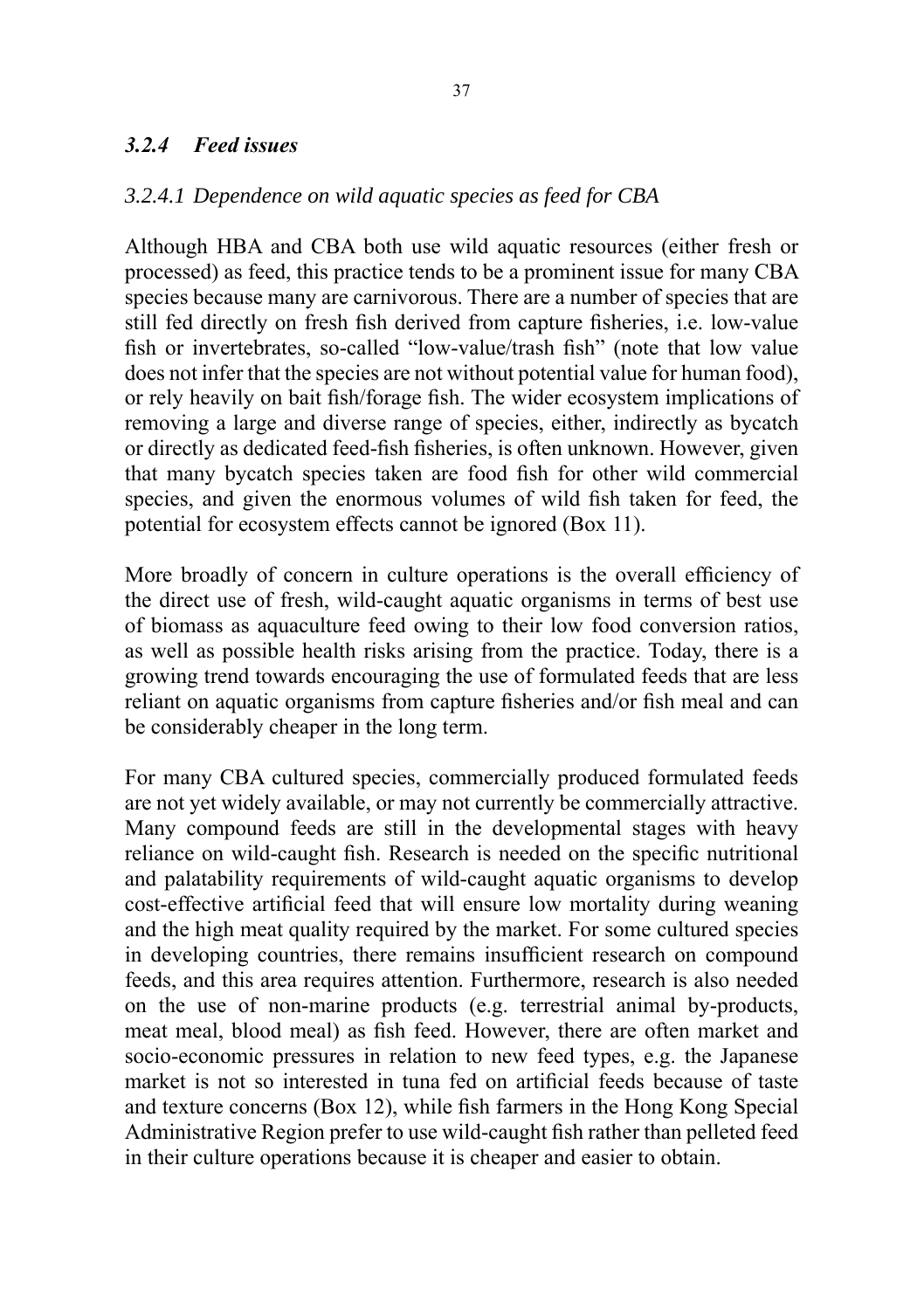### *3.2.4 Feed issues*

#### *3.2.4.1 Dependence on wild aquatic species as feed for CBA*

Although HBA and CBA both use wild aquatic resources (either fresh or processed) as feed, this practice tends to be a prominent issue for many CBA species because many are carnivorous. There are a number of species that are still fed directly on fresh fish derived from capture fisheries, i.e. low-value fish or invertebrates, so-called "low-value/trash fish" (note that low value does not infer that the species are not without potential value for human food), or rely heavily on bait fish/forage fish. The wider ecosystem implications of removing a large and diverse range of species, either, indirectly as bycatch or directly as dedicated feed-fish fisheries, is often unknown. However, given that many bycatch species taken are food fish for other wild commercial species, and given the enormous volumes of wild fish taken for feed, the potential for ecosystem effects cannot be ignored (Box 11).

More broadly of concern in culture operations is the overall efficiency of the direct use of fresh, wild-caught aquatic organisms in terms of best use of biomass as aquaculture feed owing to their low food conversion ratios, as well as possible health risks arising from the practice. Today, there is a growing trend towards encouraging the use of formulated feeds that are less reliant on aquatic organisms from capture fisheries and/or fish meal and can be considerably cheaper in the long term.

For many CBA cultured species, commercially produced formulated feeds are not yet widely available, or may not currently be commercially attractive. Many compound feeds are still in the developmental stages with heavy reliance on wild-caught fish. Research is needed on the specific nutritional and palatability requirements of wild-caught aquatic organisms to develop cost-effective artificial feed that will ensure low mortality during weaning and the high meat quality required by the market. For some cultured species in developing countries, there remains insufficient research on compound feeds, and this area requires attention. Furthermore, research is also needed on the use of non-marine products (e.g. terrestrial animal by-products, meat meal, blood meal) as fish feed. However, there are often market and socio-economic pressures in relation to new feed types, e.g. the Japanese market is not so interested in tuna fed on artificial feeds because of taste and texture concerns (Box 12), while fish farmers in the Hong Kong Special Administrative Region prefer to use wild-caught fish rather than pelleted feed in their culture operations because it is cheaper and easier to obtain.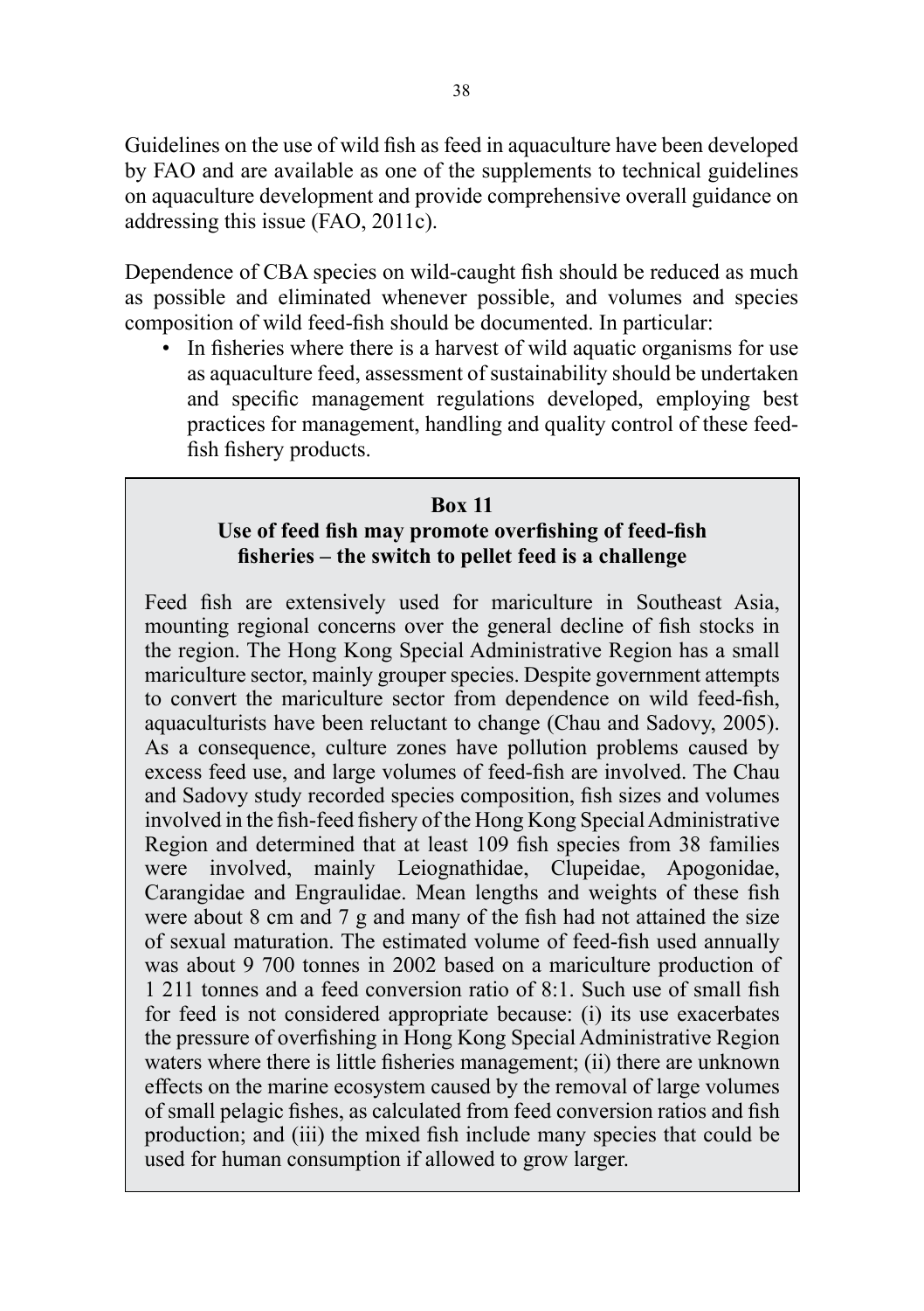Guidelines on the use of wild fish as feed in aquaculture have been developed by FAO and are available as one of the supplements to technical guidelines on aquaculture development and provide comprehensive overall guidance on addressing this issue (FAO, 2011c).

Dependence of CBA species on wild-caught fish should be reduced as much as possible and eliminated whenever possible, and volumes and species composition of wild feed-fish should be documented. In particular:

- In fisheries where there is a harvest of wild aquatic organisms for use as aquaculture feed, assessment of sustainability should be undertaken and specific management regulations developed, employing best practices for management, handling and quality control of these feed-fish fishery products.

**Box 11**

**Use of feed fish may promote overfishing of feed-fish fisheries – the switch to pellet feed is a challenge**

Feed fish are extensively used for mariculture in Southeast Asia, mounting regional concerns over the general decline of fish stocks in the region. The Hong Kong Special Administrative Region has a small mariculture sector, mainly grouper species. Despite government attempts to convert the mariculture sector from dependence on wild feed-fish, aquaculturists have been reluctant to change (Chau and Sadovy, 2005). As a consequence, culture zones have pollution problems caused by excess feed use, and large volumes of feed-fish are involved. The Chau and Sadovy study recorded species composition, fish sizes and volumes involved in the fish-feed fishery of the Hong Kong Special Administrative Region and determined that at least 109 fish species from 38 families were involved, mainly Leiognathidae, Clupeidae, Apogonidae, Carangidae and Engraulidae. Mean lengths and weights of these fish were about 8 cm and 7 g and many of the fish had not attained the size of sexual maturation. The estimated volume of feed-fish used annually was about 9 700 tonnes in 2002 based on a mariculture production of 1 211 tonnes and a feed conversion ratio of 8:1. Such use of small fish for feed is not considered appropriate because: (i) its use exacerbates the pressure of overfishing in Hong Kong Special Administrative Region waters where there is little fisheries management; (ii) there are unknown effects on the marine ecosystem caused by the removal of large volumes of small pelagic fishes, as calculated from feed conversion ratios and fish production; and (iii) the mixed fish include many species that could be used for human consumption if allowed to grow larger.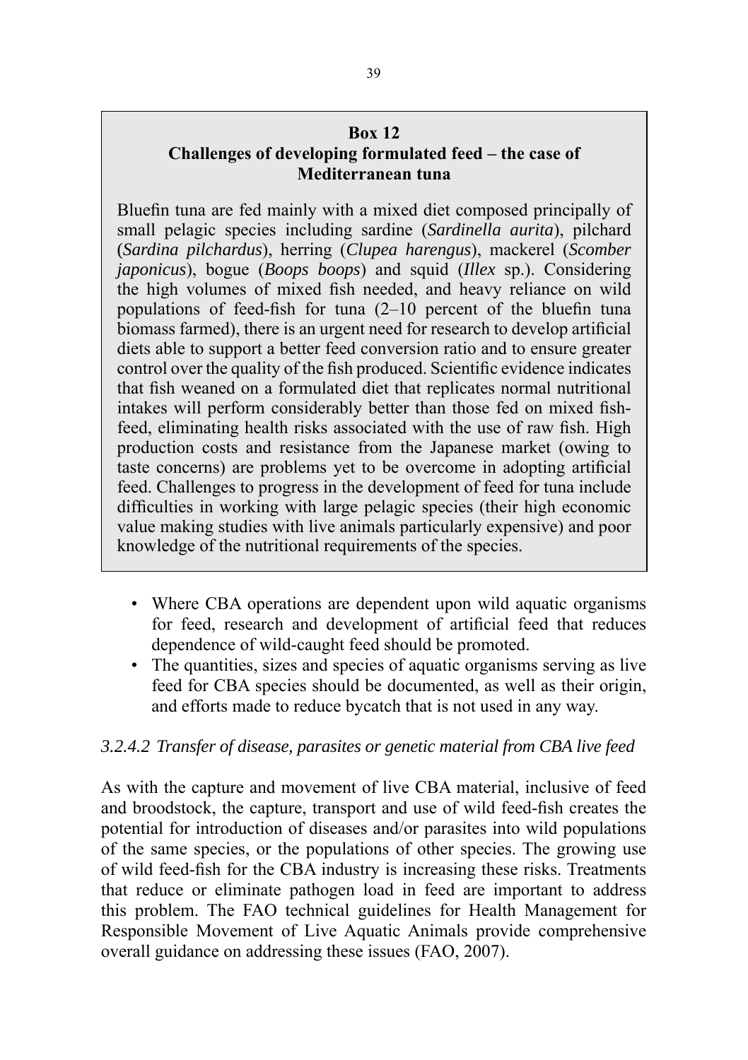**Box 12**

**Challenges of developing formulated feed – the case of Mediterranean tuna**

Bluefin tuna are fed mainly with a mixed diet composed principally of small pelagic species including sardine (*Sardinella aurita*), pilchard (*Sardina pilchardus*), herring (*Clupea harengus*), mackerel (*Scomber japonicus*), bogue (*Boops boops*) and squid (*Illex* sp.). Considering the high volumes of mixed fish needed, and heavy reliance on wild populations of feed-fish for tuna (2–10 percent of the bluefin tuna biomass farmed), there is an urgent need for research to develop artificial diets able to support a better feed conversion ratio and to ensure greater control over the quality of the fish produced. Scientific evidence indicates that fish weaned on a formulated diet that replicates normal nutritional intakes will perform considerably better than those fed on mixed fish-feed, eliminating health risks associated with the use of raw fish. High production costs and resistance from the Japanese market (owing to taste concerns) are problems yet to be overcome in adopting artificial feed. Challenges to progress in the development of feed for tuna include difficulties in working with large pelagic species (their high economic value making studies with live animals particularly expensive) and poor knowledge of the nutritional requirements of the species.

- Where CBA operations are dependent upon wild aquatic organisms for feed, research and development of artificial feed that reduces dependence of wild-caught feed should be promoted.
- The quantities, sizes and species of aquatic organisms serving as live feed for CBA species should be documented, as well as their origin, and efforts made to reduce bycatch that is not used in any way.

### *3.2.4.2 Transfer of disease, parasites or genetic material from CBA live feed*

As with the capture and movement of live CBA material, inclusive of feed and broodstock, the capture, transport and use of wild feed-fish creates the potential for introduction of diseases and/or parasites into wild populations of the same species, or the populations of other species. The growing use of wild feed-fish for the CBA industry is increasing these risks. Treatments that reduce or eliminate pathogen load in feed are important to address this problem. The FAO technical guidelines for Health Management for Responsible Movement of Live Aquatic Animals provide comprehensive overall guidance on addressing these issues (FAO, 2007).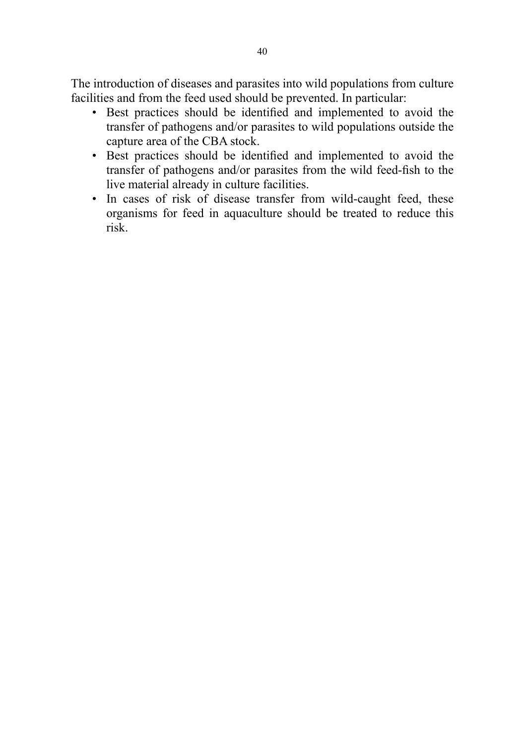The introduction of diseases and parasites into wild populations from culture facilities and from the feed used should be prevented. In particular:

- Best practices should be identified and implemented to avoid the transfer of pathogens and/or parasites to wild populations outside the capture area of the CBA stock.
- Best practices should be identified and implemented to avoid the transfer of pathogens and/or parasites from the wild feed-fish to the live material already in culture facilities.
- In cases of risk of disease transfer from wild-caught feed, these organisms for feed in aquaculture should be treated to reduce this risk.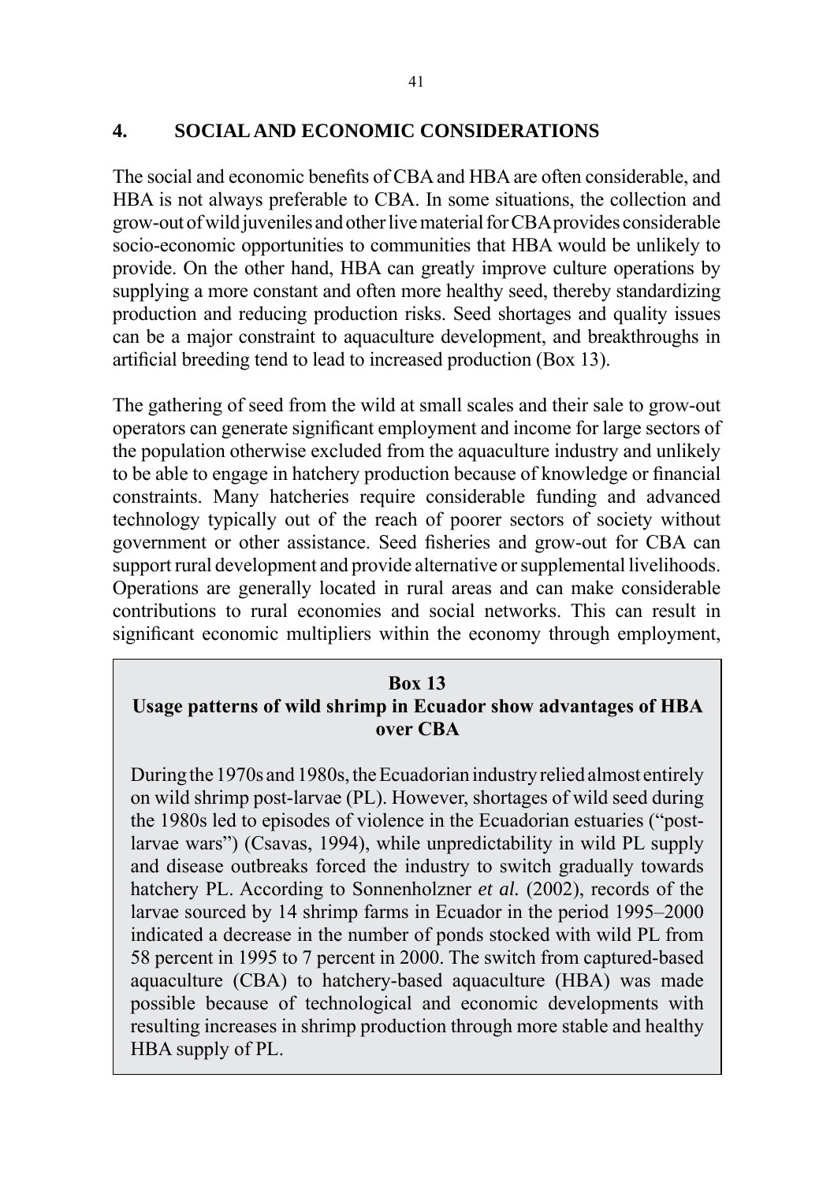# 4. SOCIAL AND ECONOMIC CONSIDERATIONS

The social and economic benefits of CBA and HBA are often considerable, and HBA is not always preferable to CBA. In some situations, the collection and grow-out of wild juveniles and other live material for CBA provides considerable socio-economic opportunities to communities that HBA would be unlikely to provide. On the other hand, HBA can greatly improve culture operations by supplying a more constant and often more healthy seed, thereby standardizing production and reducing production risks. Seed shortages and quality issues can be a major constraint to aquaculture development, and breakthroughs in artificial breeding tend to lead to increased production (Box 13).

The gathering of seed from the wild at small scales and their sale to grow-out operators can generate significant employment and income for large sectors of the population otherwise excluded from the aquaculture industry and unlikely to be able to engage in hatchery production because of knowledge or financial constraints. Many hatcheries require considerable funding and advanced technology typically out of the reach of poorer sectors of society without government or other assistance. Seed fisheries and grow-out for CBA can support rural development and provide alternative or supplemental livelihoods. Operations are generally located in rural areas and can make considerable contributions to rural economies and social networks. This can result in significant economic multipliers within the economy through employment,

> **Box 13**
> **Usage patterns of wild shrimp in Ecuador show advantages of HBA over CBA**
>
> During the 1970s and 1980s, the Ecuadorian industry relied almost entirely on wild shrimp post-larvae (PL). However, shortages of wild seed during the 1980s led to episodes of violence in the Ecuadorian estuaries ("post-larvae wars") (Csavas, 1994), while unpredictability in wild PL supply and disease outbreaks forced the industry to switch gradually towards hatchery PL. According to Sonnenholzner *et al.* (2002), records of the larvae sourced by 14 shrimp farms in Ecuador in the period 1995–2000 indicated a decrease in the number of ponds stocked with wild PL from 58 percent in 1995 to 7 percent in 2000. The switch from captured-based aquaculture (CBA) to hatchery-based aquaculture (HBA) was made possible because of technological and economic developments with resulting increases in shrimp production through more stable and healthy HBA supply of PL.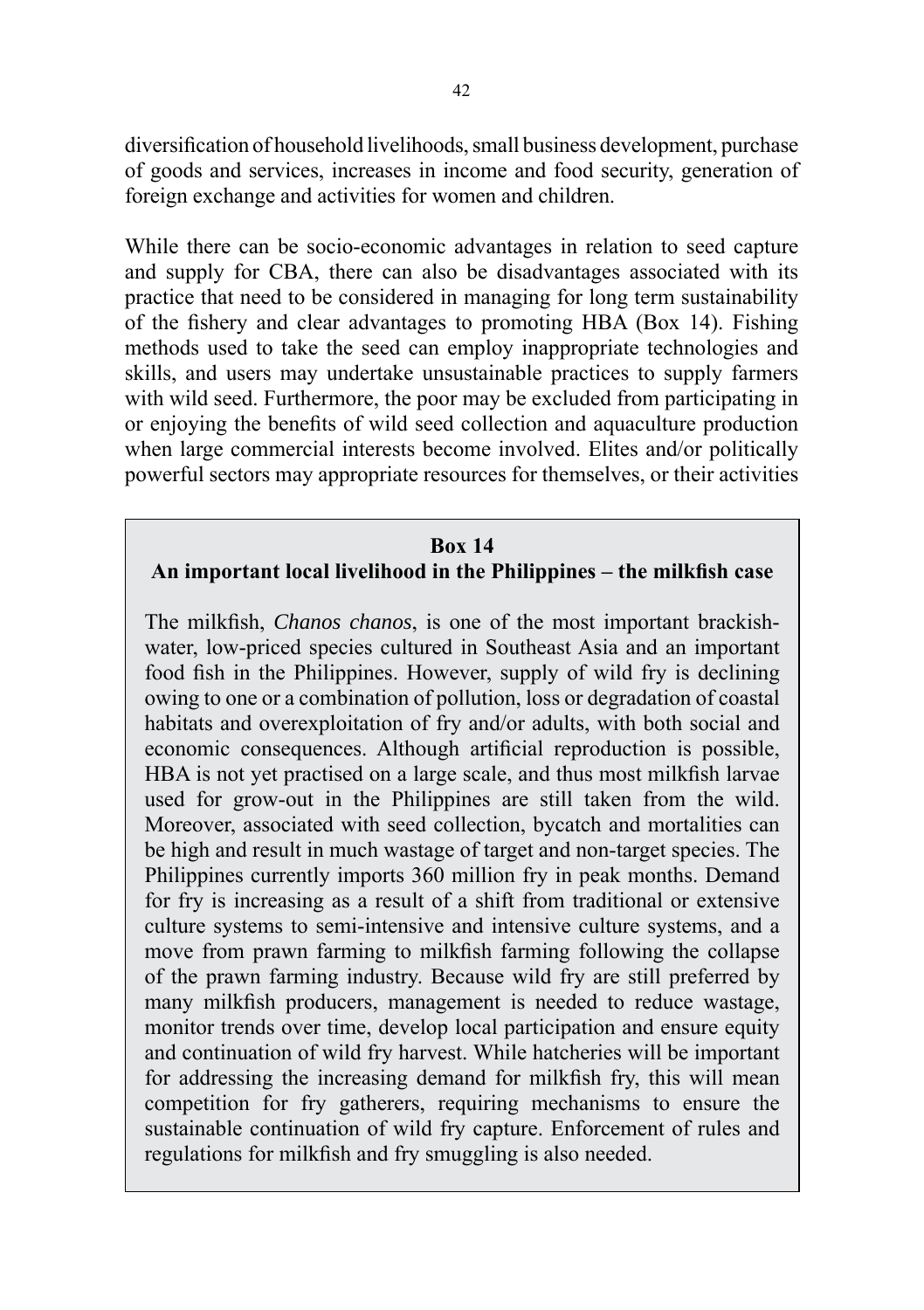diversification of household livelihoods, small business development, purchase of goods and services, increases in income and food security, generation of foreign exchange and activities for women and children.

While there can be socio-economic advantages in relation to seed capture and supply for CBA, there can also be disadvantages associated with its practice that need to be considered in managing for long term sustainability of the fishery and clear advantages to promoting HBA (Box 14). Fishing methods used to take the seed can employ inappropriate technologies and skills, and users may undertake unsustainable practices to supply farmers with wild seed. Furthermore, the poor may be excluded from participating in or enjoying the benefits of wild seed collection and aquaculture production when large commercial interests become involved. Elites and/or politically powerful sectors may appropriate resources for themselves, or their activities

> **Box 14**
> **An important local livelihood in the Philippines – the milkfish case**
>
> The milkfish, *Chanos chanos*, is one of the most important brackish-water, low-priced species cultured in Southeast Asia and an important food fish in the Philippines. However, supply of wild fry is declining owing to one or a combination of pollution, loss or degradation of coastal habitats and overexploitation of fry and/or adults, with both social and economic consequences. Although artificial reproduction is possible, HBA is not yet practised on a large scale, and thus most milkfish larvae used for grow-out in the Philippines are still taken from the wild. Moreover, associated with seed collection, bycatch and mortalities can be high and result in much wastage of target and non-target species. The Philippines currently imports 360 million fry in peak months. Demand for fry is increasing as a result of a shift from traditional or extensive culture systems to semi-intensive and intensive culture systems, and a move from prawn farming to milkfish farming following the collapse of the prawn farming industry. Because wild fry are still preferred by many milkfish producers, management is needed to reduce wastage, monitor trends over time, develop local participation and ensure equity and continuation of wild fry harvest. While hatcheries will be important for addressing the increasing demand for milkfish fry, this will mean competition for fry gatherers, requiring mechanisms to ensure the sustainable continuation of wild fry capture. Enforcement of rules and regulations for milkfish and fry smuggling is also needed.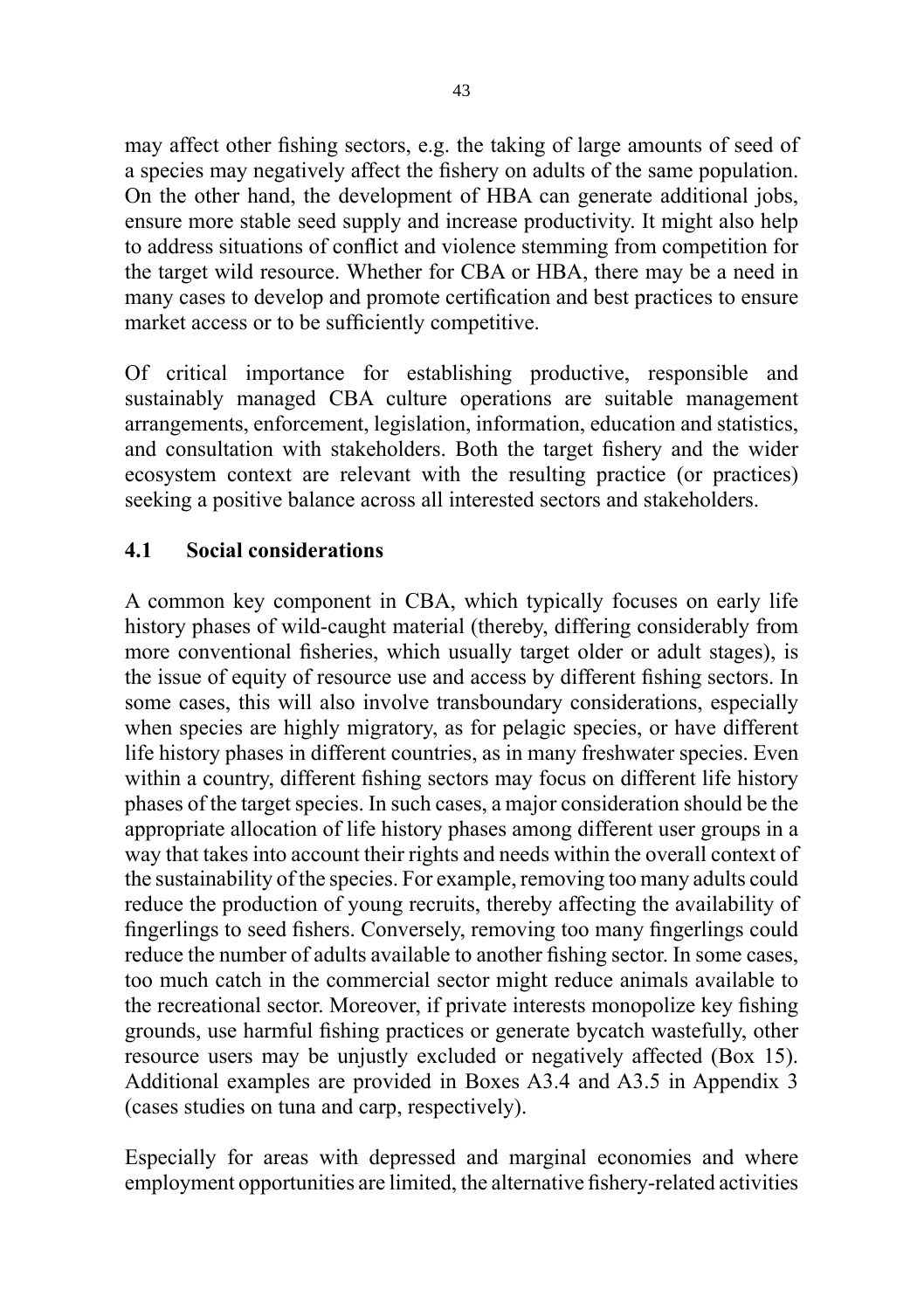may affect other fishing sectors, e.g. the taking of large amounts of seed of a species may negatively affect the fishery on adults of the same population. On the other hand, the development of HBA can generate additional jobs, ensure more stable seed supply and increase productivity. It might also help to address situations of conflict and violence stemming from competition for the target wild resource. Whether for CBA or HBA, there may be a need in many cases to develop and promote certification and best practices to ensure market access or to be sufficiently competitive.

Of critical importance for establishing productive, responsible and sustainably managed CBA culture operations are suitable management arrangements, enforcement, legislation, information, education and statistics, and consultation with stakeholders. Both the target fishery and the wider ecosystem context are relevant with the resulting practice (or practices) seeking a positive balance across all interested sectors and stakeholders.

## 4.1 Social considerations

A common key component in CBA, which typically focuses on early life history phases of wild-caught material (thereby, differing considerably from more conventional fisheries, which usually target older or adult stages), is the issue of equity of resource use and access by different fishing sectors. In some cases, this will also involve transboundary considerations, especially when species are highly migratory, as for pelagic species, or have different life history phases in different countries, as in many freshwater species. Even within a country, different fishing sectors may focus on different life history phases of the target species. In such cases, a major consideration should be the appropriate allocation of life history phases among different user groups in a way that takes into account their rights and needs within the overall context of the sustainability of the species. For example, removing too many adults could reduce the production of young recruits, thereby affecting the availability of fingerlings to seed fishers. Conversely, removing too many fingerlings could reduce the number of adults available to another fishing sector. In some cases, too much catch in the commercial sector might reduce animals available to the recreational sector. Moreover, if private interests monopolize key fishing grounds, use harmful fishing practices or generate bycatch wastefully, other resource users may be unjustly excluded or negatively affected (Box 15). Additional examples are provided in Boxes A3.4 and A3.5 in Appendix 3 (cases studies on tuna and carp, respectively).

Especially for areas with depressed and marginal economies and where employment opportunities are limited, the alternative fishery-related activities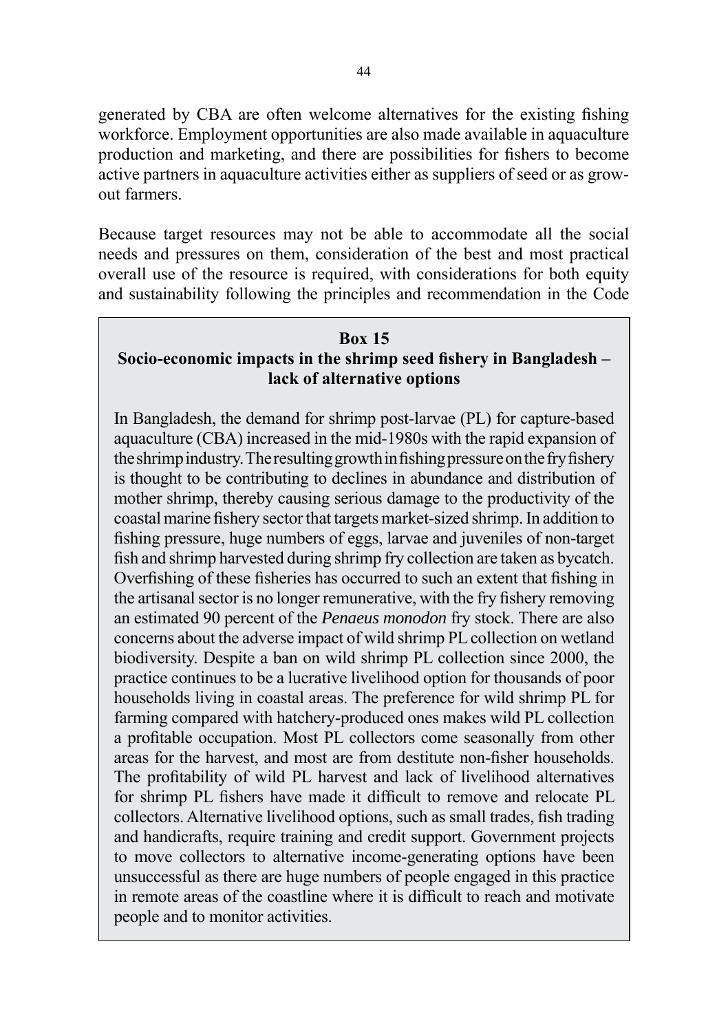generated by CBA are often welcome alternatives for the existing fishing workforce. Employment opportunities are also made available in aquaculture production and marketing, and there are possibilities for fishers to become active partners in aquaculture activities either as suppliers of seed or as grow-out farmers.

Because target resources may not be able to accommodate all the social needs and pressures on them, consideration of the best and most practical overall use of the resource is required, with considerations for both equity and sustainability following the principles and recommendation in the Code

> **Box 15**
>
> **Socio-economic impacts in the shrimp seed fishery in Bangladesh – lack of alternative options**
>
> In Bangladesh, the demand for shrimp post-larvae (PL) for capture-based aquaculture (CBA) increased in the mid-1980s with the rapid expansion of the shrimp industry. The resulting growth in fishing pressure on the fry fishery is thought to be contributing to declines in abundance and distribution of mother shrimp, thereby causing serious damage to the productivity of the coastal marine fishery sector that targets market-sized shrimp. In addition to fishing pressure, huge numbers of eggs, larvae and juveniles of non-target fish and shrimp harvested during shrimp fry collection are taken as bycatch. Overfishing of these fisheries has occurred to such an extent that fishing in the artisanal sector is no longer remunerative, with the fry fishery removing an estimated 90 percent of the *Penaeus monodon* fry stock. There are also concerns about the adverse impact of wild shrimp PL collection on wetland biodiversity. Despite a ban on wild shrimp PL collection since 2000, the practice continues to be a lucrative livelihood option for thousands of poor households living in coastal areas. The preference for wild shrimp PL for farming compared with hatchery-produced ones makes wild PL collection a profitable occupation. Most PL collectors come seasonally from other areas for the harvest, and most are from destitute non-fisher households. The profitability of wild PL harvest and lack of livelihood alternatives for shrimp PL fishers have made it difficult to remove and relocate PL collectors. Alternative livelihood options, such as small trades, fish trading and handicrafts, require training and credit support. Government projects to move collectors to alternative income-generating options have been unsuccessful as there are huge numbers of people engaged in this practice in remote areas of the coastline where it is difficult to reach and motivate people and to monitor activities.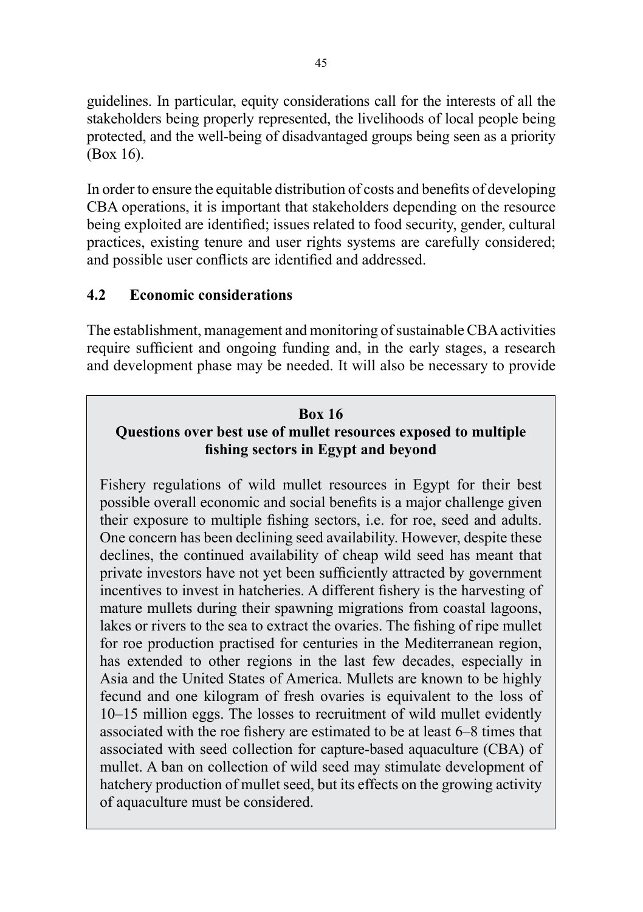guidelines. In particular, equity considerations call for the interests of all the stakeholders being properly represented, the livelihoods of local people being protected, and the well-being of disadvantaged groups being seen as a priority (Box 16).

In order to ensure the equitable distribution of costs and benefits of developing CBA operations, it is important that stakeholders depending on the resource being exploited are identified; issues related to food security, gender, cultural practices, existing tenure and user rights systems are carefully considered; and possible user conflicts are identified and addressed.

## 4.2 Economic considerations

The establishment, management and monitoring of sustainable CBA activities require sufficient and ongoing funding and, in the early stages, a research and development phase may be needed. It will also be necessary to provide

> **Box 16**
> **Questions over best use of mullet resources exposed to multiple fishing sectors in Egypt and beyond**
>
> Fishery regulations of wild mullet resources in Egypt for their best possible overall economic and social benefits is a major challenge given their exposure to multiple fishing sectors, i.e. for roe, seed and adults. One concern has been declining seed availability. However, despite these declines, the continued availability of cheap wild seed has meant that private investors have not yet been sufficiently attracted by government incentives to invest in hatcheries. A different fishery is the harvesting of mature mullets during their spawning migrations from coastal lagoons, lakes or rivers to the sea to extract the ovaries. The fishing of ripe mullet for roe production practised for centuries in the Mediterranean region, has extended to other regions in the last few decades, especially in Asia and the United States of America. Mullets are known to be highly fecund and one kilogram of fresh ovaries is equivalent to the loss of 10–15 million eggs. The losses to recruitment of wild mullet evidently associated with the roe fishery are estimated to be at least 6–8 times that associated with seed collection for capture-based aquaculture (CBA) of mullet. A ban on collection of wild seed may stimulate development of hatchery production of mullet seed, but its effects on the growing activity of aquaculture must be considered.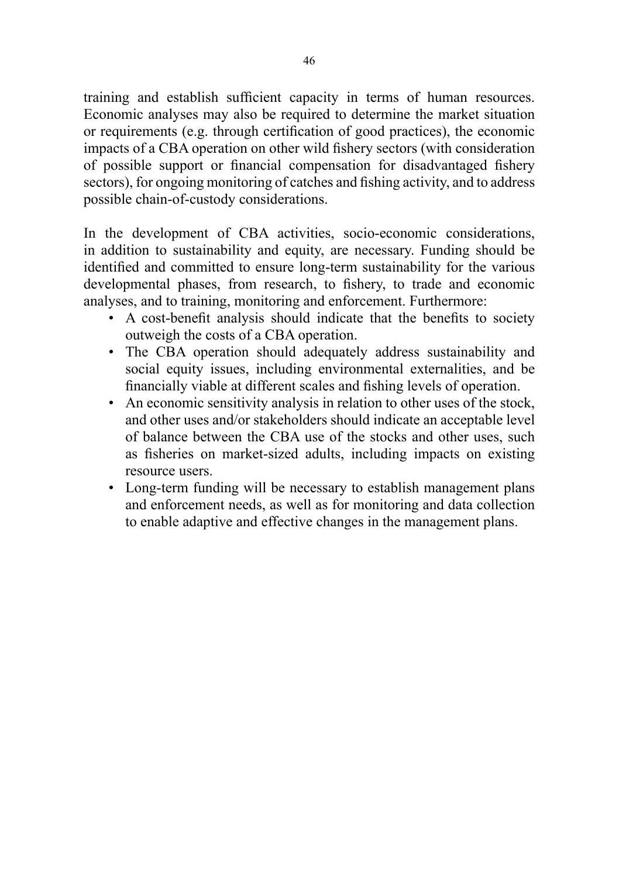training and establish sufficient capacity in terms of human resources. Economic analyses may also be required to determine the market situation or requirements (e.g. through certification of good practices), the economic impacts of a CBA operation on other wild fishery sectors (with consideration of possible support or financial compensation for disadvantaged fishery sectors), for ongoing monitoring of catches and fishing activity, and to address possible chain-of-custody considerations.

In the development of CBA activities, socio-economic considerations, in addition to sustainability and equity, are necessary. Funding should be identified and committed to ensure long-term sustainability for the various developmental phases, from research, to fishery, to trade and economic analyses, and to training, monitoring and enforcement. Furthermore:

- A cost-benefit analysis should indicate that the benefits to society outweigh the costs of a CBA operation.
- The CBA operation should adequately address sustainability and social equity issues, including environmental externalities, and be financially viable at different scales and fishing levels of operation.
- An economic sensitivity analysis in relation to other uses of the stock, and other uses and/or stakeholders should indicate an acceptable level of balance between the CBA use of the stocks and other uses, such as fisheries on market-sized adults, including impacts on existing resource users.
- Long-term funding will be necessary to establish management plans and enforcement needs, as well as for monitoring and data collection to enable adaptive and effective changes in the management plans.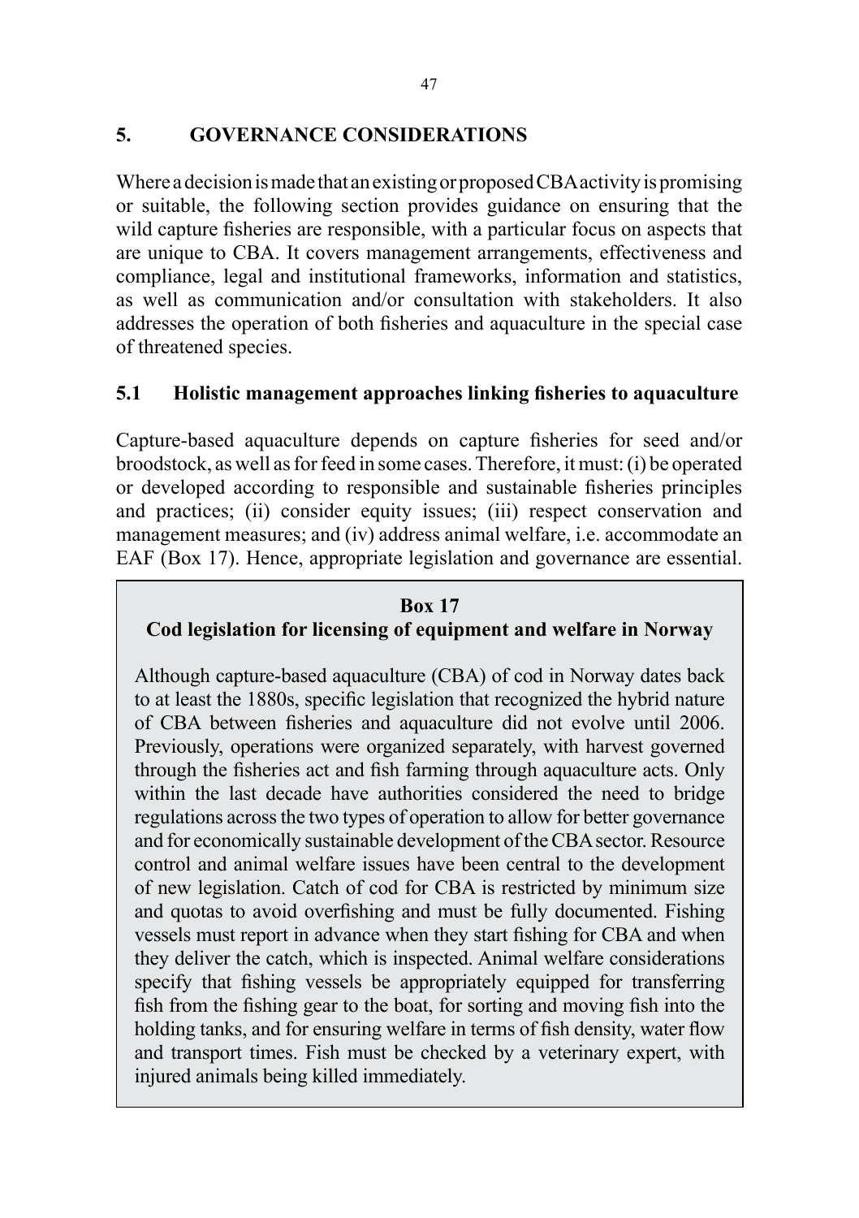## 5. GOVERNANCE CONSIDERATIONS

Where a decision is made that an existing or proposed CBA activity is promising or suitable, the following section provides guidance on ensuring that the wild capture fisheries are responsible, with a particular focus on aspects that are unique to CBA. It covers management arrangements, effectiveness and compliance, legal and institutional frameworks, information and statistics, as well as communication and/or consultation with stakeholders. It also addresses the operation of both fisheries and aquaculture in the special case of threatened species.

### 5.1 Holistic management approaches linking fisheries to aquaculture

Capture-based aquaculture depends on capture fisheries for seed and/or broodstock, as well as for feed in some cases. Therefore, it must: (i) be operated or developed according to responsible and sustainable fisheries principles and practices; (ii) consider equity issues; (iii) respect conservation and management measures; and (iv) address animal welfare, i.e. accommodate an EAF (Box 17). Hence, appropriate legislation and governance are essential.

> **Box 17**
> **Cod legislation for licensing of equipment and welfare in Norway**
>
> Although capture-based aquaculture (CBA) of cod in Norway dates back to at least the 1880s, specific legislation that recognized the hybrid nature of CBA between fisheries and aquaculture did not evolve until 2006. Previously, operations were organized separately, with harvest governed through the fisheries act and fish farming through aquaculture acts. Only within the last decade have authorities considered the need to bridge regulations across the two types of operation to allow for better governance and for economically sustainable development of the CBA sector. Resource control and animal welfare issues have been central to the development of new legislation. Catch of cod for CBA is restricted by minimum size and quotas to avoid overfishing and must be fully documented. Fishing vessels must report in advance when they start fishing for CBA and when they deliver the catch, which is inspected. Animal welfare considerations specify that fishing vessels be appropriately equipped for transferring fish from the fishing gear to the boat, for sorting and moving fish into the holding tanks, and for ensuring welfare in terms of fish density, water flow and transport times. Fish must be checked by a veterinary expert, with injured animals being killed immediately.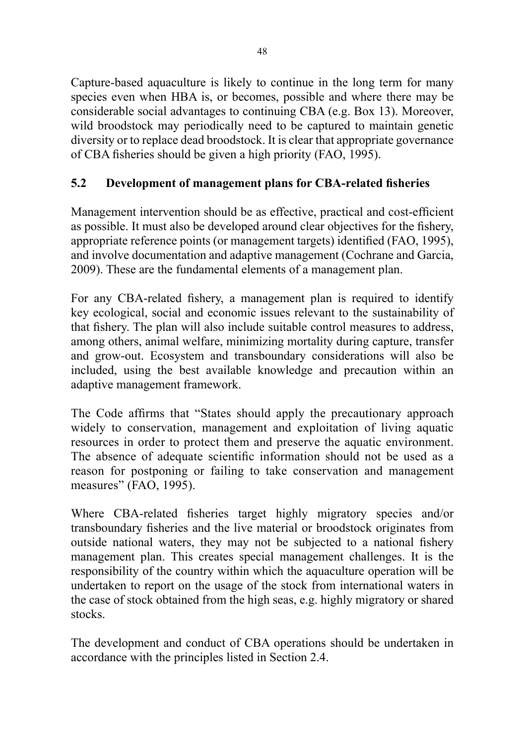Capture-based aquaculture is likely to continue in the long term for many species even when HBA is, or becomes, possible and where there may be considerable social advantages to continuing CBA (e.g. Box 13). Moreover, wild broodstock may periodically need to be captured to maintain genetic diversity or to replace dead broodstock. It is clear that appropriate governance of CBA fisheries should be given a high priority (FAO, 1995).

## 5.2 Development of management plans for CBA-related fisheries

Management intervention should be as effective, practical and cost-efficient as possible. It must also be developed around clear objectives for the fishery, appropriate reference points (or management targets) identified (FAO, 1995), and involve documentation and adaptive management (Cochrane and Garcia, 2009). These are the fundamental elements of a management plan.

For any CBA-related fishery, a management plan is required to identify key ecological, social and economic issues relevant to the sustainability of that fishery. The plan will also include suitable control measures to address, among others, animal welfare, minimizing mortality during capture, transfer and grow-out. Ecosystem and transboundary considerations will also be included, using the best available knowledge and precaution within an adaptive management framework.

The Code affirms that "States should apply the precautionary approach widely to conservation, management and exploitation of living aquatic resources in order to protect them and preserve the aquatic environment. The absence of adequate scientific information should not be used as a reason for postponing or failing to take conservation and management measures" (FAO, 1995).

Where CBA-related fisheries target highly migratory species and/or transboundary fisheries and the live material or broodstock originates from outside national waters, they may not be subjected to a national fishery management plan. This creates special management challenges. It is the responsibility of the country within which the aquaculture operation will be undertaken to report on the usage of the stock from international waters in the case of stock obtained from the high seas, e.g. highly migratory or shared stocks.

The development and conduct of CBA operations should be undertaken in accordance with the principles listed in Section 2.4.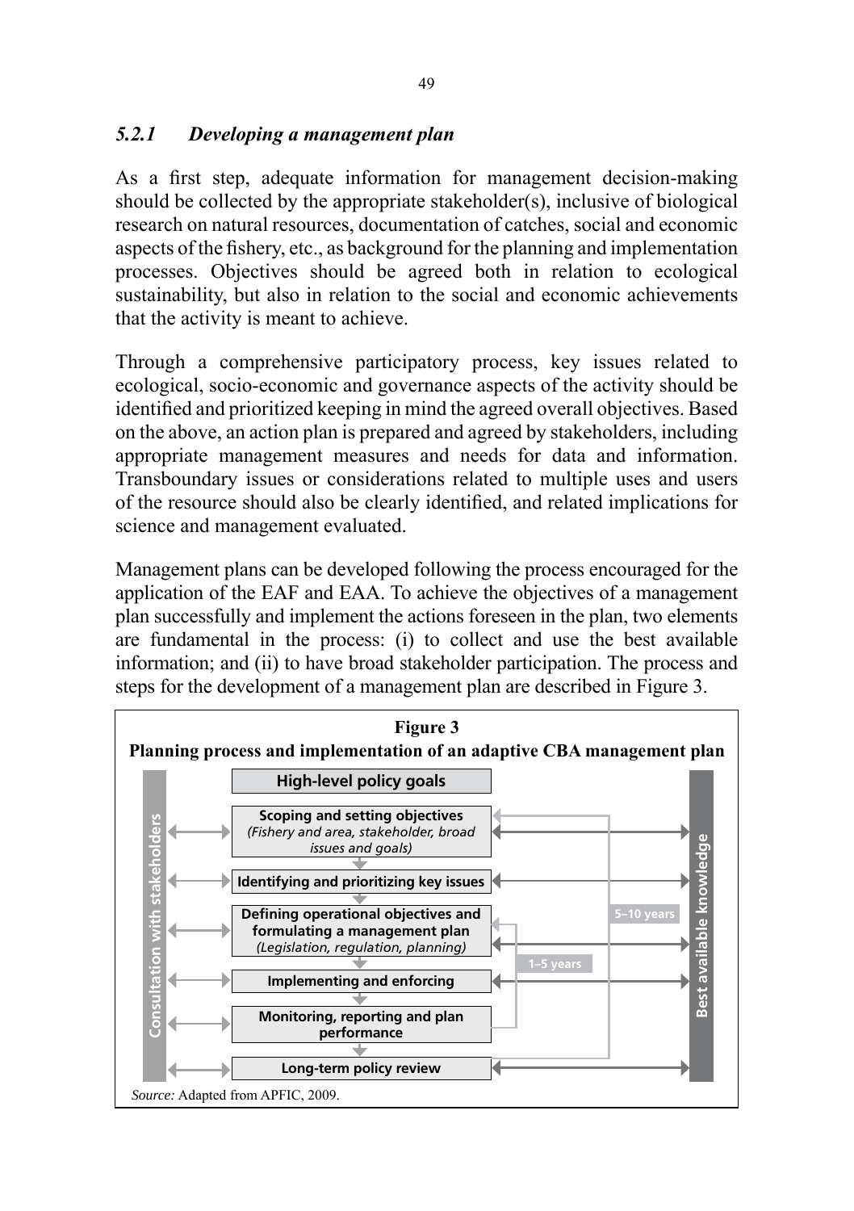### *5.2.1 Developing a management plan*

As a first step, adequate information for management decision-making should be collected by the appropriate stakeholder(s), inclusive of biological research on natural resources, documentation of catches, social and economic aspects of the fishery, etc., as background for the planning and implementation processes. Objectives should be agreed both in relation to ecological sustainability, but also in relation to the social and economic achievements that the activity is meant to achieve.

Through a comprehensive participatory process, key issues related to ecological, socio-economic and governance aspects of the activity should be identified and prioritized keeping in mind the agreed overall objectives. Based on the above, an action plan is prepared and agreed by stakeholders, including appropriate management measures and needs for data and information. Transboundary issues or considerations related to multiple uses and users of the resource should also be clearly identified, and related implications for science and management evaluated.

Management plans can be developed following the process encouraged for the application of the EAF and EAA. To achieve the objectives of a management plan successfully and implement the actions foreseen in the plan, two elements are fundamental in the process: (i) to collect and use the best available information; and (ii) to have broad stakeholder participation. The process and steps for the development of a management plan are described in Figure 3.

**Figure 3**

**Planning process and implementation of an adaptive CBA management plan**

Consultation with stakeholders

- **High-level policy goals**
- **Scoping and setting objectives** *(Fishery and area, stakeholder, broad issues and goals)*
- **Identifying and prioritizing key issues**
- **Defining operational objectives and formulating a management plan** *(Legislation, regulation, planning)*
- **Implementing and enforcing**
- **Monitoring, reporting and plan performance**
- **Long-term policy review**

1–5 years

5–10 years

Best available knowledge

*Source:* Adapted from APFIC, 2009.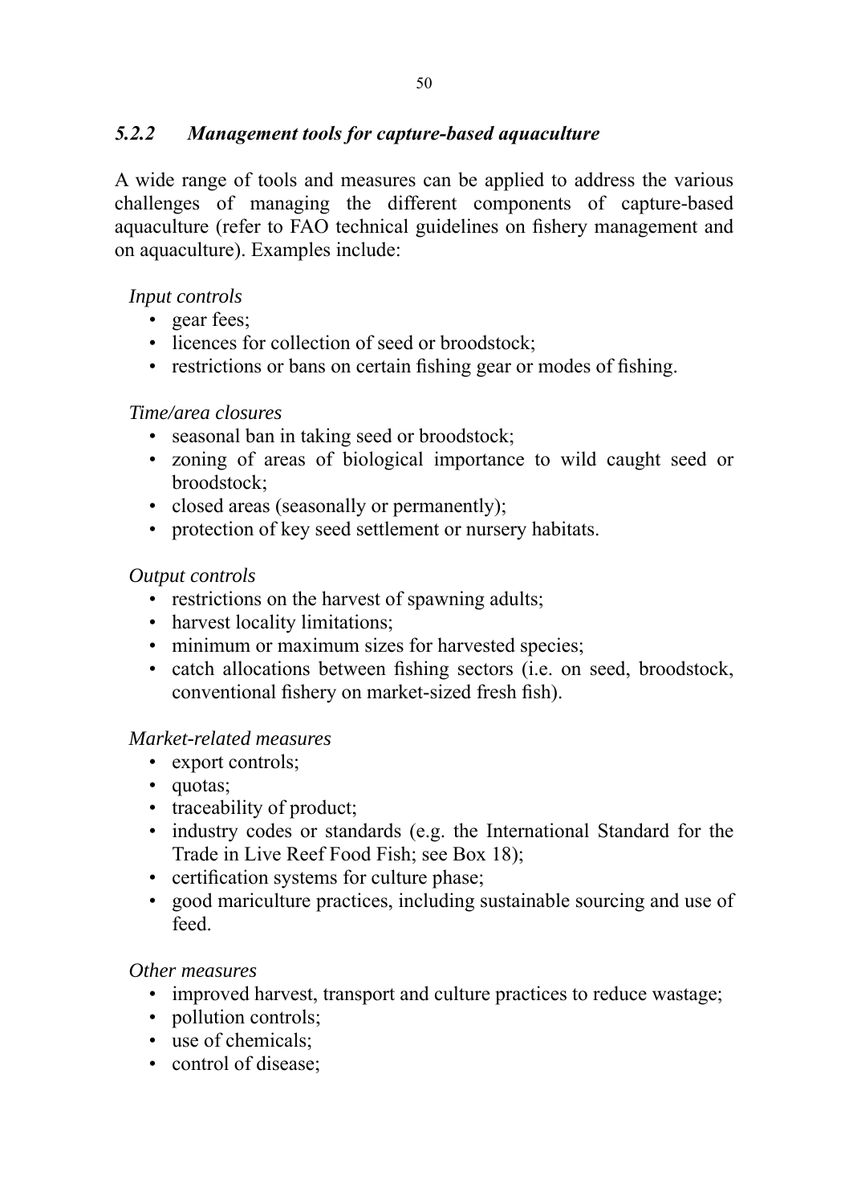### *5.2.2 Management tools for capture-based aquaculture*

A wide range of tools and measures can be applied to address the various challenges of managing the different components of capture-based aquaculture (refer to FAO technical guidelines on fishery management and on aquaculture). Examples include:

*Input controls*

- gear fees;
- licences for collection of seed or broodstock;
- restrictions or bans on certain fishing gear or modes of fishing.

*Time/area closures*

- seasonal ban in taking seed or broodstock;
- zoning of areas of biological importance to wild caught seed or broodstock;
- closed areas (seasonally or permanently);
- protection of key seed settlement or nursery habitats.

*Output controls*

- restrictions on the harvest of spawning adults;
- harvest locality limitations;
- minimum or maximum sizes for harvested species;
- catch allocations between fishing sectors (i.e. on seed, broodstock, conventional fishery on market-sized fresh fish).

*Market-related measures*

- export controls;
- quotas;
- traceability of product;
- industry codes or standards (e.g. the International Standard for the Trade in Live Reef Food Fish; see Box 18);
- certification systems for culture phase;
- good mariculture practices, including sustainable sourcing and use of feed.

*Other measures*

- improved harvest, transport and culture practices to reduce wastage;
- pollution controls;
- use of chemicals;
- control of disease;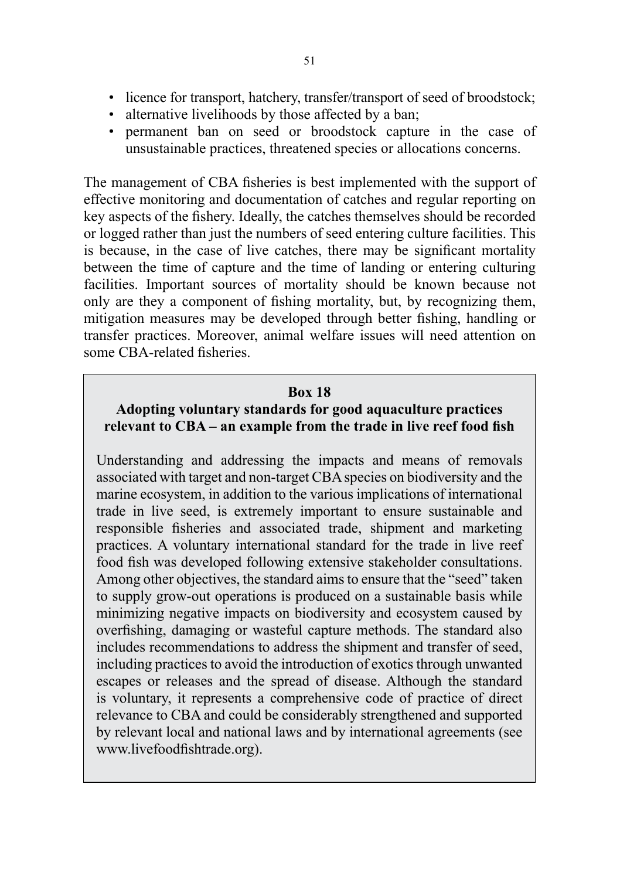- licence for transport, hatchery, transfer/transport of seed of broodstock;
- alternative livelihoods by those affected by a ban;
- permanent ban on seed or broodstock capture in the case of unsustainable practices, threatened species or allocations concerns.

The management of CBA fisheries is best implemented with the support of effective monitoring and documentation of catches and regular reporting on key aspects of the fishery. Ideally, the catches themselves should be recorded or logged rather than just the numbers of seed entering culture facilities. This is because, in the case of live catches, there may be significant mortality between the time of capture and the time of landing or entering culturing facilities. Important sources of mortality should be known because not only are they a component of fishing mortality, but, by recognizing them, mitigation measures may be developed through better fishing, handling or transfer practices. Moreover, animal welfare issues will need attention on some CBA-related fisheries.

**Box 18**

**Adopting voluntary standards for good aquaculture practices relevant to CBA – an example from the trade in live reef food fish**

Understanding and addressing the impacts and means of removals associated with target and non-target CBA species on biodiversity and the marine ecosystem, in addition to the various implications of international trade in live seed, is extremely important to ensure sustainable and responsible fisheries and associated trade, shipment and marketing practices. A voluntary international standard for the trade in live reef food fish was developed following extensive stakeholder consultations. Among other objectives, the standard aims to ensure that the "seed" taken to supply grow-out operations is produced on a sustainable basis while minimizing negative impacts on biodiversity and ecosystem caused by overfishing, damaging or wasteful capture methods. The standard also includes recommendations to address the shipment and transfer of seed, including practices to avoid the introduction of exotics through unwanted escapes or releases and the spread of disease. Although the standard is voluntary, it represents a comprehensive code of practice of direct relevance to CBA and could be considerably strengthened and supported by relevant local and national laws and by international agreements (see www.livefoodfishtrade.org).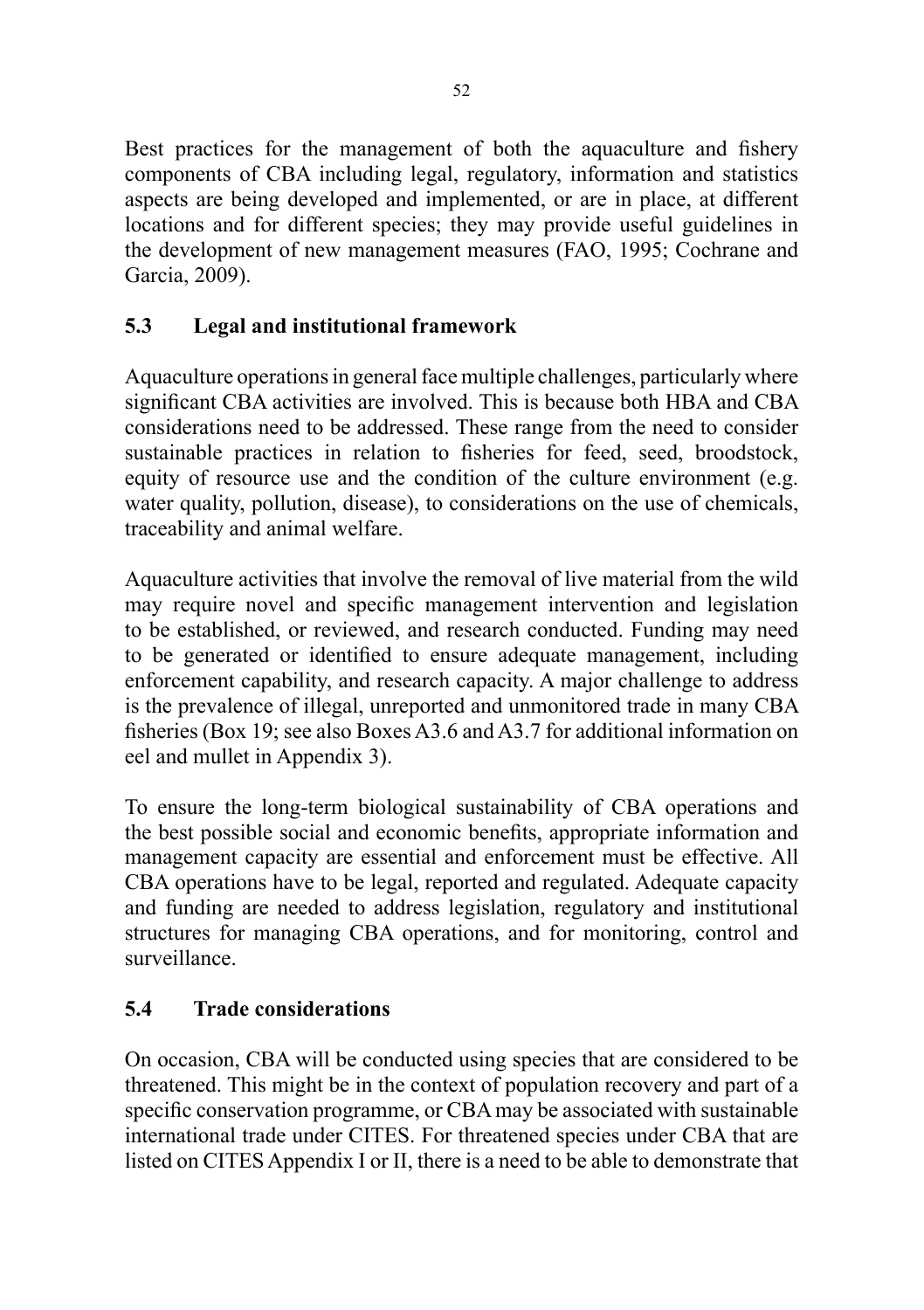Best practices for the management of both the aquaculture and fishery components of CBA including legal, regulatory, information and statistics aspects are being developed and implemented, or are in place, at different locations and for different species; they may provide useful guidelines in the development of new management measures (FAO, 1995; Cochrane and Garcia, 2009).

## 5.3 Legal and institutional framework

Aquaculture operations in general face multiple challenges, particularly where significant CBA activities are involved. This is because both HBA and CBA considerations need to be addressed. These range from the need to consider sustainable practices in relation to fisheries for feed, seed, broodstock, equity of resource use and the condition of the culture environment (e.g. water quality, pollution, disease), to considerations on the use of chemicals, traceability and animal welfare.

Aquaculture activities that involve the removal of live material from the wild may require novel and specific management intervention and legislation to be established, or reviewed, and research conducted. Funding may need to be generated or identified to ensure adequate management, including enforcement capability, and research capacity. A major challenge to address is the prevalence of illegal, unreported and unmonitored trade in many CBA fisheries (Box 19; see also Boxes A3.6 and A3.7 for additional information on eel and mullet in Appendix 3).

To ensure the long-term biological sustainability of CBA operations and the best possible social and economic benefits, appropriate information and management capacity are essential and enforcement must be effective. All CBA operations have to be legal, reported and regulated. Adequate capacity and funding are needed to address legislation, regulatory and institutional structures for managing CBA operations, and for monitoring, control and surveillance.

## 5.4 Trade considerations

On occasion, CBA will be conducted using species that are considered to be threatened. This might be in the context of population recovery and part of a specific conservation programme, or CBA may be associated with sustainable international trade under CITES. For threatened species under CBA that are listed on CITES Appendix I or II, there is a need to be able to demonstrate that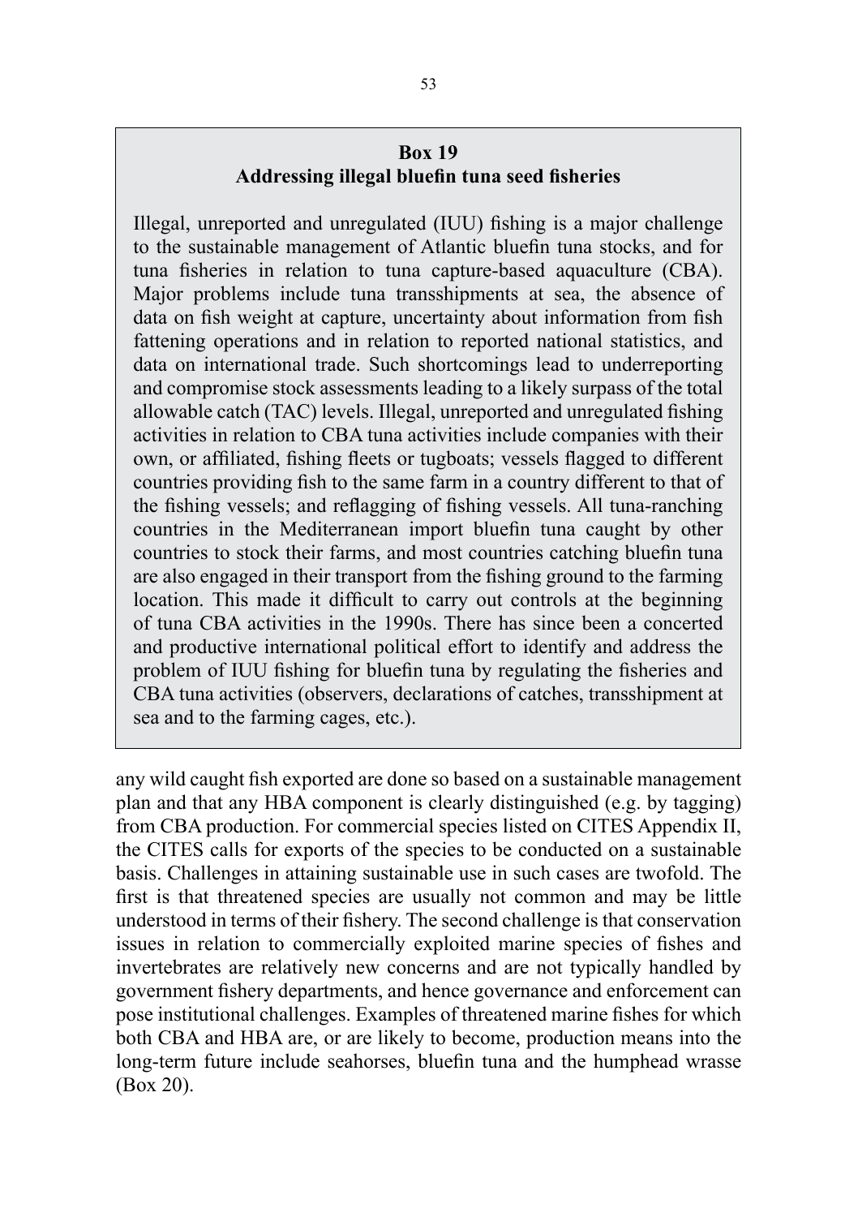**Box 19**
**Addressing illegal bluefin tuna seed fisheries**

Illegal, unreported and unregulated (IUU) fishing is a major challenge to the sustainable management of Atlantic bluefin tuna stocks, and for tuna fisheries in relation to tuna capture-based aquaculture (CBA). Major problems include tuna transshipments at sea, the absence of data on fish weight at capture, uncertainty about information from fish fattening operations and in relation to reported national statistics, and data on international trade. Such shortcomings lead to underreporting and compromise stock assessments leading to a likely surpass of the total allowable catch (TAC) levels. Illegal, unreported and unregulated fishing activities in relation to CBA tuna activities include companies with their own, or affiliated, fishing fleets or tugboats; vessels flagged to different countries providing fish to the same farm in a country different to that of the fishing vessels; and reflagging of fishing vessels. All tuna-ranching countries in the Mediterranean import bluefin tuna caught by other countries to stock their farms, and most countries catching bluefin tuna are also engaged in their transport from the fishing ground to the farming location. This made it difficult to carry out controls at the beginning of tuna CBA activities in the 1990s. There has since been a concerted and productive international political effort to identify and address the problem of IUU fishing for bluefin tuna by regulating the fisheries and CBA tuna activities (observers, declarations of catches, transshipment at sea and to the farming cages, etc.).

any wild caught fish exported are done so based on a sustainable management plan and that any HBA component is clearly distinguished (e.g. by tagging) from CBA production. For commercial species listed on CITES Appendix II, the CITES calls for exports of the species to be conducted on a sustainable basis. Challenges in attaining sustainable use in such cases are twofold. The first is that threatened species are usually not common and may be little understood in terms of their fishery. The second challenge is that conservation issues in relation to commercially exploited marine species of fishes and invertebrates are relatively new concerns and are not typically handled by government fishery departments, and hence governance and enforcement can pose institutional challenges. Examples of threatened marine fishes for which both CBA and HBA are, or are likely to become, production means into the long-term future include seahorses, bluefin tuna and the humphead wrasse (Box 20).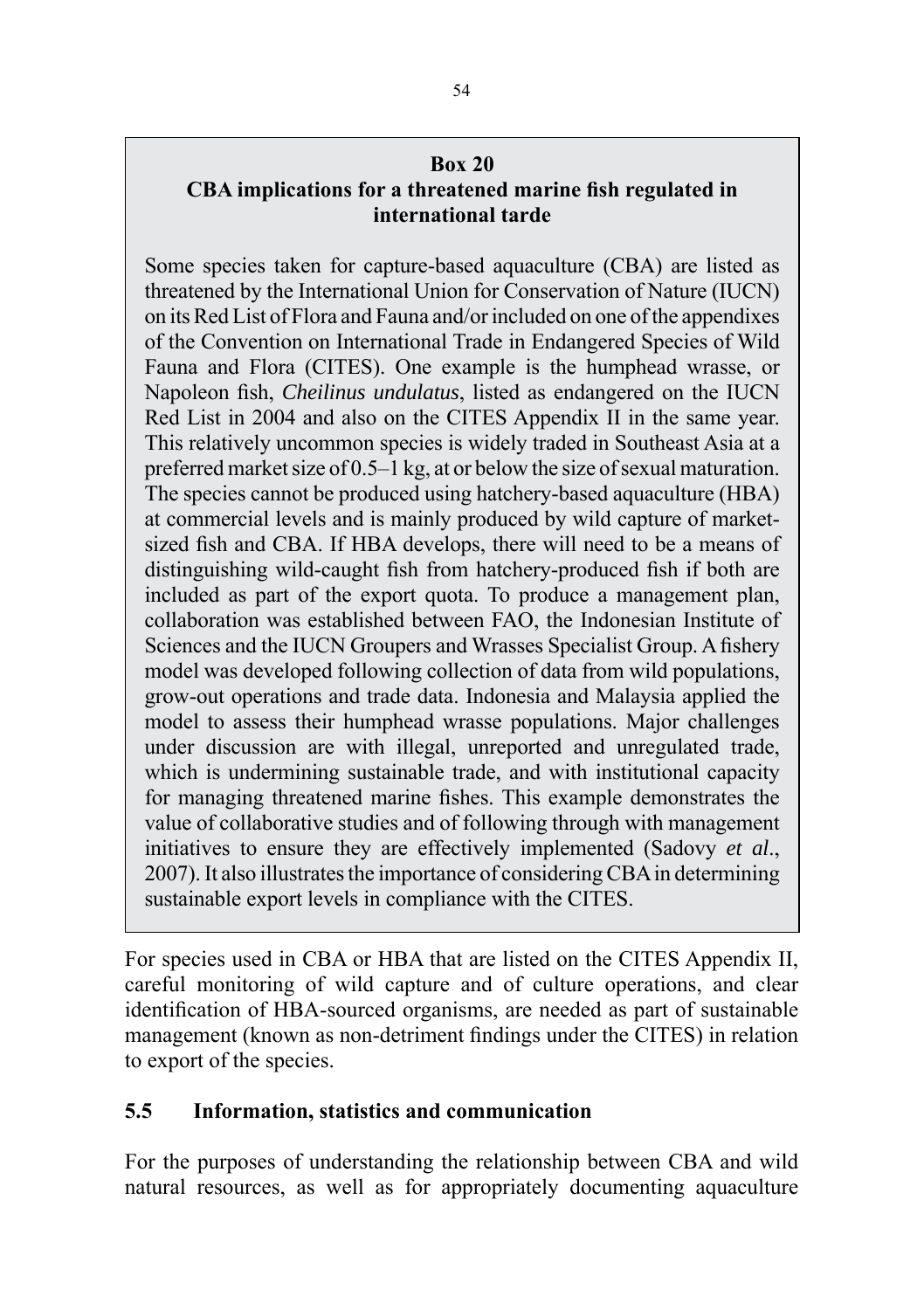**Box 20**
**CBA implications for a threatened marine fish regulated in international tarde**

Some species taken for capture-based aquaculture (CBA) are listed as threatened by the International Union for Conservation of Nature (IUCN) on its Red List of Flora and Fauna and/or included on one of the appendixes of the Convention on International Trade in Endangered Species of Wild Fauna and Flora (CITES). One example is the humphead wrasse, or Napoleon fish, *Cheilinus undulatus*, listed as endangered on the IUCN Red List in 2004 and also on the CITES Appendix II in the same year. This relatively uncommon species is widely traded in Southeast Asia at a preferred market size of 0.5–1 kg, at or below the size of sexual maturation. The species cannot be produced using hatchery-based aquaculture (HBA) at commercial levels and is mainly produced by wild capture of market-sized fish and CBA. If HBA develops, there will need to be a means of distinguishing wild-caught fish from hatchery-produced fish if both are included as part of the export quota. To produce a management plan, collaboration was established between FAO, the Indonesian Institute of Sciences and the IUCN Groupers and Wrasses Specialist Group. A fishery model was developed following collection of data from wild populations, grow-out operations and trade data. Indonesia and Malaysia applied the model to assess their humphead wrasse populations. Major challenges under discussion are with illegal, unreported and unregulated trade, which is undermining sustainable trade, and with institutional capacity for managing threatened marine fishes. This example demonstrates the value of collaborative studies and of following through with management initiatives to ensure they are effectively implemented (Sadovy *et al*., 2007). It also illustrates the importance of considering CBA in determining sustainable export levels in compliance with the CITES.

For species used in CBA or HBA that are listed on the CITES Appendix II, careful monitoring of wild capture and of culture operations, and clear identification of HBA-sourced organisms, are needed as part of sustainable management (known as non-detriment findings under the CITES) in relation to export of the species.

## 5.5 Information, statistics and communication

For the purposes of understanding the relationship between CBA and wild natural resources, as well as for appropriately documenting aquaculture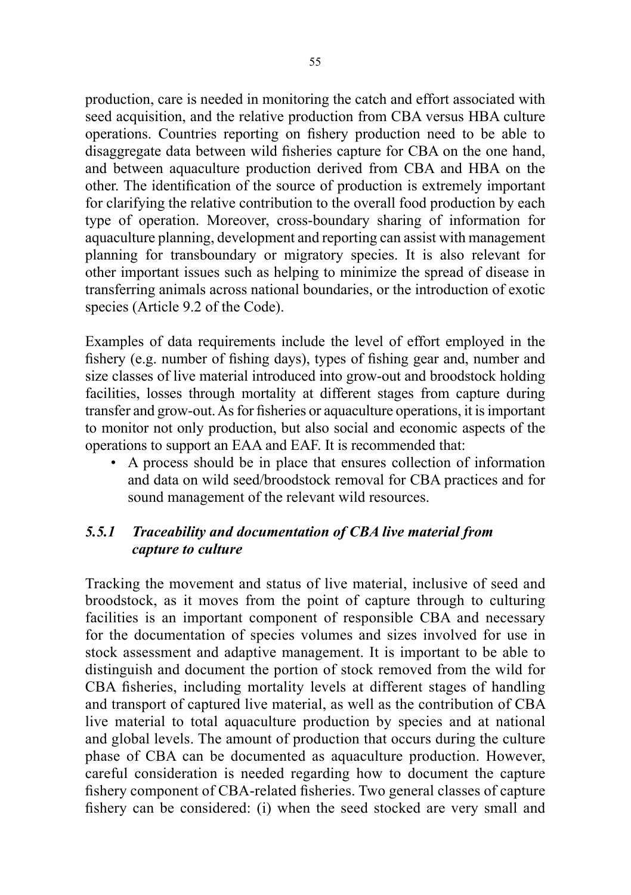production, care is needed in monitoring the catch and effort associated with seed acquisition, and the relative production from CBA versus HBA culture operations. Countries reporting on fishery production need to be able to disaggregate data between wild fisheries capture for CBA on the one hand, and between aquaculture production derived from CBA and HBA on the other. The identification of the source of production is extremely important for clarifying the relative contribution to the overall food production by each type of operation. Moreover, cross-boundary sharing of information for aquaculture planning, development and reporting can assist with management planning for transboundary or migratory species. It is also relevant for other important issues such as helping to minimize the spread of disease in transferring animals across national boundaries, or the introduction of exotic species (Article 9.2 of the Code).

Examples of data requirements include the level of effort employed in the fishery (e.g. number of fishing days), types of fishing gear and, number and size classes of live material introduced into grow-out and broodstock holding facilities, losses through mortality at different stages from capture during transfer and grow-out. As for fisheries or aquaculture operations, it is important to monitor not only production, but also social and economic aspects of the operations to support an EAA and EAF. It is recommended that:

- A process should be in place that ensures collection of information and data on wild seed/broodstock removal for CBA practices and for sound management of the relevant wild resources.

### *5.5.1 Traceability and documentation of CBA live material from capture to culture*

Tracking the movement and status of live material, inclusive of seed and broodstock, as it moves from the point of capture through to culturing facilities is an important component of responsible CBA and necessary for the documentation of species volumes and sizes involved for use in stock assessment and adaptive management. It is important to be able to distinguish and document the portion of stock removed from the wild for CBA fisheries, including mortality levels at different stages of handling and transport of captured live material, as well as the contribution of CBA live material to total aquaculture production by species and at national and global levels. The amount of production that occurs during the culture phase of CBA can be documented as aquaculture production. However, careful consideration is needed regarding how to document the capture fishery component of CBA-related fisheries. Two general classes of capture fishery can be considered: (i) when the seed stocked are very small and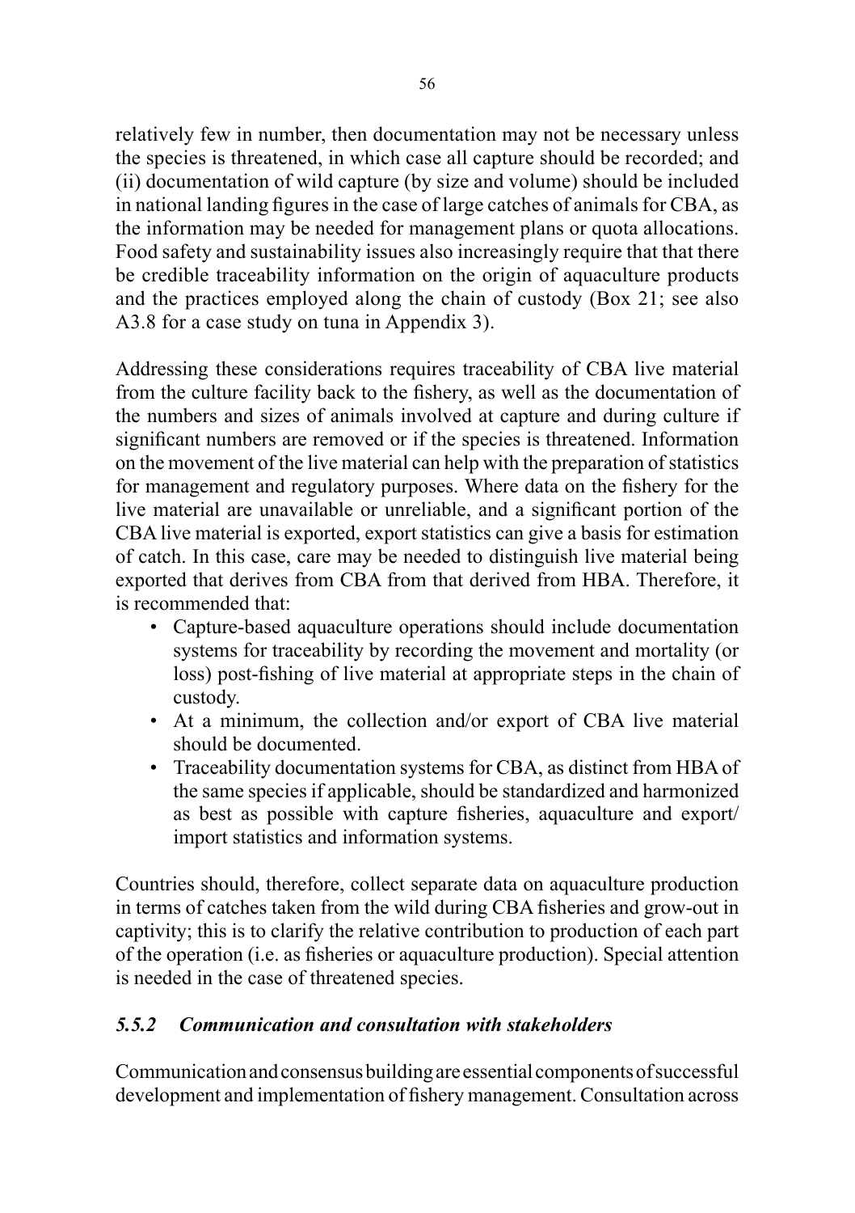relatively few in number, then documentation may not be necessary unless the species is threatened, in which case all capture should be recorded; and (ii) documentation of wild capture (by size and volume) should be included in national landing figures in the case of large catches of animals for CBA, as the information may be needed for management plans or quota allocations. Food safety and sustainability issues also increasingly require that that there be credible traceability information on the origin of aquaculture products and the practices employed along the chain of custody (Box 21; see also A3.8 for a case study on tuna in Appendix 3).

Addressing these considerations requires traceability of CBA live material from the culture facility back to the fishery, as well as the documentation of the numbers and sizes of animals involved at capture and during culture if significant numbers are removed or if the species is threatened. Information on the movement of the live material can help with the preparation of statistics for management and regulatory purposes. Where data on the fishery for the live material are unavailable or unreliable, and a significant portion of the CBA live material is exported, export statistics can give a basis for estimation of catch. In this case, care may be needed to distinguish live material being exported that derives from CBA from that derived from HBA. Therefore, it is recommended that:

- Capture-based aquaculture operations should include documentation systems for traceability by recording the movement and mortality (or loss) post-fishing of live material at appropriate steps in the chain of custody.
- At a minimum, the collection and/or export of CBA live material should be documented.
- Traceability documentation systems for CBA, as distinct from HBA of the same species if applicable, should be standardized and harmonized as best as possible with capture fisheries, aquaculture and export/import statistics and information systems.

Countries should, therefore, collect separate data on aquaculture production in terms of catches taken from the wild during CBA fisheries and grow-out in captivity; this is to clarify the relative contribution to production of each part of the operation (i.e. as fisheries or aquaculture production). Special attention is needed in the case of threatened species.

### *5.5.2 Communication and consultation with stakeholders*

Communication and consensus building are essential components of successful development and implementation of fishery management. Consultation across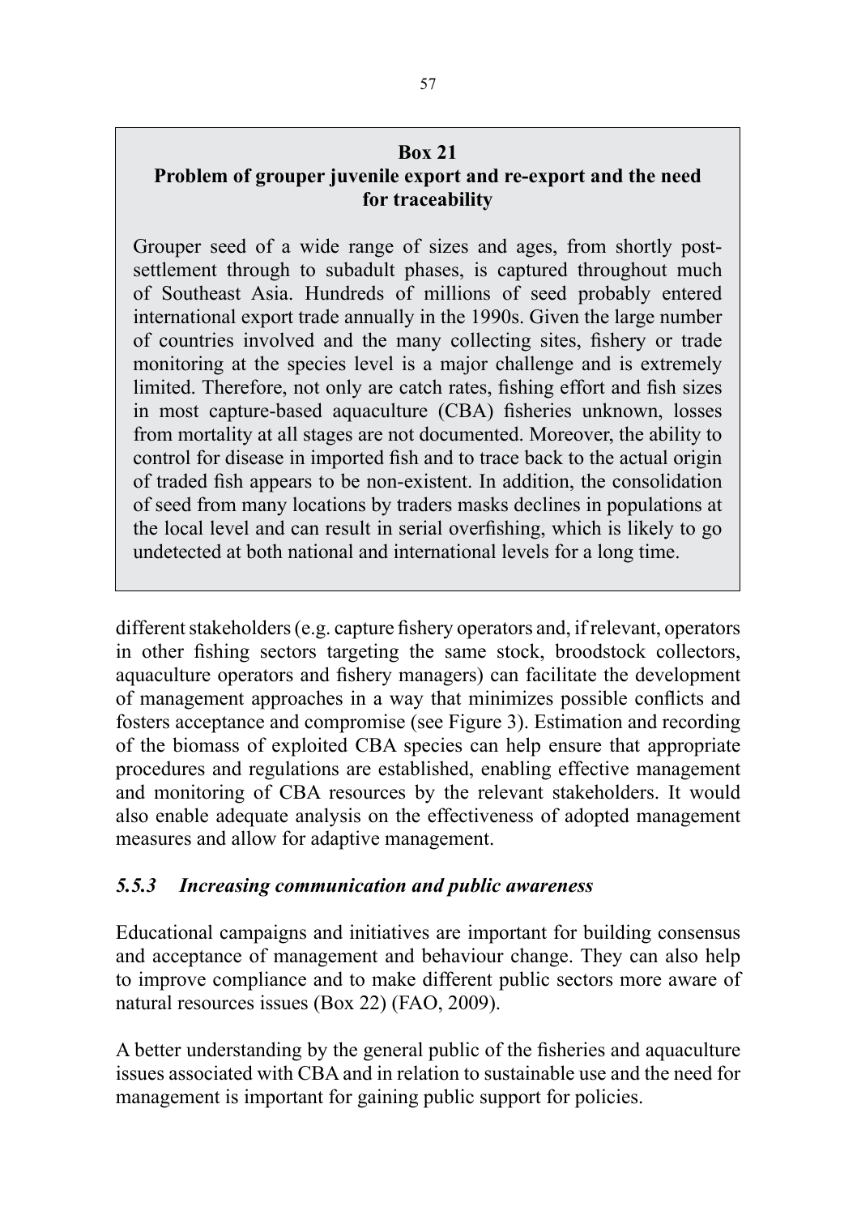**Box 21**
**Problem of grouper juvenile export and re-export and the need for traceability**

Grouper seed of a wide range of sizes and ages, from shortly post-settlement through to subadult phases, is captured throughout much of Southeast Asia. Hundreds of millions of seed probably entered international export trade annually in the 1990s. Given the large number of countries involved and the many collecting sites, fishery or trade monitoring at the species level is a major challenge and is extremely limited. Therefore, not only are catch rates, fishing effort and fish sizes in most capture-based aquaculture (CBA) fisheries unknown, losses from mortality at all stages are not documented. Moreover, the ability to control for disease in imported fish and to trace back to the actual origin of traded fish appears to be non-existent. In addition, the consolidation of seed from many locations by traders masks declines in populations at the local level and can result in serial overfishing, which is likely to go undetected at both national and international levels for a long time.

different stakeholders (e.g. capture fishery operators and, if relevant, operators in other fishing sectors targeting the same stock, broodstock collectors, aquaculture operators and fishery managers) can facilitate the development of management approaches in a way that minimizes possible conflicts and fosters acceptance and compromise (see Figure 3). Estimation and recording of the biomass of exploited CBA species can help ensure that appropriate procedures and regulations are established, enabling effective management and monitoring of CBA resources by the relevant stakeholders. It would also enable adequate analysis on the effectiveness of adopted management measures and allow for adaptive management.

### *5.5.3 Increasing communication and public awareness*

Educational campaigns and initiatives are important for building consensus and acceptance of management and behaviour change. They can also help to improve compliance and to make different public sectors more aware of natural resources issues (Box 22) (FAO, 2009).

A better understanding by the general public of the fisheries and aquaculture issues associated with CBA and in relation to sustainable use and the need for management is important for gaining public support for policies.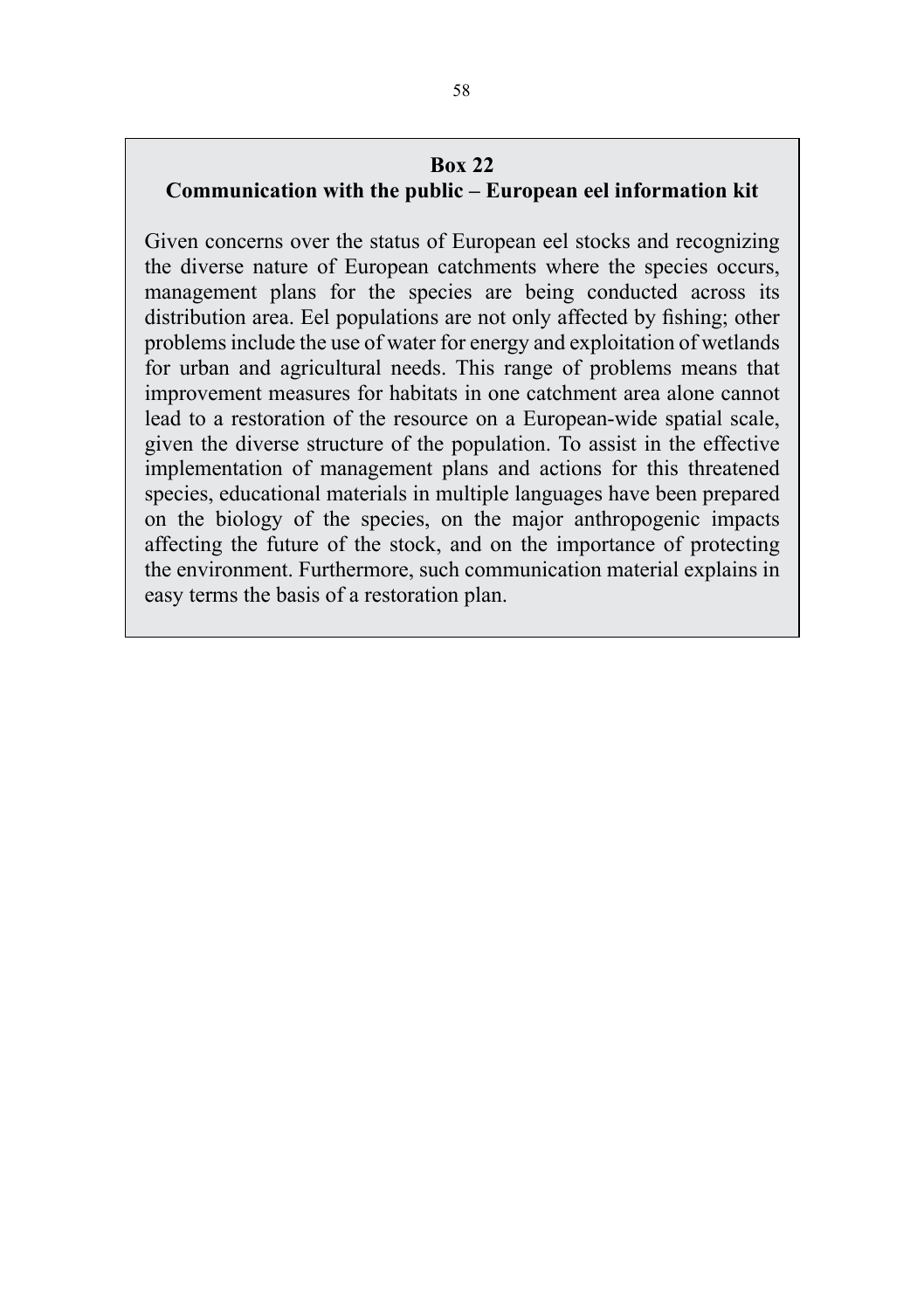**Box 22**
**Communication with the public – European eel information kit**

Given concerns over the status of European eel stocks and recognizing the diverse nature of European catchments where the species occurs, management plans for the species are being conducted across its distribution area. Eel populations are not only affected by fishing; other problems include the use of water for energy and exploitation of wetlands for urban and agricultural needs. This range of problems means that improvement measures for habitats in one catchment area alone cannot lead to a restoration of the resource on a European-wide spatial scale, given the diverse structure of the population. To assist in the effective implementation of management plans and actions for this threatened species, educational materials in multiple languages have been prepared on the biology of the species, on the major anthropogenic impacts affecting the future of the stock, and on the importance of protecting the environment. Furthermore, such communication material explains in easy terms the basis of a restoration plan.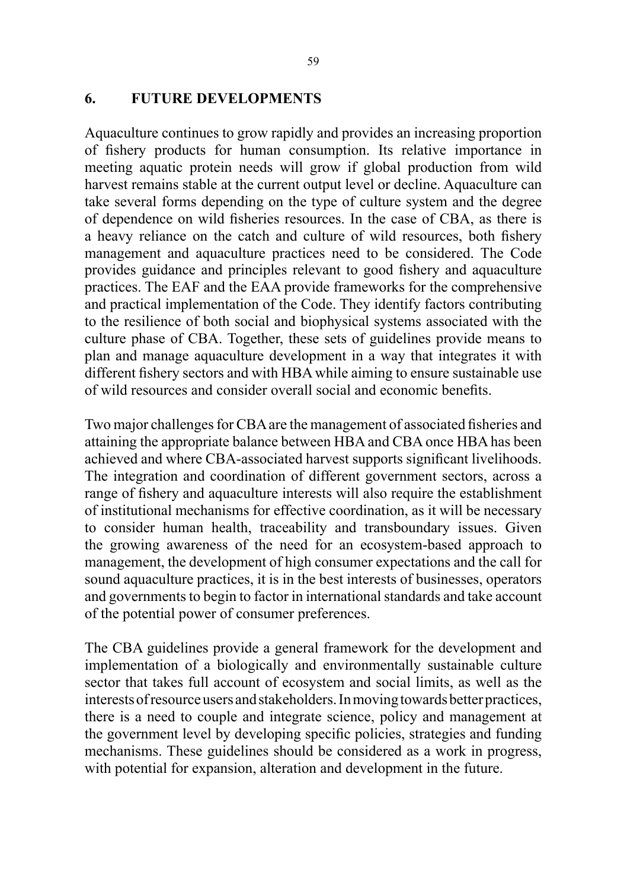# 6. FUTURE DEVELOPMENTS

Aquaculture continues to grow rapidly and provides an increasing proportion of fishery products for human consumption. Its relative importance in meeting aquatic protein needs will grow if global production from wild harvest remains stable at the current output level or decline. Aquaculture can take several forms depending on the type of culture system and the degree of dependence on wild fisheries resources. In the case of CBA, as there is a heavy reliance on the catch and culture of wild resources, both fishery management and aquaculture practices need to be considered. The Code provides guidance and principles relevant to good fishery and aquaculture practices. The EAF and the EAA provide frameworks for the comprehensive and practical implementation of the Code. They identify factors contributing to the resilience of both social and biophysical systems associated with the culture phase of CBA. Together, these sets of guidelines provide means to plan and manage aquaculture development in a way that integrates it with different fishery sectors and with HBA while aiming to ensure sustainable use of wild resources and consider overall social and economic benefits.

Two major challenges for CBA are the management of associated fisheries and attaining the appropriate balance between HBA and CBA once HBA has been achieved and where CBA-associated harvest supports significant livelihoods. The integration and coordination of different government sectors, across a range of fishery and aquaculture interests will also require the establishment of institutional mechanisms for effective coordination, as it will be necessary to consider human health, traceability and transboundary issues. Given the growing awareness of the need for an ecosystem-based approach to management, the development of high consumer expectations and the call for sound aquaculture practices, it is in the best interests of businesses, operators and governments to begin to factor in international standards and take account of the potential power of consumer preferences.

The CBA guidelines provide a general framework for the development and implementation of a biologically and environmentally sustainable culture sector that takes full account of ecosystem and social limits, as well as the interests of resource users and stakeholders. In moving towards better practices, there is a need to couple and integrate science, policy and management at the government level by developing specific policies, strategies and funding mechanisms. These guidelines should be considered as a work in progress, with potential for expansion, alteration and development in the future.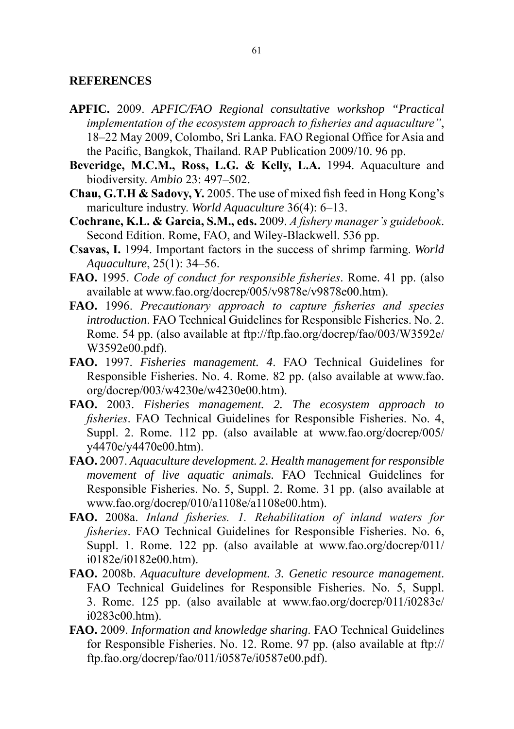## REFERENCES

**APFIC.** 2009. *APFIC/FAO Regional consultative workshop "Practical implementation of the ecosystem approach to fisheries and aquaculture"*, 18–22 May 2009, Colombo, Sri Lanka. FAO Regional Office for Asia and the Pacific, Bangkok, Thailand. RAP Publication 2009/10. 96 pp.

**Beveridge, M.C.M., Ross, L.G. & Kelly, L.A.** 1994. Aquaculture and biodiversity. *Ambio* 23: 497–502.

**Chau, G.T.H & Sadovy, Y.** 2005. The use of mixed fish feed in Hong Kong's mariculture industry. *World Aquaculture* 36(4): 6–13.

**Cochrane, K.L. & Garcia, S.M., eds.** 2009. *A fishery manager's guidebook*. Second Edition. Rome, FAO, and Wiley-Blackwell. 536 pp.

**Csavas, I.** 1994. Important factors in the success of shrimp farming. *World Aquaculture*, 25(1): 34–56.

**FAO.** 1995. *Code of conduct for responsible fisheries*. Rome. 41 pp. (also available at www.fao.org/docrep/005/v9878e/v9878e00.htm).

**FAO.** 1996. *Precautionary approach to capture fisheries and species introduction*. FAO Technical Guidelines for Responsible Fisheries. No. 2. Rome. 54 pp. (also available at ftp://ftp.fao.org/docrep/fao/003/W3592e/W3592e00.pdf).

**FAO.** 1997. *Fisheries management. 4*. FAO Technical Guidelines for Responsible Fisheries. No. 4. Rome. 82 pp. (also available at www.fao.org/docrep/003/w4230e/w4230e00.htm).

**FAO.** 2003. *Fisheries management. 2. The ecosystem approach to fisheries*. FAO Technical Guidelines for Responsible Fisheries. No. 4, Suppl. 2. Rome. 112 pp. (also available at www.fao.org/docrep/005/y4470e/y4470e00.htm).

**FAO.** 2007. *Aquaculture development. 2. Health management for responsible movement of live aquatic animals.* FAO Technical Guidelines for Responsible Fisheries. No. 5, Suppl. 2. Rome. 31 pp. (also available at www.fao.org/docrep/010/a1108e/a1108e00.htm).

**FAO.** 2008a. *Inland fisheries. 1. Rehabilitation of inland waters for fisheries*. FAO Technical Guidelines for Responsible Fisheries. No. 6, Suppl. 1. Rome. 122 pp. (also available at www.fao.org/docrep/011/i0182e/i0182e00.htm).

**FAO.** 2008b. *Aquaculture development. 3. Genetic resource management*. FAO Technical Guidelines for Responsible Fisheries. No. 5, Suppl. 3. Rome. 125 pp. (also available at www.fao.org/docrep/011/i0283e/i0283e00.htm).

**FAO.** 2009. *Information and knowledge sharing*. FAO Technical Guidelines for Responsible Fisheries. No. 12. Rome. 97 pp. (also available at ftp://ftp.fao.org/docrep/fao/011/i0587e/i0587e00.pdf).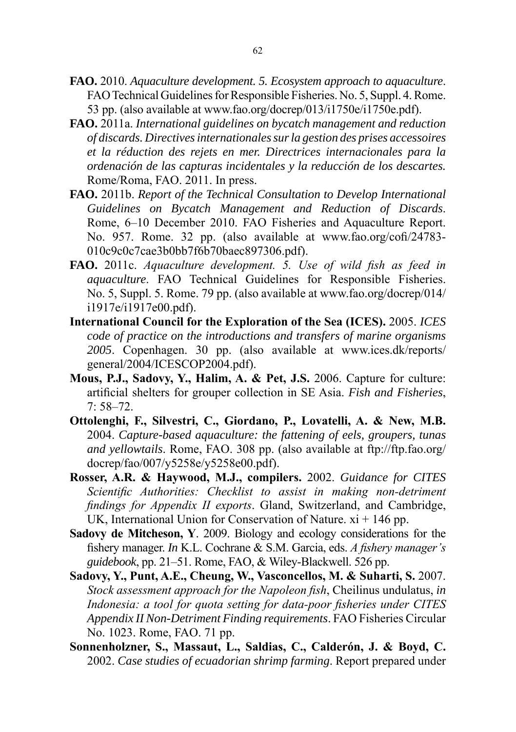**FAO.** 2010. *Aquaculture development. 5. Ecosystem approach to aquaculture*. FAO Technical Guidelines for Responsible Fisheries. No. 5, Suppl. 4. Rome. 53 pp. (also available at www.fao.org/docrep/013/i1750e/i1750e.pdf).

**FAO.** 2011a. *International guidelines on bycatch management and reduction of discards. Directives internationales sur la gestion des prises accessoires et la réduction des rejets en mer. Directrices internacionales para la ordenación de las capturas incidentales y la reducción de los descartes.* Rome/Roma, FAO. 2011. In press.

**FAO.** 2011b. *Report of the Technical Consultation to Develop International Guidelines on Bycatch Management and Reduction of Discards*. Rome, 6–10 December 2010. FAO Fisheries and Aquaculture Report. No. 957. Rome. 32 pp. (also available at www.fao.org/cofi/24783-010c9c0c7cae3b0bb7f6b70baec897306.pdf).

**FAO.** 2011c. *Aquaculture development. 5. Use of wild fish as feed in aquaculture*. FAO Technical Guidelines for Responsible Fisheries. No. 5, Suppl. 5. Rome. 79 pp. (also available at www.fao.org/docrep/014/i1917e/i1917e00.pdf).

**International Council for the Exploration of the Sea (ICES).** 2005. *ICES code of practice on the introductions and transfers of marine organisms 2005*. Copenhagen. 30 pp. (also available at www.ices.dk/reports/general/2004/ICESCOP2004.pdf).

**Mous, P.J., Sadovy, Y., Halim, A. & Pet, J.S.** 2006. Capture for culture: artificial shelters for grouper collection in SE Asia. *Fish and Fisheries*, 7: 58–72.

**Ottolenghi, F., Silvestri, C., Giordano, P., Lovatelli, A. & New, M.B.** 2004. *Capture-based aquaculture: the fattening of eels, groupers, tunas and yellowtails*. Rome, FAO. 308 pp. (also available at ftp://ftp.fao.org/docrep/fao/007/y5258e/y5258e00.pdf).

**Rosser, A.R. & Haywood, M.J., compilers.** 2002. *Guidance for CITES Scientific Authorities: Checklist to assist in making non-detriment findings for Appendix II exports*. Gland, Switzerland, and Cambridge, UK, International Union for Conservation of Nature. xi + 146 pp.

**Sadovy de Mitcheson, Y**. 2009. Biology and ecology considerations for the fishery manager. *In* K.L. Cochrane & S.M. Garcia, eds. *A fishery manager's guidebook*, pp. 21–51. Rome, FAO, & Wiley-Blackwell. 526 pp.

**Sadovy, Y., Punt, A.E., Cheung, W., Vasconcellos, M. & Suharti, S.** 2007. *Stock assessment approach for the Napoleon fish*, Cheilinus undulatus, *in Indonesia: a tool for quota setting for data-poor fisheries under CITES Appendix II Non-Detriment Finding requirements*. FAO Fisheries Circular No. 1023. Rome, FAO. 71 pp.

**Sonnenholzner, S., Massaut, L., Saldias, C., Calderón, J. & Boyd, C.** 2002. *Case studies of ecuadorian shrimp farming*. Report prepared under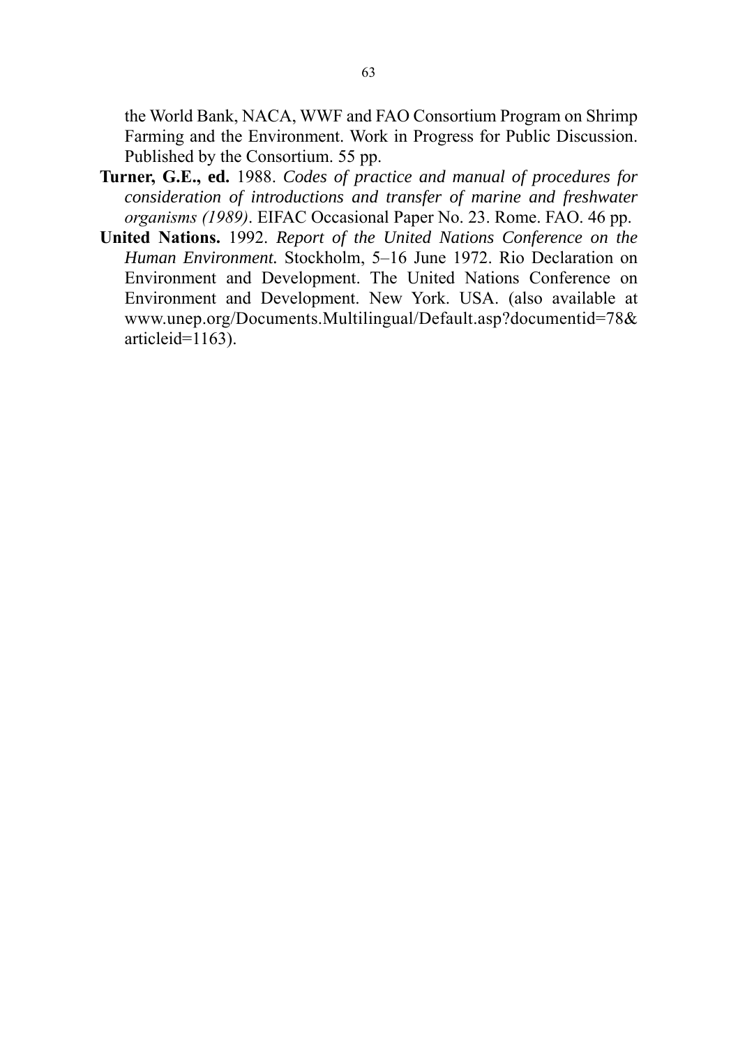the World Bank, NACA, WWF and FAO Consortium Program on Shrimp Farming and the Environment. Work in Progress for Public Discussion. Published by the Consortium. 55 pp.

**Turner, G.E., ed.** 1988. *Codes of practice and manual of procedures for consideration of introductions and transfer of marine and freshwater organisms (1989)*. EIFAC Occasional Paper No. 23. Rome. FAO. 46 pp.

**United Nations.** 1992. *Report of the United Nations Conference on the Human Environment.* Stockholm, 5–16 June 1972. Rio Declaration on Environment and Development. The United Nations Conference on Environment and Development. New York. USA. (also available at www.unep.org/Documents.Multilingual/Default.asp?documentid=78&articleid=1163).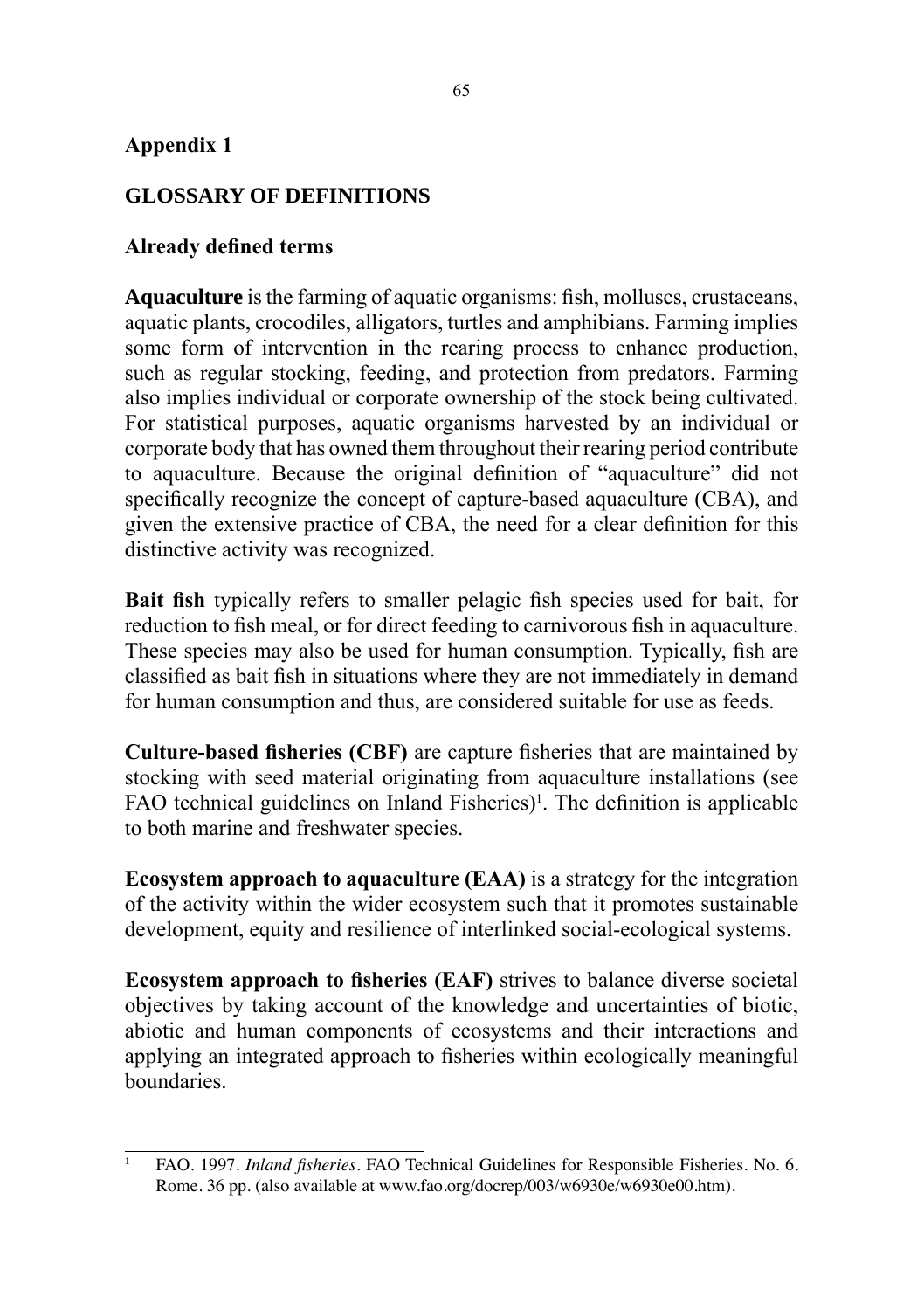# Appendix 1

## GLOSSARY OF DEFINITIONS

### Already defined terms

**Aquaculture** is the farming of aquatic organisms: fish, molluscs, crustaceans, aquatic plants, crocodiles, alligators, turtles and amphibians. Farming implies some form of intervention in the rearing process to enhance production, such as regular stocking, feeding, and protection from predators. Farming also implies individual or corporate ownership of the stock being cultivated. For statistical purposes, aquatic organisms harvested by an individual or corporate body that has owned them throughout their rearing period contribute to aquaculture. Because the original definition of "aquaculture" did not specifically recognize the concept of capture-based aquaculture (CBA), and given the extensive practice of CBA, the need for a clear definition for this distinctive activity was recognized.

**Bait fish** typically refers to smaller pelagic fish species used for bait, for reduction to fish meal, or for direct feeding to carnivorous fish in aquaculture. These species may also be used for human consumption. Typically, fish are classified as bait fish in situations where they are not immediately in demand for human consumption and thus, are considered suitable for use as feeds.

**Culture-based fisheries (CBF)** are capture fisheries that are maintained by stocking with seed material originating from aquaculture installations (see FAO technical guidelines on Inland Fisheries)[1]. The definition is applicable to both marine and freshwater species.

**Ecosystem approach to aquaculture (EAA)** is a strategy for the integration of the activity within the wider ecosystem such that it promotes sustainable development, equity and resilience of interlinked social-ecological systems.

**Ecosystem approach to fisheries (EAF)** strives to balance diverse societal objectives by taking account of the knowledge and uncertainties of biotic, abiotic and human components of ecosystems and their interactions and applying an integrated approach to fisheries within ecologically meaningful boundaries.

---

[1] FAO. 1997. *Inland fisheries*. FAO Technical Guidelines for Responsible Fisheries. No. 6. Rome. 36 pp. (also available at www.fao.org/docrep/003/w6930e/w6930e00.htm).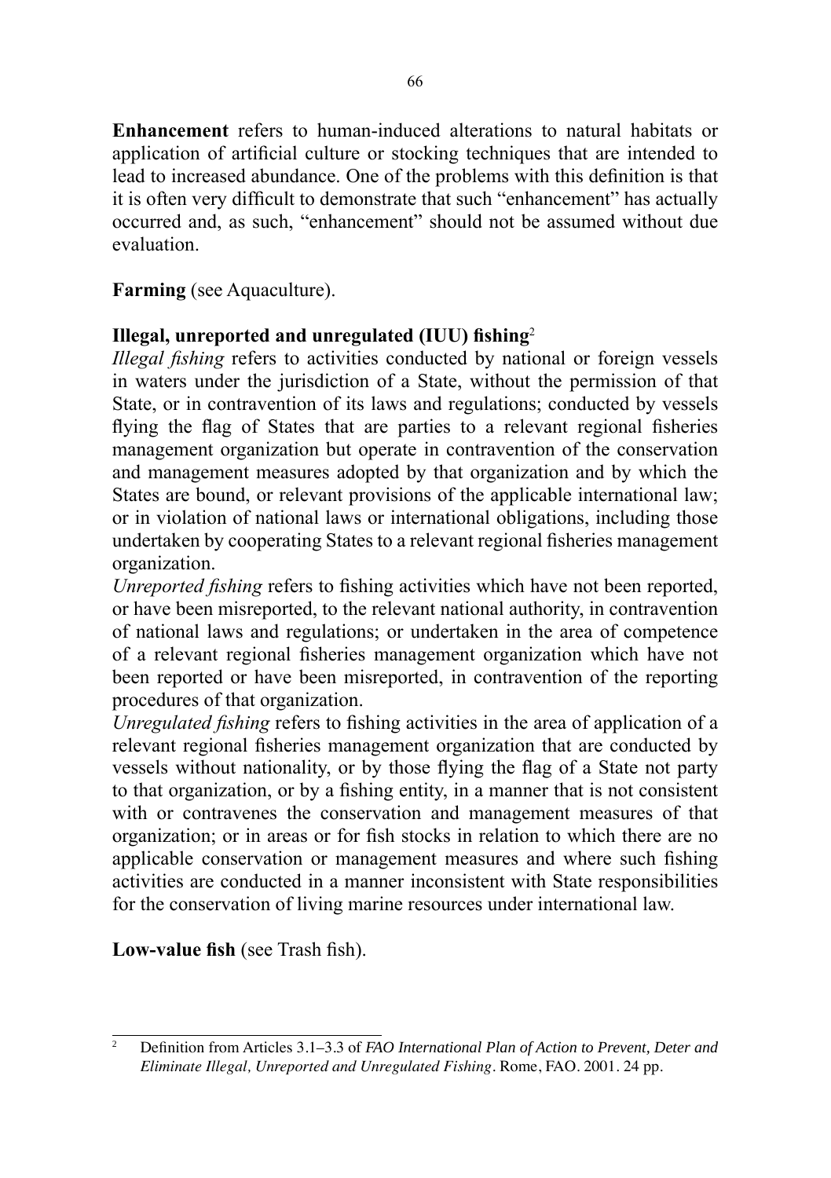**Enhancement** refers to human-induced alterations to natural habitats or application of artificial culture or stocking techniques that are intended to lead to increased abundance. One of the problems with this definition is that it is often very difficult to demonstrate that such "enhancement" has actually occurred and, as such, "enhancement" should not be assumed without due evaluation.

**Farming** (see Aquaculture).

**Illegal, unreported and unregulated (IUU) fishing**[2]

*Illegal fishing* refers to activities conducted by national or foreign vessels in waters under the jurisdiction of a State, without the permission of that State, or in contravention of its laws and regulations; conducted by vessels flying the flag of States that are parties to a relevant regional fisheries management organization but operate in contravention of the conservation and management measures adopted by that organization and by which the States are bound, or relevant provisions of the applicable international law; or in violation of national laws or international obligations, including those undertaken by cooperating States to a relevant regional fisheries management organization.

*Unreported fishing* refers to fishing activities which have not been reported, or have been misreported, to the relevant national authority, in contravention of national laws and regulations; or undertaken in the area of competence of a relevant regional fisheries management organization which have not been reported or have been misreported, in contravention of the reporting procedures of that organization.

*Unregulated fishing* refers to fishing activities in the area of application of a relevant regional fisheries management organization that are conducted by vessels without nationality, or by those flying the flag of a State not party to that organization, or by a fishing entity, in a manner that is not consistent with or contravenes the conservation and management measures of that organization; or in areas or for fish stocks in relation to which there are no applicable conservation or management measures and where such fishing activities are conducted in a manner inconsistent with State responsibilities for the conservation of living marine resources under international law.

**Low-value fish** (see Trash fish).

---

[2] Definition from Articles 3.1–3.3 of *FAO International Plan of Action to Prevent, Deter and Eliminate Illegal, Unreported and Unregulated Fishing*. Rome, FAO. 2001. 24 pp.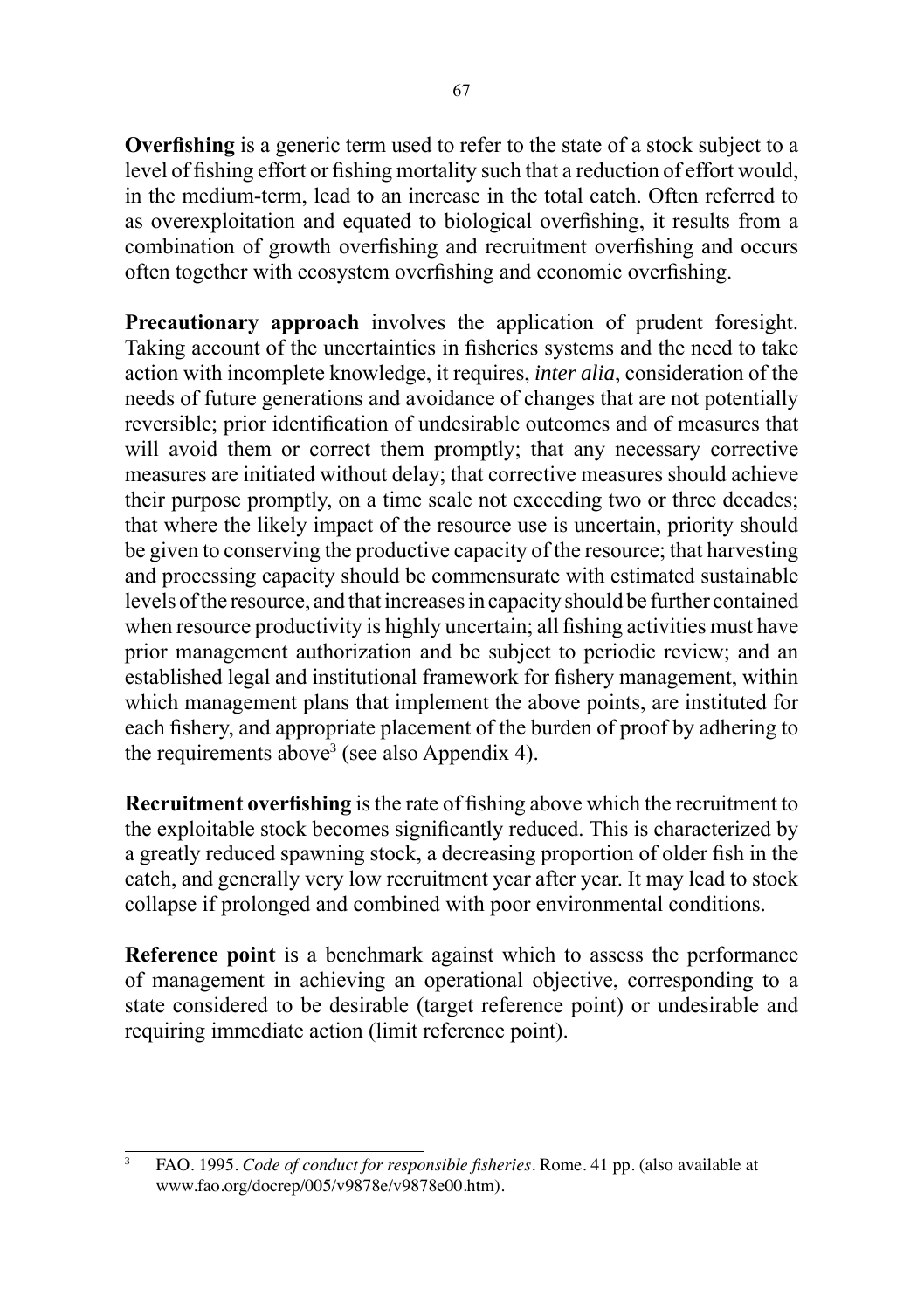**Overfishing** is a generic term used to refer to the state of a stock subject to a level of fishing effort or fishing mortality such that a reduction of effort would, in the medium-term, lead to an increase in the total catch. Often referred to as overexploitation and equated to biological overfishing, it results from a combination of growth overfishing and recruitment overfishing and occurs often together with ecosystem overfishing and economic overfishing.

**Precautionary approach** involves the application of prudent foresight. Taking account of the uncertainties in fisheries systems and the need to take action with incomplete knowledge, it requires, *inter alia*, consideration of the needs of future generations and avoidance of changes that are not potentially reversible; prior identification of undesirable outcomes and of measures that will avoid them or correct them promptly; that any necessary corrective measures are initiated without delay; that corrective measures should achieve their purpose promptly, on a time scale not exceeding two or three decades; that where the likely impact of the resource use is uncertain, priority should be given to conserving the productive capacity of the resource; that harvesting and processing capacity should be commensurate with estimated sustainable levels of the resource, and that increases in capacity should be further contained when resource productivity is highly uncertain; all fishing activities must have prior management authorization and be subject to periodic review; and an established legal and institutional framework for fishery management, within which management plans that implement the above points, are instituted for each fishery, and appropriate placement of the burden of proof by adhering to the requirements above[3] (see also Appendix 4).

**Recruitment overfishing** is the rate of fishing above which the recruitment to the exploitable stock becomes significantly reduced. This is characterized by a greatly reduced spawning stock, a decreasing proportion of older fish in the catch, and generally very low recruitment year after year. It may lead to stock collapse if prolonged and combined with poor environmental conditions.

**Reference point** is a benchmark against which to assess the performance of management in achieving an operational objective, corresponding to a state considered to be desirable (target reference point) or undesirable and requiring immediate action (limit reference point).

---

[3] FAO. 1995. *Code of conduct for responsible fisheries*. Rome. 41 pp. (also available at www.fao.org/docrep/005/v9878e/v9878e00.htm).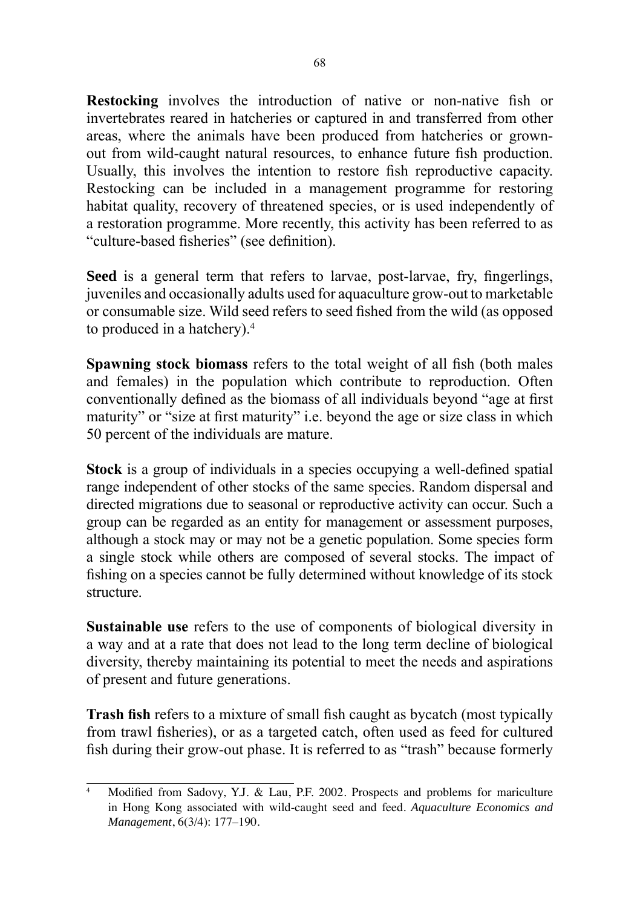**Restocking** involves the introduction of native or non-native fish or invertebrates reared in hatcheries or captured in and transferred from other areas, where the animals have been produced from hatcheries or grown-out from wild-caught natural resources, to enhance future fish production. Usually, this involves the intention to restore fish reproductive capacity. Restocking can be included in a management programme for restoring habitat quality, recovery of threatened species, or is used independently of a restoration programme. More recently, this activity has been referred to as "culture-based fisheries" (see definition).

**Seed** is a general term that refers to larvae, post-larvae, fry, fingerlings, juveniles and occasionally adults used for aquaculture grow-out to marketable or consumable size. Wild seed refers to seed fished from the wild (as opposed to produced in a hatchery).[4]

**Spawning stock biomass** refers to the total weight of all fish (both males and females) in the population which contribute to reproduction. Often conventionally defined as the biomass of all individuals beyond "age at first maturity" or "size at first maturity" i.e. beyond the age or size class in which 50 percent of the individuals are mature.

**Stock** is a group of individuals in a species occupying a well-defined spatial range independent of other stocks of the same species. Random dispersal and directed migrations due to seasonal or reproductive activity can occur. Such a group can be regarded as an entity for management or assessment purposes, although a stock may or may not be a genetic population. Some species form a single stock while others are composed of several stocks. The impact of fishing on a species cannot be fully determined without knowledge of its stock structure.

**Sustainable use** refers to the use of components of biological diversity in a way and at a rate that does not lead to the long term decline of biological diversity, thereby maintaining its potential to meet the needs and aspirations of present and future generations.

**Trash fish** refers to a mixture of small fish caught as bycatch (most typically from trawl fisheries), or as a targeted catch, often used as feed for cultured fish during their grow-out phase. It is referred to as "trash" because formerly

---

[4] Modified from Sadovy, Y.J. & Lau, P.F. 2002. Prospects and problems for mariculture in Hong Kong associated with wild-caught seed and feed. *Aquaculture Economics and Management*, 6(3/4): 177–190.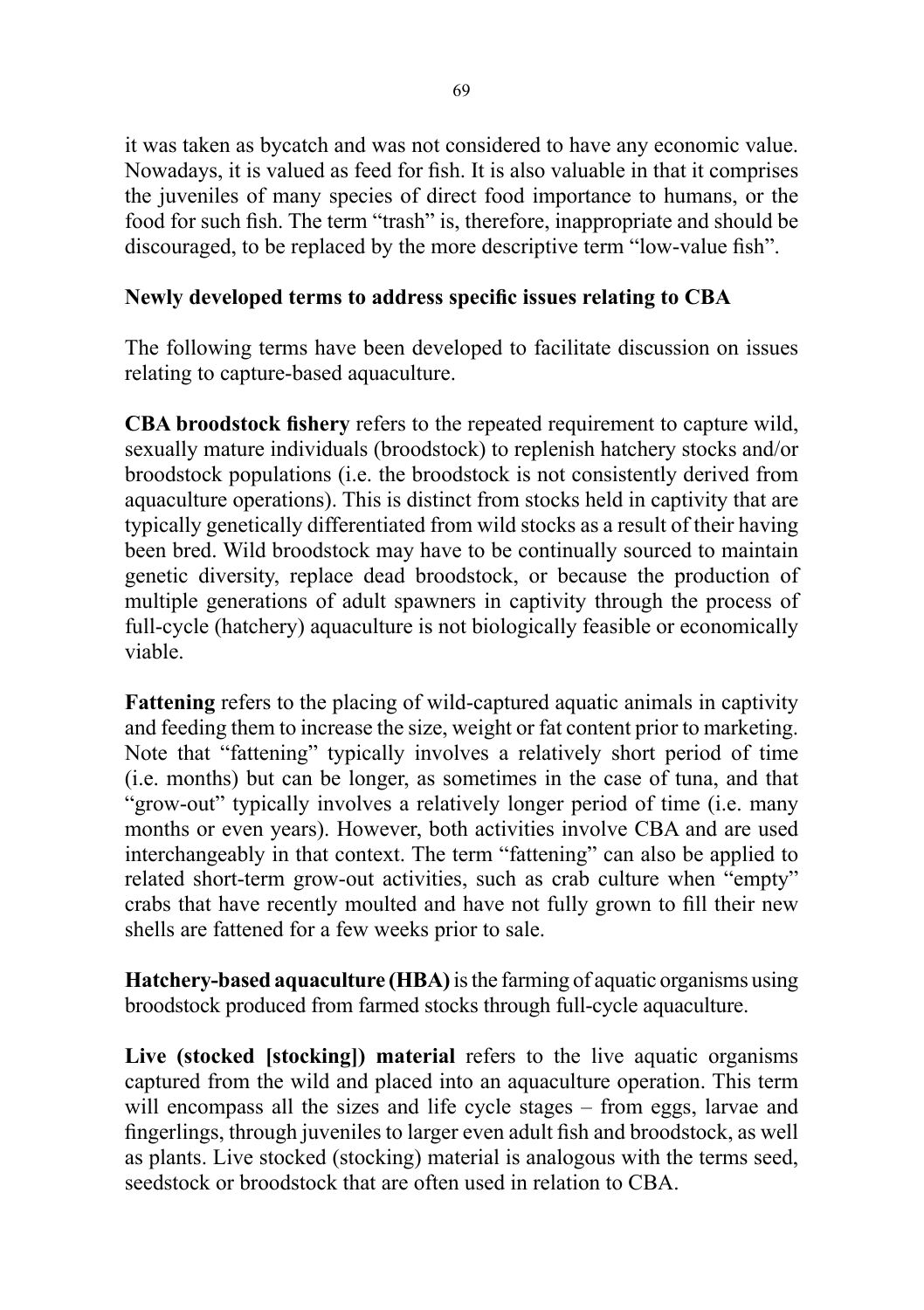it was taken as bycatch and was not considered to have any economic value. Nowadays, it is valued as feed for fish. It is also valuable in that it comprises the juveniles of many species of direct food importance to humans, or the food for such fish. The term "trash" is, therefore, inappropriate and should be discouraged, to be replaced by the more descriptive term "low-value fish".

**Newly developed terms to address specific issues relating to CBA**

The following terms have been developed to facilitate discussion on issues relating to capture-based aquaculture.

**CBA broodstock fishery** refers to the repeated requirement to capture wild, sexually mature individuals (broodstock) to replenish hatchery stocks and/or broodstock populations (i.e. the broodstock is not consistently derived from aquaculture operations). This is distinct from stocks held in captivity that are typically genetically differentiated from wild stocks as a result of their having been bred. Wild broodstock may have to be continually sourced to maintain genetic diversity, replace dead broodstock, or because the production of multiple generations of adult spawners in captivity through the process of full-cycle (hatchery) aquaculture is not biologically feasible or economically viable.

**Fattening** refers to the placing of wild-captured aquatic animals in captivity and feeding them to increase the size, weight or fat content prior to marketing. Note that "fattening" typically involves a relatively short period of time (i.e. months) but can be longer, as sometimes in the case of tuna, and that "grow-out" typically involves a relatively longer period of time (i.e. many months or even years). However, both activities involve CBA and are used interchangeably in that context. The term "fattening" can also be applied to related short-term grow-out activities, such as crab culture when "empty" crabs that have recently moulted and have not fully grown to fill their new shells are fattened for a few weeks prior to sale.

**Hatchery-based aquaculture (HBA)** is the farming of aquatic organisms using broodstock produced from farmed stocks through full-cycle aquaculture.

**Live (stocked [stocking]) material** refers to the live aquatic organisms captured from the wild and placed into an aquaculture operation. This term will encompass all the sizes and life cycle stages – from eggs, larvae and fingerlings, through juveniles to larger even adult fish and broodstock, as well as plants. Live stocked (stocking) material is analogous with the terms seed, seedstock or broodstock that are often used in relation to CBA.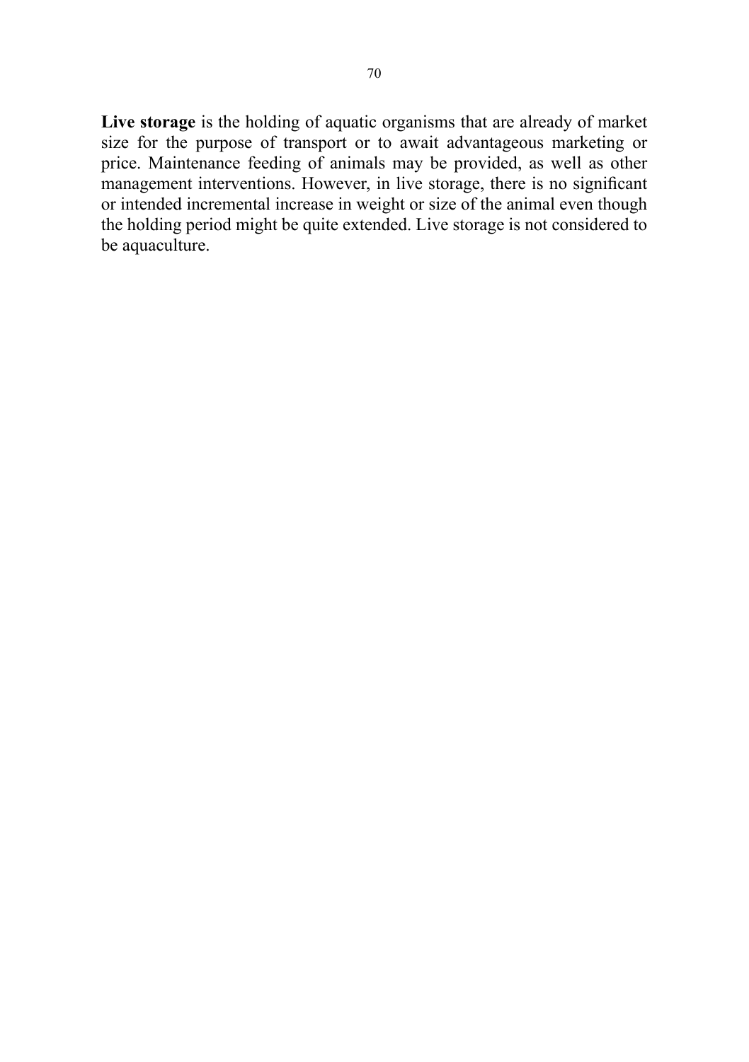**Live storage** is the holding of aquatic organisms that are already of market size for the purpose of transport or to await advantageous marketing or price. Maintenance feeding of animals may be provided, as well as other management interventions. However, in live storage, there is no significant or intended incremental increase in weight or size of the animal even though the holding period might be quite extended. Live storage is not considered to be aquaculture.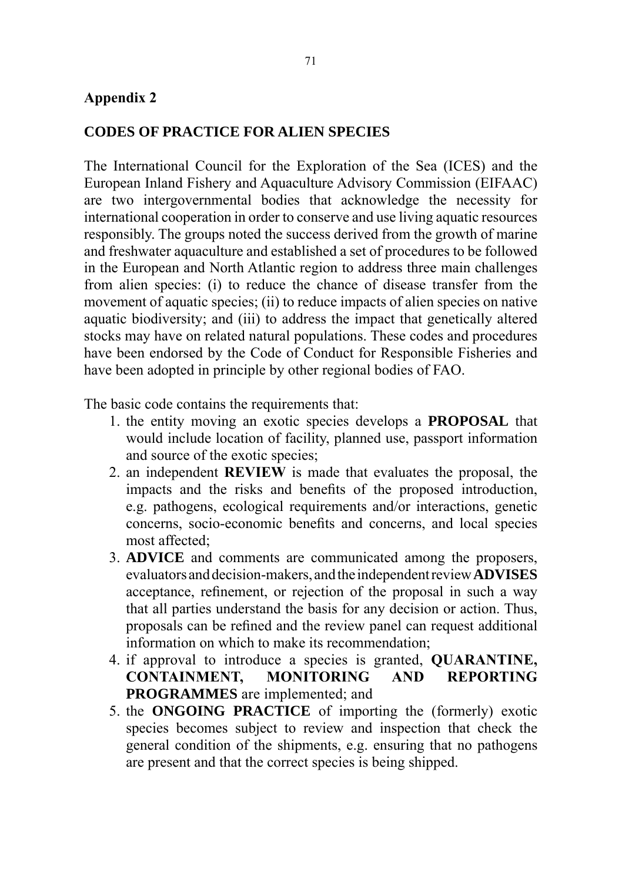## Appendix 2

## CODES OF PRACTICE FOR ALIEN SPECIES

The International Council for the Exploration of the Sea (ICES) and the European Inland Fishery and Aquaculture Advisory Commission (EIFAAC) are two intergovernmental bodies that acknowledge the necessity for international cooperation in order to conserve and use living aquatic resources responsibly. The groups noted the success derived from the growth of marine and freshwater aquaculture and established a set of procedures to be followed in the European and North Atlantic region to address three main challenges from alien species: (i) to reduce the chance of disease transfer from the movement of aquatic species; (ii) to reduce impacts of alien species on native aquatic biodiversity; and (iii) to address the impact that genetically altered stocks may have on related natural populations. These codes and procedures have been endorsed by the Code of Conduct for Responsible Fisheries and have been adopted in principle by other regional bodies of FAO.

The basic code contains the requirements that:

1. the entity moving an exotic species develops a **PROPOSAL** that would include location of facility, planned use, passport information and source of the exotic species;
2. an independent **REVIEW** is made that evaluates the proposal, the impacts and the risks and benefits of the proposed introduction, e.g. pathogens, ecological requirements and/or interactions, genetic concerns, socio-economic benefits and concerns, and local species most affected;
3. **ADVICE** and comments are communicated among the proposers, evaluators and decision-makers, and the independent review **ADVISES** acceptance, refinement, or rejection of the proposal in such a way that all parties understand the basis for any decision or action. Thus, proposals can be refined and the review panel can request additional information on which to make its recommendation;
4. if approval to introduce a species is granted, **QUARANTINE, CONTAINMENT, MONITORING AND REPORTING PROGRAMMES** are implemented; and
5. the **ONGOING PRACTICE** of importing the (formerly) exotic species becomes subject to review and inspection that check the general condition of the shipments, e.g. ensuring that no pathogens are present and that the correct species is being shipped.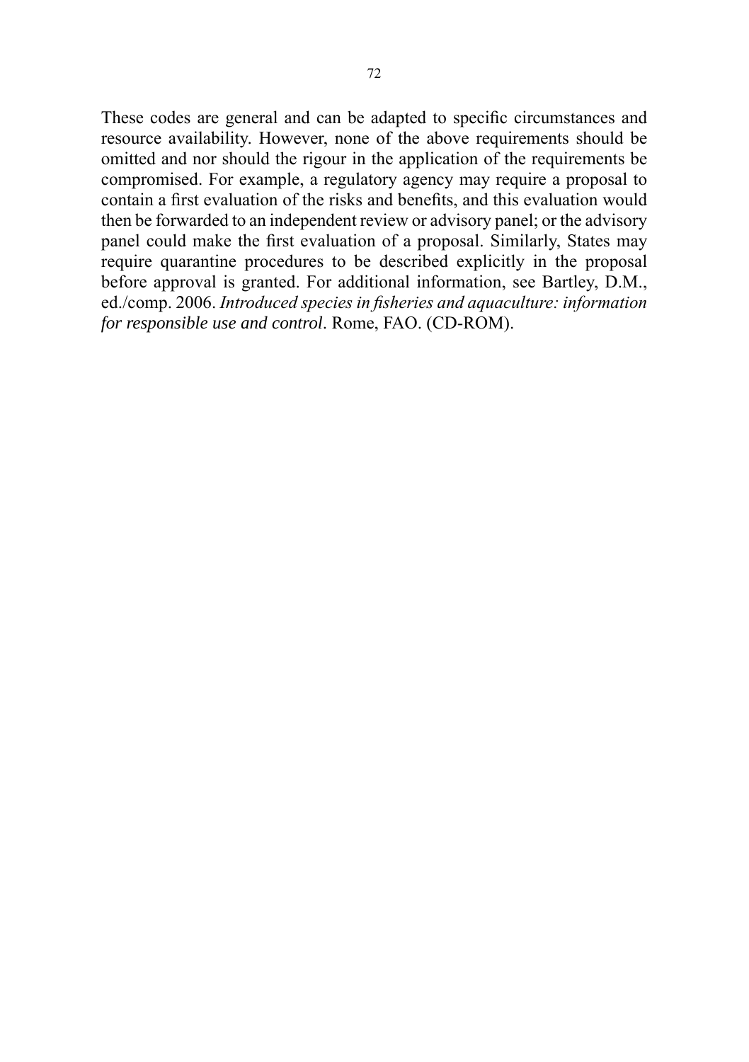These codes are general and can be adapted to specific circumstances and resource availability. However, none of the above requirements should be omitted and nor should the rigour in the application of the requirements be compromised. For example, a regulatory agency may require a proposal to contain a first evaluation of the risks and benefits, and this evaluation would then be forwarded to an independent review or advisory panel; or the advisory panel could make the first evaluation of a proposal. Similarly, States may require quarantine procedures to be described explicitly in the proposal before approval is granted. For additional information, see Bartley, D.M., ed./comp. 2006. *Introduced species in fisheries and aquaculture: information for responsible use and control*. Rome, FAO. (CD-ROM).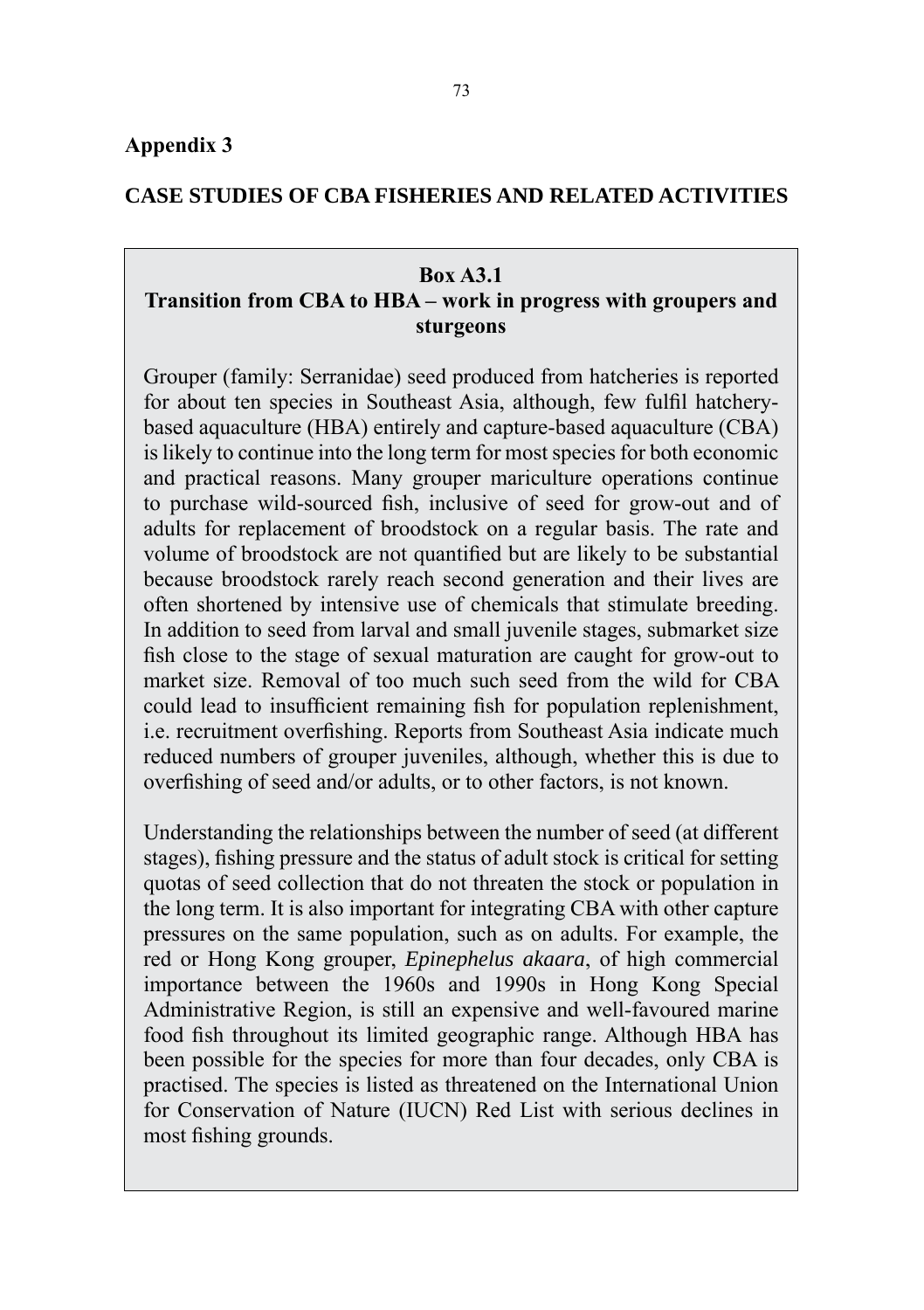## Appendix 3

## CASE STUDIES OF CBA FISHERIES AND RELATED ACTIVITIES

### Box A3.1
### Transition from CBA to HBA – work in progress with groupers and sturgeons

Grouper (family: Serranidae) seed produced from hatcheries is reported for about ten species in Southeast Asia, although, few fulfil hatchery-based aquaculture (HBA) entirely and capture-based aquaculture (CBA) is likely to continue into the long term for most species for both economic and practical reasons. Many grouper mariculture operations continue to purchase wild-sourced fish, inclusive of seed for grow-out and of adults for replacement of broodstock on a regular basis. The rate and volume of broodstock are not quantified but are likely to be substantial because broodstock rarely reach second generation and their lives are often shortened by intensive use of chemicals that stimulate breeding. In addition to seed from larval and small juvenile stages, submarket size fish close to the stage of sexual maturation are caught for grow-out to market size. Removal of too much such seed from the wild for CBA could lead to insufficient remaining fish for population replenishment, i.e. recruitment overfishing. Reports from Southeast Asia indicate much reduced numbers of grouper juveniles, although, whether this is due to overfishing of seed and/or adults, or to other factors, is not known.

Understanding the relationships between the number of seed (at different stages), fishing pressure and the status of adult stock is critical for setting quotas of seed collection that do not threaten the stock or population in the long term. It is also important for integrating CBA with other capture pressures on the same population, such as on adults. For example, the red or Hong Kong grouper, *Epinephelus akaara*, of high commercial importance between the 1960s and 1990s in Hong Kong Special Administrative Region, is still an expensive and well-favoured marine food fish throughout its limited geographic range. Although HBA has been possible for the species for more than four decades, only CBA is practised. The species is listed as threatened on the International Union for Conservation of Nature (IUCN) Red List with serious declines in most fishing grounds.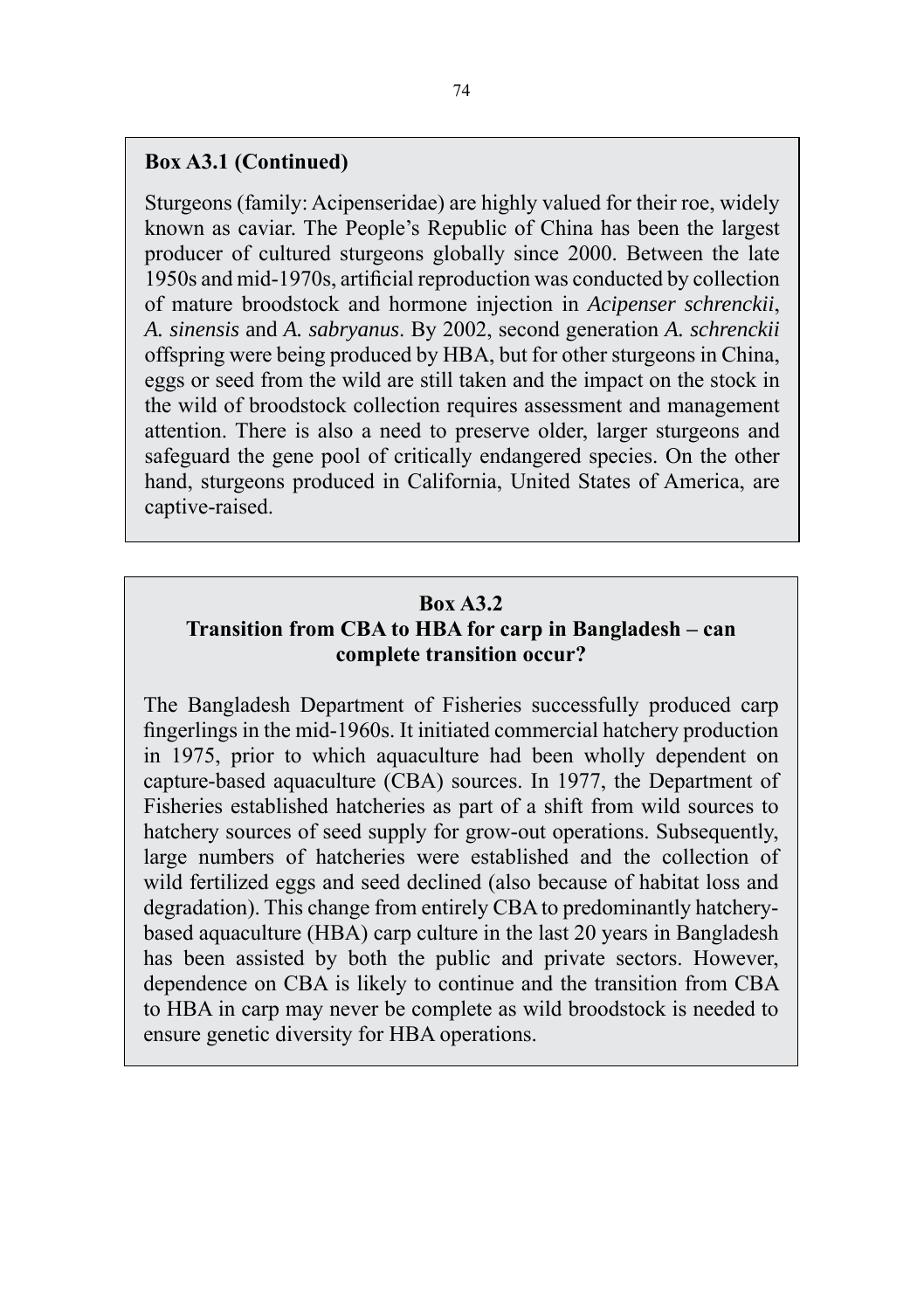**Box A3.1 (Continued)**

Sturgeons (family: Acipenseridae) are highly valued for their roe, widely known as caviar. The People's Republic of China has been the largest producer of cultured sturgeons globally since 2000. Between the late 1950s and mid-1970s, artificial reproduction was conducted by collection of mature broodstock and hormone injection in *Acipenser schrenckii*, *A. sinensis* and *A. sabryanus*. By 2002, second generation *A. schrenckii* offspring were being produced by HBA, but for other sturgeons in China, eggs or seed from the wild are still taken and the impact on the stock in the wild of broodstock collection requires assessment and management attention. There is also a need to preserve older, larger sturgeons and safeguard the gene pool of critically endangered species. On the other hand, sturgeons produced in California, United States of America, are captive-raised.

**Box A3.2**
**Transition from CBA to HBA for carp in Bangladesh – can complete transition occur?**

The Bangladesh Department of Fisheries successfully produced carp fingerlings in the mid-1960s. It initiated commercial hatchery production in 1975, prior to which aquaculture had been wholly dependent on capture-based aquaculture (CBA) sources. In 1977, the Department of Fisheries established hatcheries as part of a shift from wild sources to hatchery sources of seed supply for grow-out operations. Subsequently, large numbers of hatcheries were established and the collection of wild fertilized eggs and seed declined (also because of habitat loss and degradation). This change from entirely CBA to predominantly hatchery-based aquaculture (HBA) carp culture in the last 20 years in Bangladesh has been assisted by both the public and private sectors. However, dependence on CBA is likely to continue and the transition from CBA to HBA in carp may never be complete as wild broodstock is needed to ensure genetic diversity for HBA operations.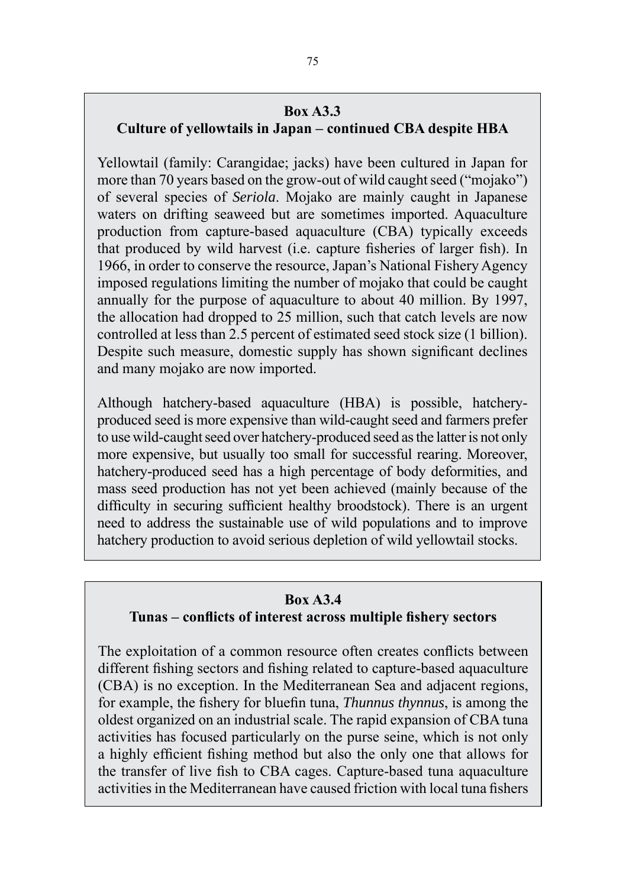## Box A3.3
### Culture of yellowtails in Japan – continued CBA despite HBA

Yellowtail (family: Carangidae; jacks) have been cultured in Japan for more than 70 years based on the grow-out of wild caught seed ("mojako") of several species of *Seriola*. Mojako are mainly caught in Japanese waters on drifting seaweed but are sometimes imported. Aquaculture production from capture-based aquaculture (CBA) typically exceeds that produced by wild harvest (i.e. capture fisheries of larger fish). In 1966, in order to conserve the resource, Japan's National Fishery Agency imposed regulations limiting the number of mojako that could be caught annually for the purpose of aquaculture to about 40 million. By 1997, the allocation had dropped to 25 million, such that catch levels are now controlled at less than 2.5 percent of estimated seed stock size (1 billion). Despite such measure, domestic supply has shown significant declines and many mojako are now imported.

Although hatchery-based aquaculture (HBA) is possible, hatchery-produced seed is more expensive than wild-caught seed and farmers prefer to use wild-caught seed over hatchery-produced seed as the latter is not only more expensive, but usually too small for successful rearing. Moreover, hatchery-produced seed has a high percentage of body deformities, and mass seed production has not yet been achieved (mainly because of the difficulty in securing sufficient healthy broodstock). There is an urgent need to address the sustainable use of wild populations and to improve hatchery production to avoid serious depletion of wild yellowtail stocks.

## Box A3.4
### Tunas – conflicts of interest across multiple fishery sectors

The exploitation of a common resource often creates conflicts between different fishing sectors and fishing related to capture-based aquaculture (CBA) is no exception. In the Mediterranean Sea and adjacent regions, for example, the fishery for bluefin tuna, *Thunnus thynnus*, is among the oldest organized on an industrial scale. The rapid expansion of CBA tuna activities has focused particularly on the purse seine, which is not only a highly efficient fishing method but also the only one that allows for the transfer of live fish to CBA cages. Capture-based tuna aquaculture activities in the Mediterranean have caused friction with local tuna fishers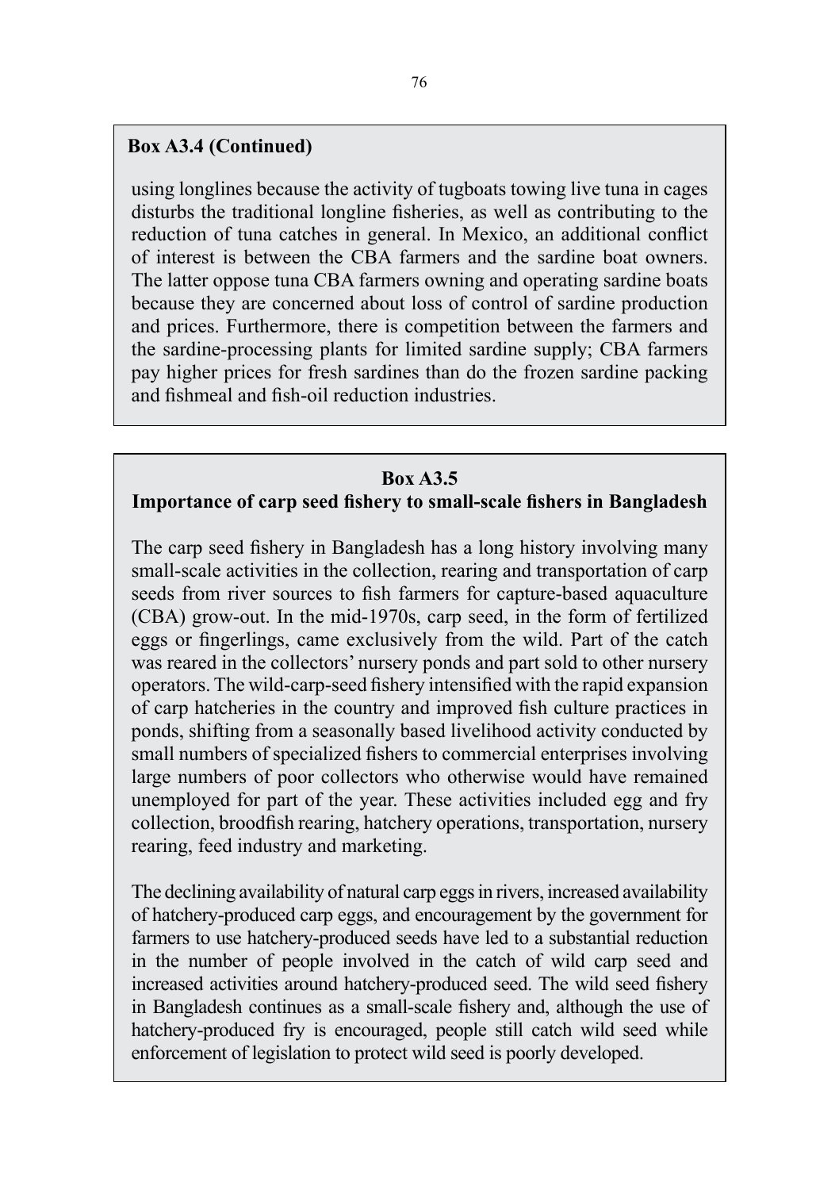**Box A3.4 (Continued)**

using longlines because the activity of tugboats towing live tuna in cages disturbs the traditional longline fisheries, as well as contributing to the reduction of tuna catches in general. In Mexico, an additional conflict of interest is between the CBA farmers and the sardine boat owners. The latter oppose tuna CBA farmers owning and operating sardine boats because they are concerned about loss of control of sardine production and prices. Furthermore, there is competition between the farmers and the sardine-processing plants for limited sardine supply; CBA farmers pay higher prices for fresh sardines than do the frozen sardine packing and fishmeal and fish-oil reduction industries.

**Box A3.5**

**Importance of carp seed fishery to small-scale fishers in Bangladesh**

The carp seed fishery in Bangladesh has a long history involving many small-scale activities in the collection, rearing and transportation of carp seeds from river sources to fish farmers for capture-based aquaculture (CBA) grow-out. In the mid-1970s, carp seed, in the form of fertilized eggs or fingerlings, came exclusively from the wild. Part of the catch was reared in the collectors' nursery ponds and part sold to other nursery operators. The wild-carp-seed fishery intensified with the rapid expansion of carp hatcheries in the country and improved fish culture practices in ponds, shifting from a seasonally based livelihood activity conducted by small numbers of specialized fishers to commercial enterprises involving large numbers of poor collectors who otherwise would have remained unemployed for part of the year. These activities included egg and fry collection, broodfish rearing, hatchery operations, transportation, nursery rearing, feed industry and marketing.

The declining availability of natural carp eggs in rivers, increased availability of hatchery-produced carp eggs, and encouragement by the government for farmers to use hatchery-produced seeds have led to a substantial reduction in the number of people involved in the catch of wild carp seed and increased activities around hatchery-produced seed. The wild seed fishery in Bangladesh continues as a small-scale fishery and, although the use of hatchery-produced fry is encouraged, people still catch wild seed while enforcement of legislation to protect wild seed is poorly developed.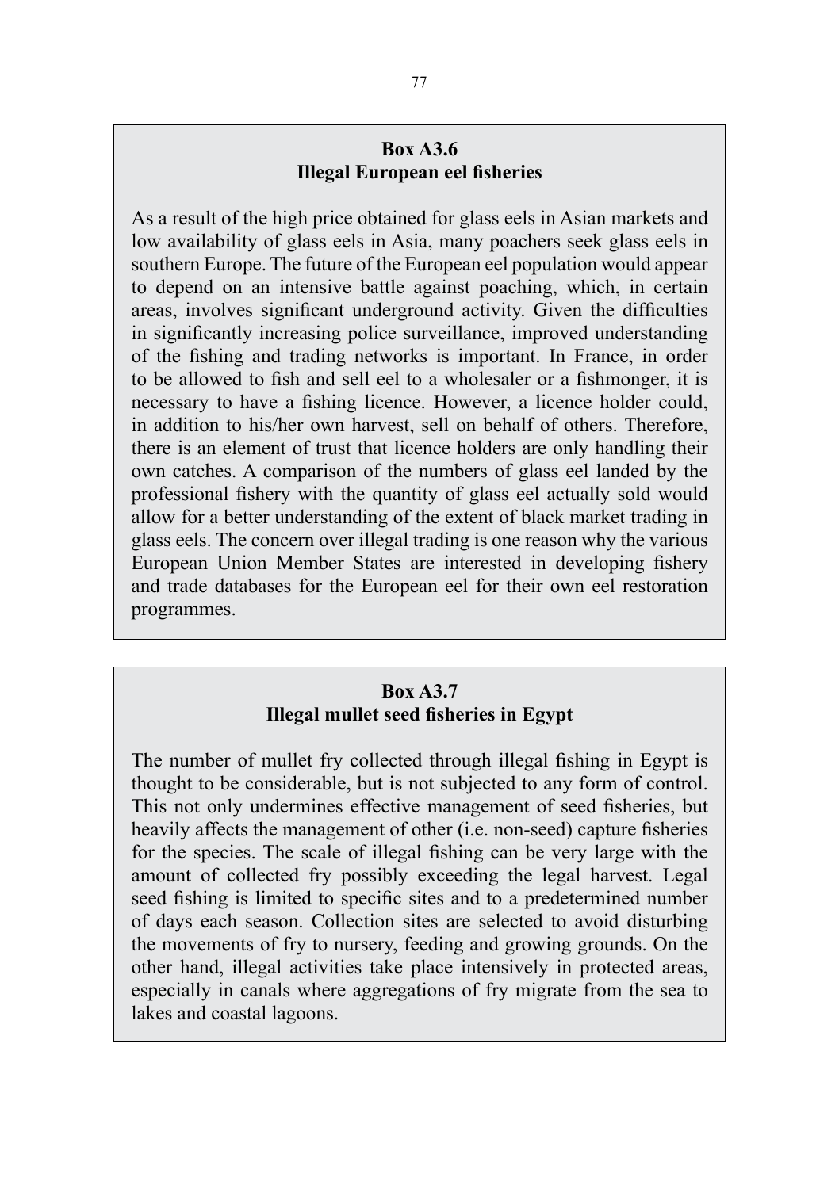**Box A3.6**
**Illegal European eel fisheries**

As a result of the high price obtained for glass eels in Asian markets and low availability of glass eels in Asia, many poachers seek glass eels in southern Europe. The future of the European eel population would appear to depend on an intensive battle against poaching, which, in certain areas, involves significant underground activity. Given the difficulties in significantly increasing police surveillance, improved understanding of the fishing and trading networks is important. In France, in order to be allowed to fish and sell eel to a wholesaler or a fishmonger, it is necessary to have a fishing licence. However, a licence holder could, in addition to his/her own harvest, sell on behalf of others. Therefore, there is an element of trust that licence holders are only handling their own catches. A comparison of the numbers of glass eel landed by the professional fishery with the quantity of glass eel actually sold would allow for a better understanding of the extent of black market trading in glass eels. The concern over illegal trading is one reason why the various European Union Member States are interested in developing fishery and trade databases for the European eel for their own eel restoration programmes.

**Box A3.7**
**Illegal mullet seed fisheries in Egypt**

The number of mullet fry collected through illegal fishing in Egypt is thought to be considerable, but is not subjected to any form of control. This not only undermines effective management of seed fisheries, but heavily affects the management of other (i.e. non-seed) capture fisheries for the species. The scale of illegal fishing can be very large with the amount of collected fry possibly exceeding the legal harvest. Legal seed fishing is limited to specific sites and to a predetermined number of days each season. Collection sites are selected to avoid disturbing the movements of fry to nursery, feeding and growing grounds. On the other hand, illegal activities take place intensively in protected areas, especially in canals where aggregations of fry migrate from the sea to lakes and coastal lagoons.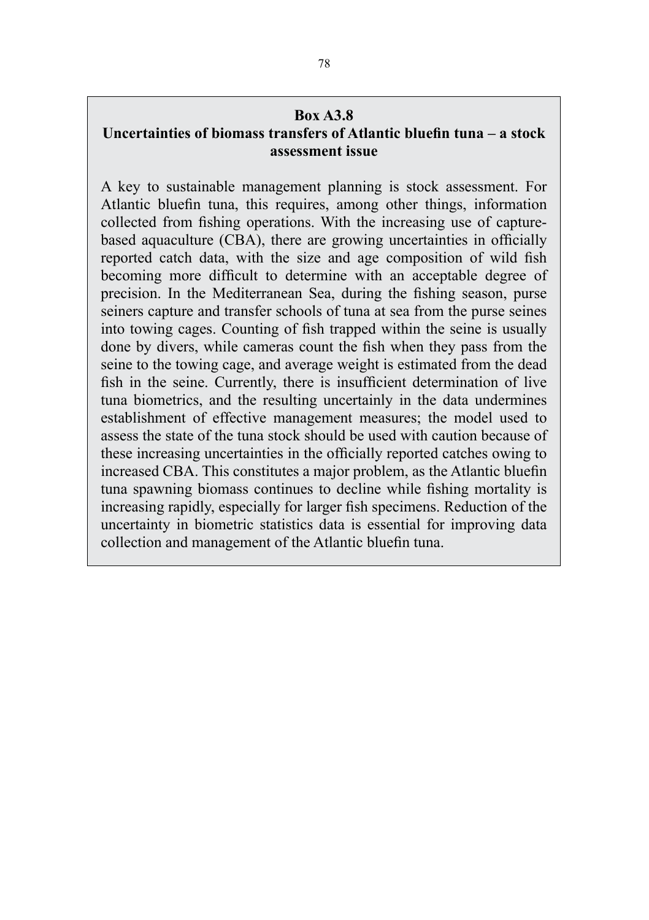**Box A3.8**

**Uncertainties of biomass transfers of Atlantic bluefin tuna – a stock assessment issue**

A key to sustainable management planning is stock assessment. For Atlantic bluefin tuna, this requires, among other things, information collected from fishing operations. With the increasing use of capture-based aquaculture (CBA), there are growing uncertainties in officially reported catch data, with the size and age composition of wild fish becoming more difficult to determine with an acceptable degree of precision. In the Mediterranean Sea, during the fishing season, purse seiners capture and transfer schools of tuna at sea from the purse seines into towing cages. Counting of fish trapped within the seine is usually done by divers, while cameras count the fish when they pass from the seine to the towing cage, and average weight is estimated from the dead fish in the seine. Currently, there is insufficient determination of live tuna biometrics, and the resulting uncertainly in the data undermines establishment of effective management measures; the model used to assess the state of the tuna stock should be used with caution because of these increasing uncertainties in the officially reported catches owing to increased CBA. This constitutes a major problem, as the Atlantic bluefin tuna spawning biomass continues to decline while fishing mortality is increasing rapidly, especially for larger fish specimens. Reduction of the uncertainty in biometric statistics data is essential for improving data collection and management of the Atlantic bluefin tuna.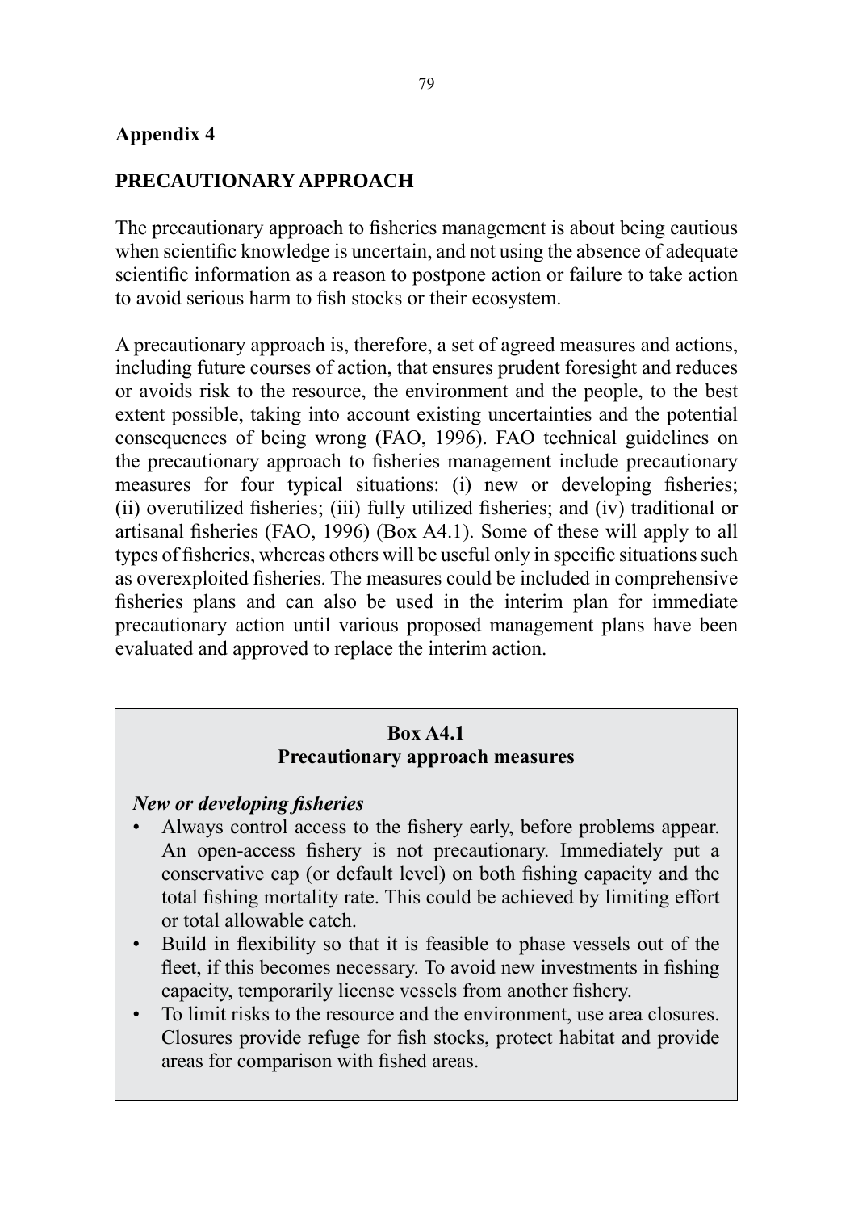# Appendix 4

## PRECAUTIONARY APPROACH

The precautionary approach to fisheries management is about being cautious when scientific knowledge is uncertain, and not using the absence of adequate scientific information as a reason to postpone action or failure to take action to avoid serious harm to fish stocks or their ecosystem.

A precautionary approach is, therefore, a set of agreed measures and actions, including future courses of action, that ensures prudent foresight and reduces or avoids risk to the resource, the environment and the people, to the best extent possible, taking into account existing uncertainties and the potential consequences of being wrong (FAO, 1996). FAO technical guidelines on the precautionary approach to fisheries management include precautionary measures for four typical situations: (i) new or developing fisheries; (ii) overutilized fisheries; (iii) fully utilized fisheries; and (iv) traditional or artisanal fisheries (FAO, 1996) (Box A4.1). Some of these will apply to all types of fisheries, whereas others will be useful only in specific situations such as overexploited fisheries. The measures could be included in comprehensive fisheries plans and can also be used in the interim plan for immediate precautionary action until various proposed management plans have been evaluated and approved to replace the interim action.

**Box A4.1**
**Precautionary approach measures**

***New or developing fisheries***

- Always control access to the fishery early, before problems appear. An open-access fishery is not precautionary. Immediately put a conservative cap (or default level) on both fishing capacity and the total fishing mortality rate. This could be achieved by limiting effort or total allowable catch.
- Build in flexibility so that it is feasible to phase vessels out of the fleet, if this becomes necessary. To avoid new investments in fishing capacity, temporarily license vessels from another fishery.
- To limit risks to the resource and the environment, use area closures. Closures provide refuge for fish stocks, protect habitat and provide areas for comparison with fished areas.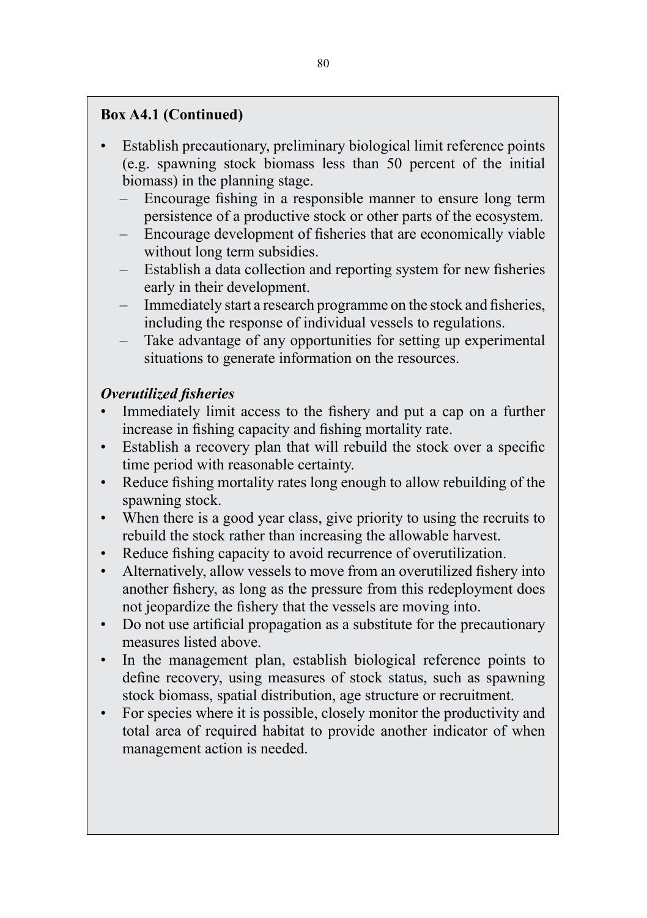**Box A4.1 (Continued)**

- Establish precautionary, preliminary biological limit reference points (e.g. spawning stock biomass less than 50 percent of the initial biomass) in the planning stage.
  - Encourage fishing in a responsible manner to ensure long term persistence of a productive stock or other parts of the ecosystem.
  - Encourage development of fisheries that are economically viable without long term subsidies.
  - Establish a data collection and reporting system for new fisheries early in their development.
  - Immediately start a research programme on the stock and fisheries, including the response of individual vessels to regulations.
  - Take advantage of any opportunities for setting up experimental situations to generate information on the resources.

***Overutilized fisheries***

- Immediately limit access to the fishery and put a cap on a further increase in fishing capacity and fishing mortality rate.
- Establish a recovery plan that will rebuild the stock over a specific time period with reasonable certainty.
- Reduce fishing mortality rates long enough to allow rebuilding of the spawning stock.
- When there is a good year class, give priority to using the recruits to rebuild the stock rather than increasing the allowable harvest.
- Reduce fishing capacity to avoid recurrence of overutilization.
- Alternatively, allow vessels to move from an overutilized fishery into another fishery, as long as the pressure from this redeployment does not jeopardize the fishery that the vessels are moving into.
- Do not use artificial propagation as a substitute for the precautionary measures listed above.
- In the management plan, establish biological reference points to define recovery, using measures of stock status, such as spawning stock biomass, spatial distribution, age structure or recruitment.
- For species where it is possible, closely monitor the productivity and total area of required habitat to provide another indicator of when management action is needed.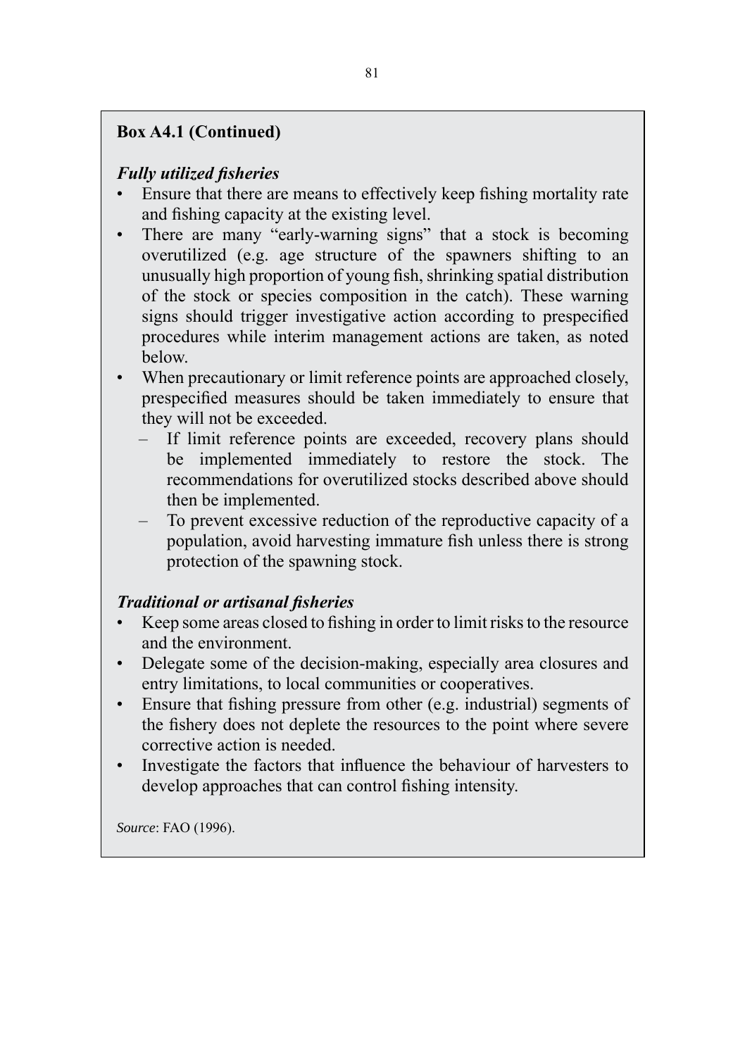**Box A4.1 (Continued)**

***Fully utilized fisheries***

- Ensure that there are means to effectively keep fishing mortality rate and fishing capacity at the existing level.
- There are many "early-warning signs" that a stock is becoming overutilized (e.g. age structure of the spawners shifting to an unusually high proportion of young fish, shrinking spatial distribution of the stock or species composition in the catch). These warning signs should trigger investigative action according to prespecified procedures while interim management actions are taken, as noted below.
- When precautionary or limit reference points are approached closely, prespecified measures should be taken immediately to ensure that they will not be exceeded.
  - If limit reference points are exceeded, recovery plans should be implemented immediately to restore the stock. The recommendations for overutilized stocks described above should then be implemented.
  - To prevent excessive reduction of the reproductive capacity of a population, avoid harvesting immature fish unless there is strong protection of the spawning stock.

***Traditional or artisanal fisheries***

- Keep some areas closed to fishing in order to limit risks to the resource and the environment.
- Delegate some of the decision-making, especially area closures and entry limitations, to local communities or cooperatives.
- Ensure that fishing pressure from other (e.g. industrial) segments of the fishery does not deplete the resources to the point where severe corrective action is needed.
- Investigate the factors that influence the behaviour of harvesters to develop approaches that can control fishing intensity.

*Source*: FAO (1996).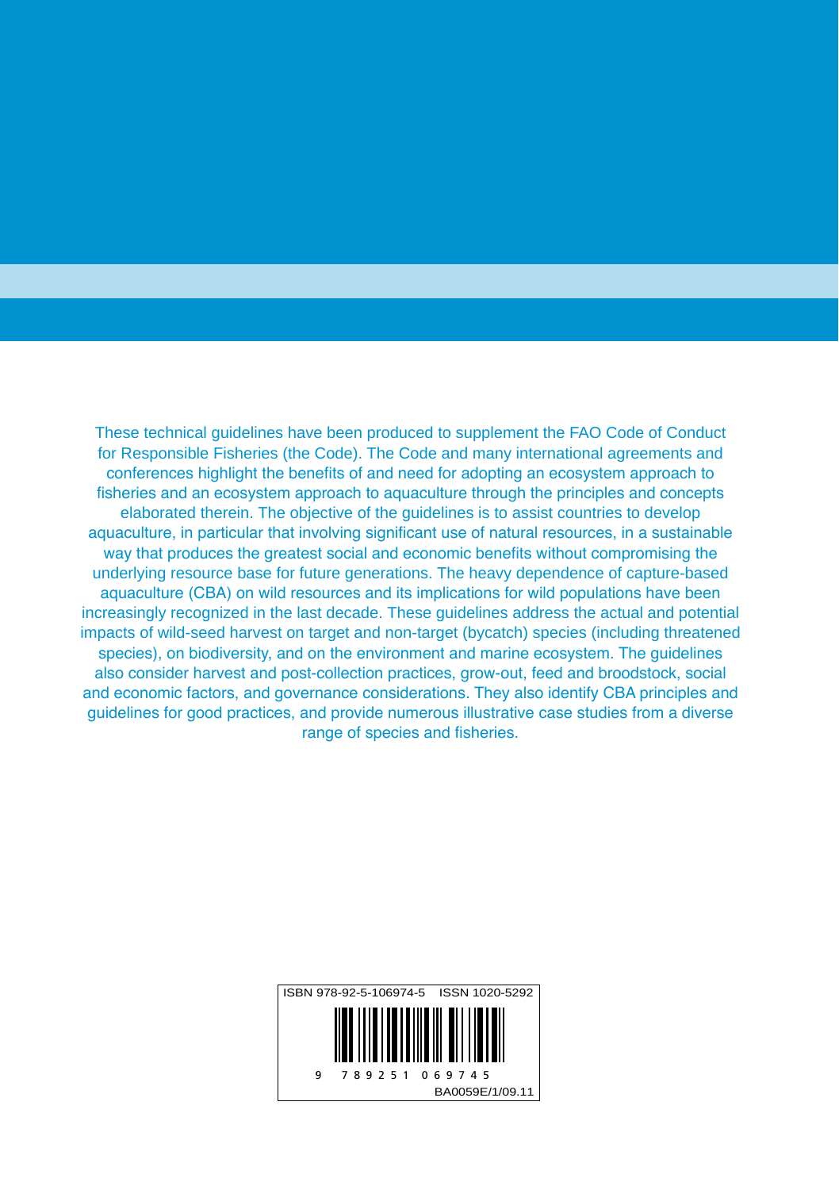These technical guidelines have been produced to supplement the FAO Code of Conduct for Responsible Fisheries (the Code). The Code and many international agreements and conferences highlight the benefits of and need for adopting an ecosystem approach to fisheries and an ecosystem approach to aquaculture through the principles and concepts elaborated therein. The objective of the guidelines is to assist countries to develop aquaculture, in particular that involving significant use of natural resources, in a sustainable way that produces the greatest social and economic benefits without compromising the underlying resource base for future generations. The heavy dependence of capture-based aquaculture (CBA) on wild resources and its implications for wild populations have been increasingly recognized in the last decade. These guidelines address the actual and potential impacts of wild-seed harvest on target and non-target (bycatch) species (including threatened species), on biodiversity, and on the environment and marine ecosystem. The guidelines also consider harvest and post-collection practices, grow-out, feed and broodstock, social and economic factors, and governance considerations. They also identify CBA principles and guidelines for good practices, and provide numerous illustrative case studies from a diverse range of species and fisheries.

ISBN 978-92-5-106974-5 ISSN 1020-5292

9 789251 069745

BA0059E/1/09.11